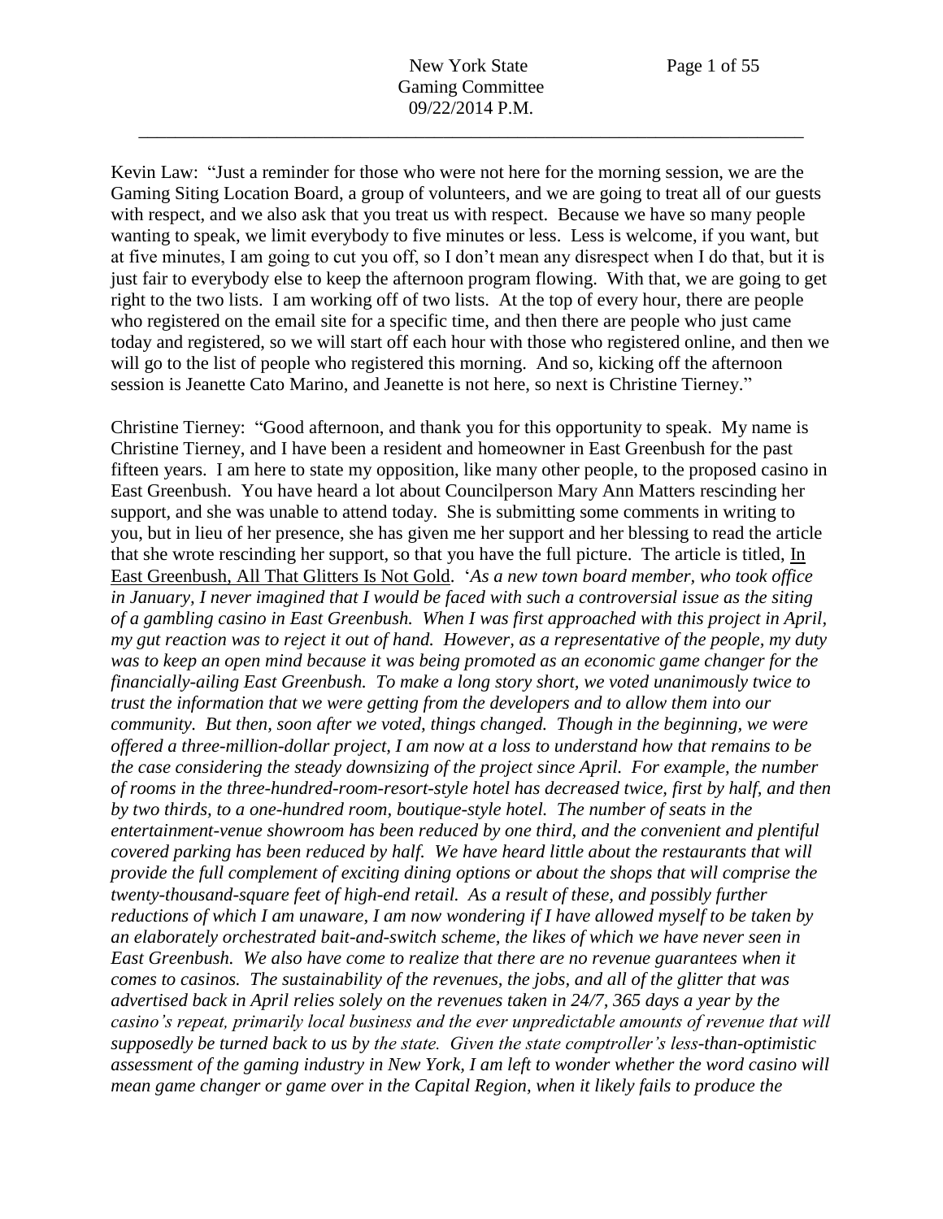Kevin Law: "Just a reminder for those who were not here for the morning session, we are the Gaming Siting Location Board, a group of volunteers, and we are going to treat all of our guests with respect, and we also ask that you treat us with respect. Because we have so many people wanting to speak, we limit everybody to five minutes or less. Less is welcome, if you want, but at five minutes, I am going to cut you off, so I don't mean any disrespect when I do that, but it is just fair to everybody else to keep the afternoon program flowing. With that, we are going to get right to the two lists. I am working off of two lists. At the top of every hour, there are people who registered on the email site for a specific time, and then there are people who just came today and registered, so we will start off each hour with those who registered online, and then we will go to the list of people who registered this morning. And so, kicking off the afternoon session is Jeanette Cato Marino, and Jeanette is not here, so next is Christine Tierney."

Christine Tierney: "Good afternoon, and thank you for this opportunity to speak. My name is Christine Tierney, and I have been a resident and homeowner in East Greenbush for the past fifteen years. I am here to state my opposition, like many other people, to the proposed casino in East Greenbush. You have heard a lot about Councilperson Mary Ann Matters rescinding her support, and she was unable to attend today. She is submitting some comments in writing to you, but in lieu of her presence, she has given me her support and her blessing to read the article that she wrote rescinding her support, so that you have the full picture. The article is titled, In East Greenbush, All That Glitters Is Not Gold. '*As a new town board member, who took office in January, I never imagined that I would be faced with such a controversial issue as the siting of a gambling casino in East Greenbush. When I was first approached with this project in April, my gut reaction was to reject it out of hand. However, as a representative of the people, my duty was to keep an open mind because it was being promoted as an economic game changer for the financially-ailing East Greenbush. To make a long story short, we voted unanimously twice to trust the information that we were getting from the developers and to allow them into our community. But then, soon after we voted, things changed. Though in the beginning, we were offered a three-million-dollar project, I am now at a loss to understand how that remains to be the case considering the steady downsizing of the project since April. For example, the number of rooms in the three-hundred-room-resort-style hotel has decreased twice, first by half, and then by two thirds, to a one-hundred room, boutique-style hotel. The number of seats in the entertainment-venue showroom has been reduced by one third, and the convenient and plentiful covered parking has been reduced by half. We have heard little about the restaurants that will provide the full complement of exciting dining options or about the shops that will comprise the twenty-thousand-square feet of high-end retail. As a result of these, and possibly further reductions of which I am unaware, I am now wondering if I have allowed myself to be taken by an elaborately orchestrated bait-and-switch scheme, the likes of which we have never seen in East Greenbush. We also have come to realize that there are no revenue guarantees when it comes to casinos. The sustainability of the revenues, the jobs, and all of the glitter that was advertised back in April relies solely on the revenues taken in 24/7, 365 days a year by the casino's repeat, primarily local business and the ever unpredictable amounts of revenue that will supposedly be turned back to us by the state. Given the state comptroller's less-than-optimistic assessment of the gaming industry in New York, I am left to wonder whether the word casino will mean game changer or game over in the Capital Region, when it likely fails to produce the*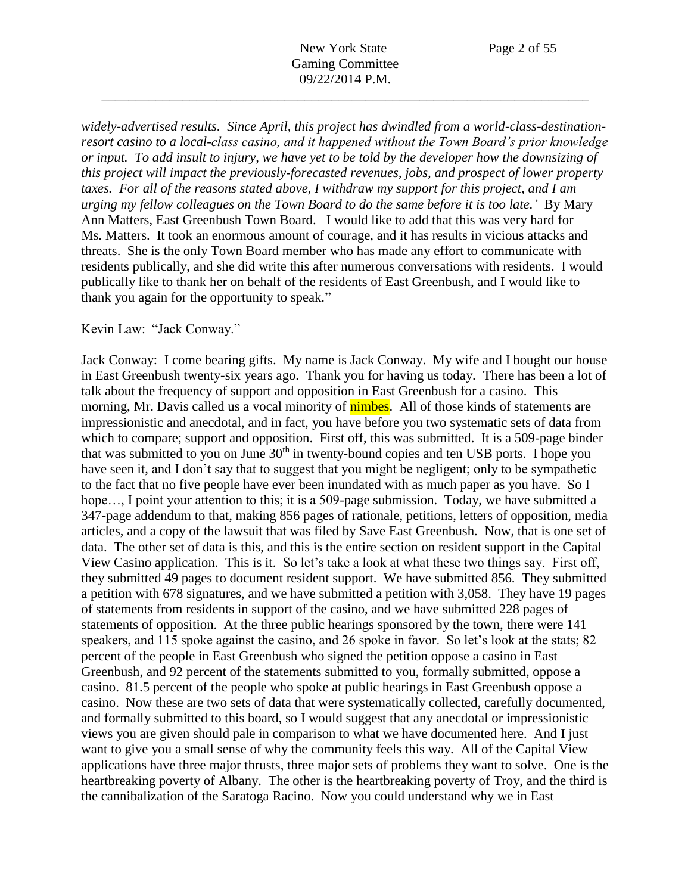*widely-advertised results. Since April, this project has dwindled from a world-class-destination-resort casino to a local-class casino, and it happened without the Town Board's prior knowledge or input. To add insult to injury, we have yet to be told by the developer how the downsizing of this project will impact the previously-forecasted revenues, jobs, and prospect of lower property taxes. For all of the reasons stated above, I withdraw my support for this project, and I am urging my fellow colleagues on the Town Board to do the same before it is too late.'* By Mary Ann Matters, East Greenbush Town Board. I would like to add that this was very hard for Ms. Matters. It took an enormous amount of courage, and it has results in vicious attacks and threats. She is the only Town Board member who has made any effort to communicate with residents publically, and she did write this after numerous conversations with residents. I would publically like to thank her on behalf of the residents of East Greenbush, and I would like to thank you again for the opportunity to speak."

Kevin Law: "Jack Conway."

Jack Conway: I come bearing gifts. My name is Jack Conway. My wife and I bought our house in East Greenbush twenty-six years ago. Thank you for having us today. There has been a lot of talk about the frequency of support and opposition in East Greenbush for a casino. This morning, Mr. Davis called us a vocal minority of nimbes. All of those kinds of statements are impressionistic and anecdotal, and in fact, you have before you two systematic sets of data from which to compare; support and opposition. First off, this was submitted. It is a 509-page binder that was submitted to you on June 30th in twenty-bound copies and ten USB ports. I hope you have seen it, and I don't say that to suggest that you might be negligent; only to be sympathetic to the fact that no five people have ever been inundated with as much paper as you have. So I hope…, I point your attention to this; it is a 509-page submission. Today, we have submitted a 347-page addendum to that, making 856 pages of rationale, petitions, letters of opposition, media articles, and a copy of the lawsuit that was filed by Save East Greenbush. Now, that is one set of data. The other set of data is this, and this is the entire section on resident support in the Capital View Casino application. This is it. So let's take a look at what these two things say. First off, they submitted 49 pages to document resident support. We have submitted 856. They submitted a petition with 678 signatures, and we have submitted a petition with 3,058. They have 19 pages of statements from residents in support of the casino, and we have submitted 228 pages of statements of opposition. At the three public hearings sponsored by the town, there were 141 speakers, and 115 spoke against the casino, and 26 spoke in favor. So let's look at the stats; 82 percent of the people in East Greenbush who signed the petition oppose a casino in East Greenbush, and 92 percent of the statements submitted to you, formally submitted, oppose a casino. 81.5 percent of the people who spoke at public hearings in East Greenbush oppose a casino. Now these are two sets of data that were systematically collected, carefully documented, and formally submitted to this board, so I would suggest that any anecdotal or impressionistic views you are given should pale in comparison to what we have documented here. And I just want to give you a small sense of why the community feels this way. All of the Capital View applications have three major thrusts, three major sets of problems they want to solve. One is the heartbreaking poverty of Albany. The other is the heartbreaking poverty of Troy, and the third is the cannibalization of the Saratoga Racino. Now you could understand why we in East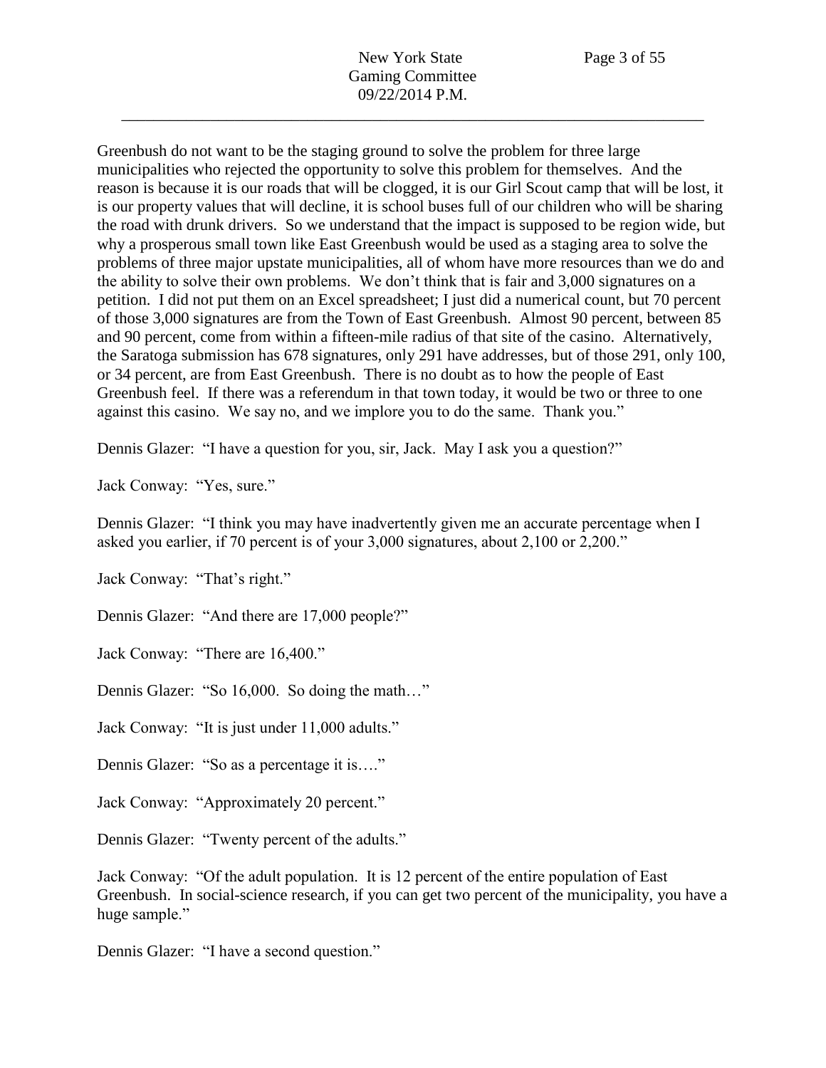Greenbush do not want to be the staging ground to solve the problem for three large municipalities who rejected the opportunity to solve this problem for themselves. And the reason is because it is our roads that will be clogged, it is our Girl Scout camp that will be lost, it is our property values that will decline, it is school buses full of our children who will be sharing the road with drunk drivers. So we understand that the impact is supposed to be region wide, but why a prosperous small town like East Greenbush would be used as a staging area to solve the problems of three major upstate municipalities, all of whom have more resources than we do and the ability to solve their own problems. We don't think that is fair and 3,000 signatures on a petition. I did not put them on an Excel spreadsheet; I just did a numerical count, but 70 percent of those 3,000 signatures are from the Town of East Greenbush. Almost 90 percent, between 85 and 90 percent, come from within a fifteen-mile radius of that site of the casino. Alternatively, the Saratoga submission has 678 signatures, only 291 have addresses, but of those 291, only 100, or 34 percent, are from East Greenbush. There is no doubt as to how the people of East Greenbush feel. If there was a referendum in that town today, it would be two or three to one against this casino. We say no, and we implore you to do the same. Thank you."

Dennis Glazer: "I have a question for you, sir, Jack. May I ask you a question?"

Jack Conway: "Yes, sure."

Dennis Glazer: "I think you may have inadvertently given me an accurate percentage when I asked you earlier, if 70 percent is of your 3,000 signatures, about 2,100 or 2,200."

Jack Conway: "That's right."

Dennis Glazer: "And there are 17,000 people?"

Jack Conway: "There are 16,400."

Dennis Glazer: "So 16,000. So doing the math…"

Jack Conway: "It is just under 11,000 adults."

Dennis Glazer: "So as a percentage it is…."

Jack Conway: "Approximately 20 percent."

Dennis Glazer: "Twenty percent of the adults."

Jack Conway: "Of the adult population. It is 12 percent of the entire population of East Greenbush. In social-science research, if you can get two percent of the municipality, you have a huge sample."

Dennis Glazer: "I have a second question."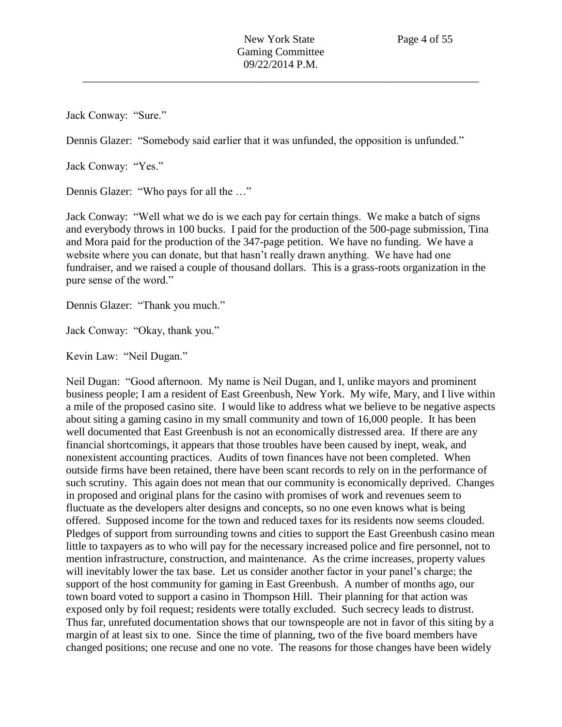Jack Conway: "Sure."

Dennis Glazer: "Somebody said earlier that it was unfunded, the opposition is unfunded."

Jack Conway: "Yes."

Dennis Glazer: "Who pays for all the …"

Jack Conway: "Well what we do is we each pay for certain things. We make a batch of signs and everybody throws in 100 bucks. I paid for the production of the 500-page submission, Tina and Mora paid for the production of the 347-page petition. We have no funding. We have a website where you can donate, but that hasn't really drawn anything. We have had one fundraiser, and we raised a couple of thousand dollars. This is a grass-roots organization in the pure sense of the word."

Dennis Glazer: "Thank you much."

Jack Conway: "Okay, thank you."

Kevin Law: "Neil Dugan."

Neil Dugan: "Good afternoon. My name is Neil Dugan, and I, unlike mayors and prominent business people; I am a resident of East Greenbush, New York. My wife, Mary, and I live within a mile of the proposed casino site. I would like to address what we believe to be negative aspects about siting a gaming casino in my small community and town of 16,000 people. It has been well documented that East Greenbush is not an economically distressed area. If there are any financial shortcomings, it appears that those troubles have been caused by inept, weak, and nonexistent accounting practices. Audits of town finances have not been completed. When outside firms have been retained, there have been scant records to rely on in the performance of such scrutiny. This again does not mean that our community is economically deprived. Changes in proposed and original plans for the casino with promises of work and revenues seem to fluctuate as the developers alter designs and concepts, so no one even knows what is being offered. Supposed income for the town and reduced taxes for its residents now seems clouded. Pledges of support from surrounding towns and cities to support the East Greenbush casino mean little to taxpayers as to who will pay for the necessary increased police and fire personnel, not to mention infrastructure, construction, and maintenance. As the crime increases, property values will inevitably lower the tax base. Let us consider another factor in your panel's charge; the support of the host community for gaming in East Greenbush. A number of months ago, our town board voted to support a casino in Thompson Hill. Their planning for that action was exposed only by foil request; residents were totally excluded. Such secrecy leads to distrust. Thus far, unrefuted documentation shows that our townspeople are not in favor of this siting by a margin of at least six to one. Since the time of planning, two of the five board members have changed positions; one recuse and one no vote. The reasons for those changes have been widely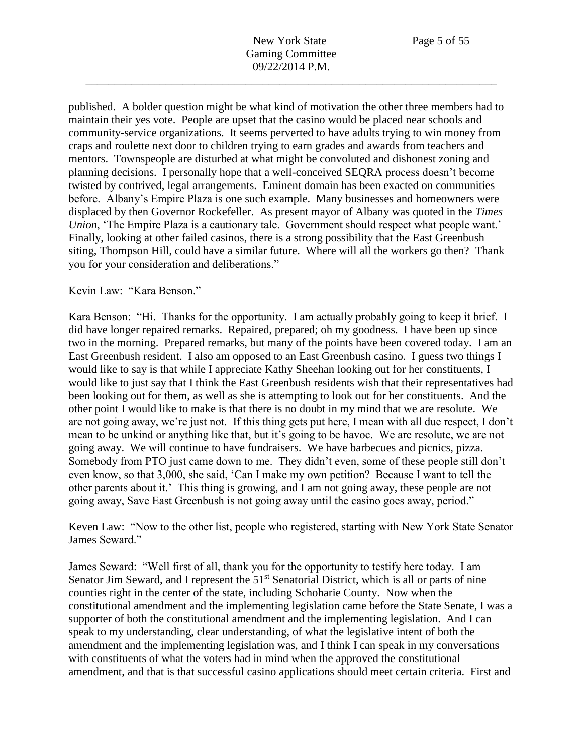published. A bolder question might be what kind of motivation the other three members had to maintain their yes vote. People are upset that the casino would be placed near schools and community-service organizations. It seems perverted to have adults trying to win money from craps and roulette next door to children trying to earn grades and awards from teachers and mentors. Townspeople are disturbed at what might be convoluted and dishonest zoning and planning decisions. I personally hope that a well-conceived SEQRA process doesn't become twisted by contrived, legal arrangements. Eminent domain has been exacted on communities before. Albany's Empire Plaza is one such example. Many businesses and homeowners were displaced by then Governor Rockefeller. As present mayor of Albany was quoted in the *Times Union*, 'The Empire Plaza is a cautionary tale. Government should respect what people want.' Finally, looking at other failed casinos, there is a strong possibility that the East Greenbush siting, Thompson Hill, could have a similar future. Where will all the workers go then? Thank you for your consideration and deliberations."

Kevin Law: "Kara Benson."

Kara Benson: "Hi. Thanks for the opportunity. I am actually probably going to keep it brief. I did have longer repaired remarks. Repaired, prepared; oh my goodness. I have been up since two in the morning. Prepared remarks, but many of the points have been covered today. I am an East Greenbush resident. I also am opposed to an East Greenbush casino. I guess two things I would like to say is that while I appreciate Kathy Sheehan looking out for her constituents, I would like to just say that I think the East Greenbush residents wish that their representatives had been looking out for them, as well as she is attempting to look out for her constituents. And the other point I would like to make is that there is no doubt in my mind that we are resolute. We are not going away, we're just not. If this thing gets put here, I mean with all due respect, I don't mean to be unkind or anything like that, but it's going to be havoc. We are resolute, we are not going away. We will continue to have fundraisers. We have barbecues and picnics, pizza. Somebody from PTO just came down to me. They didn't even, some of these people still don't even know, so that 3,000, she said, 'Can I make my own petition? Because I want to tell the other parents about it.' This thing is growing, and I am not going away, these people are not going away, Save East Greenbush is not going away until the casino goes away, period."

Keven Law: "Now to the other list, people who registered, starting with New York State Senator James Seward."

James Seward: "Well first of all, thank you for the opportunity to testify here today. I am Senator Jim Seward, and I represent the 51st Senatorial District, which is all or parts of nine counties right in the center of the state, including Schoharie County. Now when the constitutional amendment and the implementing legislation came before the State Senate, I was a supporter of both the constitutional amendment and the implementing legislation. And I can speak to my understanding, clear understanding, of what the legislative intent of both the amendment and the implementing legislation was, and I think I can speak in my conversations with constituents of what the voters had in mind when the approved the constitutional amendment, and that is that successful casino applications should meet certain criteria. First and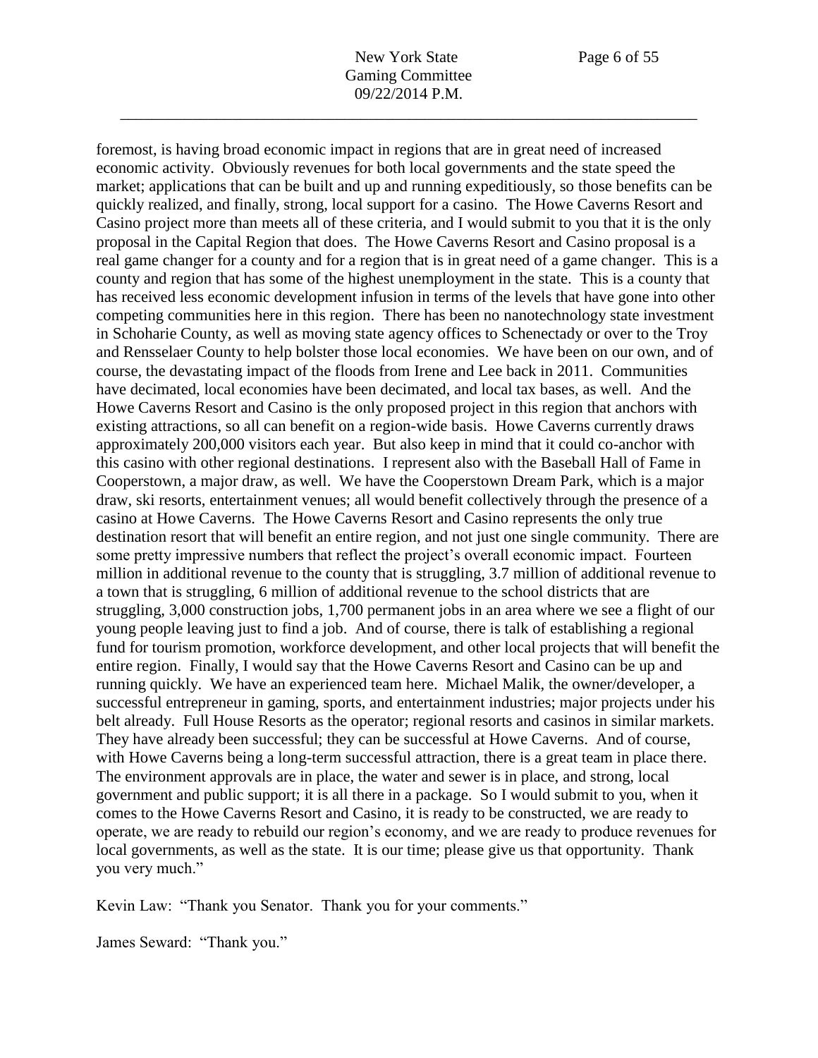foremost, is having broad economic impact in regions that are in great need of increased economic activity. Obviously revenues for both local governments and the state speed the market; applications that can be built and up and running expeditiously, so those benefits can be quickly realized, and finally, strong, local support for a casino. The Howe Caverns Resort and Casino project more than meets all of these criteria, and I would submit to you that it is the only proposal in the Capital Region that does. The Howe Caverns Resort and Casino proposal is a real game changer for a county and for a region that is in great need of a game changer. This is a county and region that has some of the highest unemployment in the state. This is a county that has received less economic development infusion in terms of the levels that have gone into other competing communities here in this region. There has been no nanotechnology state investment in Schoharie County, as well as moving state agency offices to Schenectady or over to the Troy and Rensselaer County to help bolster those local economies. We have been on our own, and of course, the devastating impact of the floods from Irene and Lee back in 2011. Communities have decimated, local economies have been decimated, and local tax bases, as well. And the Howe Caverns Resort and Casino is the only proposed project in this region that anchors with existing attractions, so all can benefit on a region-wide basis. Howe Caverns currently draws approximately 200,000 visitors each year. But also keep in mind that it could co-anchor with this casino with other regional destinations. I represent also with the Baseball Hall of Fame in Cooperstown, a major draw, as well. We have the Cooperstown Dream Park, which is a major draw, ski resorts, entertainment venues; all would benefit collectively through the presence of a casino at Howe Caverns. The Howe Caverns Resort and Casino represents the only true destination resort that will benefit an entire region, and not just one single community. There are some pretty impressive numbers that reflect the project's overall economic impact. Fourteen million in additional revenue to the county that is struggling, 3.7 million of additional revenue to a town that is struggling, 6 million of additional revenue to the school districts that are struggling, 3,000 construction jobs, 1,700 permanent jobs in an area where we see a flight of our young people leaving just to find a job. And of course, there is talk of establishing a regional fund for tourism promotion, workforce development, and other local projects that will benefit the entire region. Finally, I would say that the Howe Caverns Resort and Casino can be up and running quickly. We have an experienced team here. Michael Malik, the owner/developer, a successful entrepreneur in gaming, sports, and entertainment industries; major projects under his belt already. Full House Resorts as the operator; regional resorts and casinos in similar markets. They have already been successful; they can be successful at Howe Caverns. And of course, with Howe Caverns being a long-term successful attraction, there is a great team in place there. The environment approvals are in place, the water and sewer is in place, and strong, local government and public support; it is all there in a package. So I would submit to you, when it comes to the Howe Caverns Resort and Casino, it is ready to be constructed, we are ready to operate, we are ready to rebuild our region's economy, and we are ready to produce revenues for local governments, as well as the state. It is our time; please give us that opportunity. Thank you very much."

Kevin Law: "Thank you Senator. Thank you for your comments."

James Seward: "Thank you."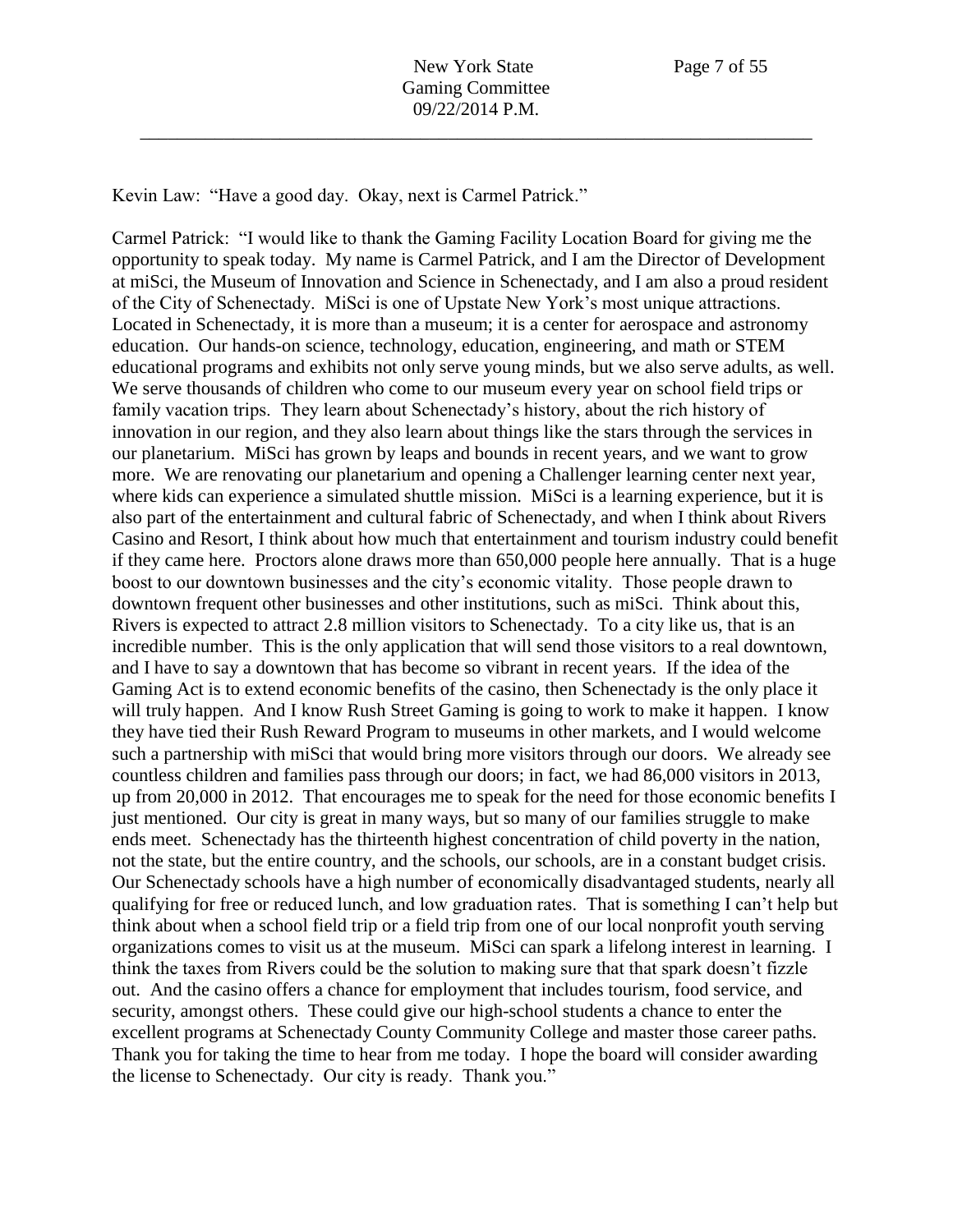Kevin Law: "Have a good day. Okay, next is Carmel Patrick."

Carmel Patrick: "I would like to thank the Gaming Facility Location Board for giving me the opportunity to speak today. My name is Carmel Patrick, and I am the Director of Development at miSci, the Museum of Innovation and Science in Schenectady, and I am also a proud resident of the City of Schenectady. MiSci is one of Upstate New York's most unique attractions. Located in Schenectady, it is more than a museum; it is a center for aerospace and astronomy education. Our hands-on science, technology, education, engineering, and math or STEM educational programs and exhibits not only serve young minds, but we also serve adults, as well. We serve thousands of children who come to our museum every year on school field trips or family vacation trips. They learn about Schenectady's history, about the rich history of innovation in our region, and they also learn about things like the stars through the services in our planetarium. MiSci has grown by leaps and bounds in recent years, and we want to grow more. We are renovating our planetarium and opening a Challenger learning center next year, where kids can experience a simulated shuttle mission. MiSci is a learning experience, but it is also part of the entertainment and cultural fabric of Schenectady, and when I think about Rivers Casino and Resort, I think about how much that entertainment and tourism industry could benefit if they came here. Proctors alone draws more than 650,000 people here annually. That is a huge boost to our downtown businesses and the city's economic vitality. Those people drawn to downtown frequent other businesses and other institutions, such as miSci. Think about this, Rivers is expected to attract 2.8 million visitors to Schenectady. To a city like us, that is an incredible number. This is the only application that will send those visitors to a real downtown, and I have to say a downtown that has become so vibrant in recent years. If the idea of the Gaming Act is to extend economic benefits of the casino, then Schenectady is the only place it will truly happen. And I know Rush Street Gaming is going to work to make it happen. I know they have tied their Rush Reward Program to museums in other markets, and I would welcome such a partnership with miSci that would bring more visitors through our doors. We already see countless children and families pass through our doors; in fact, we had 86,000 visitors in 2013, up from 20,000 in 2012. That encourages me to speak for the need for those economic benefits I just mentioned. Our city is great in many ways, but so many of our families struggle to make ends meet. Schenectady has the thirteenth highest concentration of child poverty in the nation, not the state, but the entire country, and the schools, our schools, are in a constant budget crisis. Our Schenectady schools have a high number of economically disadvantaged students, nearly all qualifying for free or reduced lunch, and low graduation rates. That is something I can't help but think about when a school field trip or a field trip from one of our local nonprofit youth serving organizations comes to visit us at the museum. MiSci can spark a lifelong interest in learning. I think the taxes from Rivers could be the solution to making sure that that spark doesn't fizzle out. And the casino offers a chance for employment that includes tourism, food service, and security, amongst others. These could give our high-school students a chance to enter the excellent programs at Schenectady County Community College and master those career paths. Thank you for taking the time to hear from me today. I hope the board will consider awarding the license to Schenectady. Our city is ready. Thank you."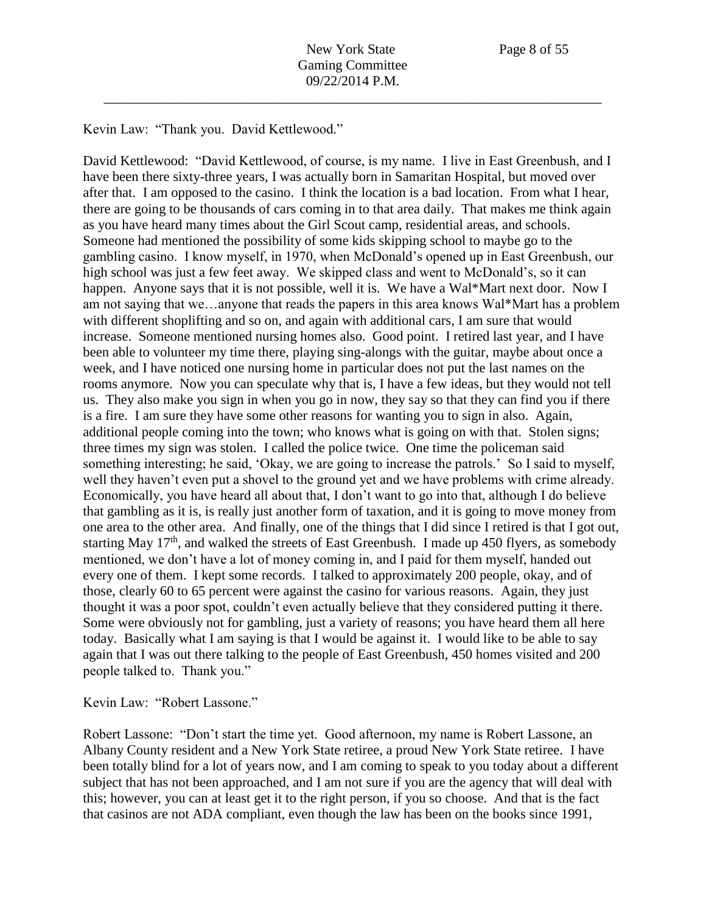Kevin Law: "Thank you. David Kettlewood."

David Kettlewood: "David Kettlewood, of course, is my name. I live in East Greenbush, and I have been there sixty-three years, I was actually born in Samaritan Hospital, but moved over after that. I am opposed to the casino. I think the location is a bad location. From what I hear, there are going to be thousands of cars coming in to that area daily. That makes me think again as you have heard many times about the Girl Scout camp, residential areas, and schools. Someone had mentioned the possibility of some kids skipping school to maybe go to the gambling casino. I know myself, in 1970, when McDonald's opened up in East Greenbush, our high school was just a few feet away. We skipped class and went to McDonald's, so it can happen. Anyone says that it is not possible, well it is. We have a Wal*Mart next door. Now I am not saying that we…anyone that reads the papers in this area knows Wal*Mart has a problem with different shoplifting and so on, and again with additional cars, I am sure that would increase. Someone mentioned nursing homes also. Good point. I retired last year, and I have been able to volunteer my time there, playing sing-alongs with the guitar, maybe about once a week, and I have noticed one nursing home in particular does not put the last names on the rooms anymore. Now you can speculate why that is, I have a few ideas, but they would not tell us. They also make you sign in when you go in now, they say so that they can find you if there is a fire. I am sure they have some other reasons for wanting you to sign in also. Again, additional people coming into the town; who knows what is going on with that. Stolen signs; three times my sign was stolen. I called the police twice. One time the policeman said something interesting; he said, 'Okay, we are going to increase the patrols.' So I said to myself, well they haven't even put a shovel to the ground yet and we have problems with crime already. Economically, you have heard all about that, I don't want to go into that, although I do believe that gambling as it is, is really just another form of taxation, and it is going to move money from one area to the other area. And finally, one of the things that I did since I retired is that I got out, starting May 17th, and walked the streets of East Greenbush. I made up 450 flyers, as somebody mentioned, we don't have a lot of money coming in, and I paid for them myself, handed out every one of them. I kept some records. I talked to approximately 200 people, okay, and of those, clearly 60 to 65 percent were against the casino for various reasons. Again, they just thought it was a poor spot, couldn't even actually believe that they considered putting it there. Some were obviously not for gambling, just a variety of reasons; you have heard them all here today. Basically what I am saying is that I would be against it. I would like to be able to say again that I was out there talking to the people of East Greenbush, 450 homes visited and 200 people talked to. Thank you."

Kevin Law: "Robert Lassone."

Robert Lassone: "Don't start the time yet. Good afternoon, my name is Robert Lassone, an Albany County resident and a New York State retiree, a proud New York State retiree. I have been totally blind for a lot of years now, and I am coming to speak to you today about a different subject that has not been approached, and I am not sure if you are the agency that will deal with this; however, you can at least get it to the right person, if you so choose. And that is the fact that casinos are not ADA compliant, even though the law has been on the books since 1991,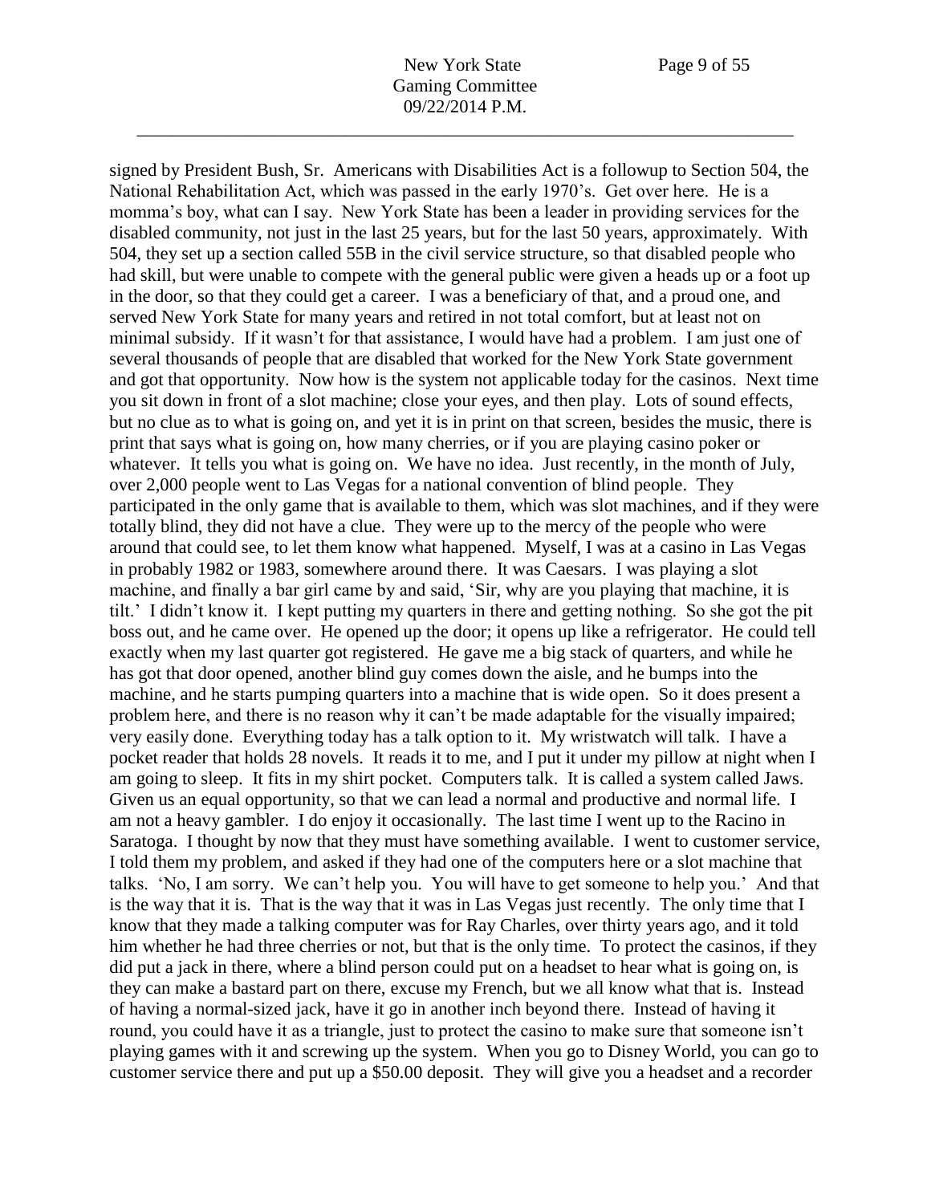signed by President Bush, Sr. Americans with Disabilities Act is a followup to Section 504, the National Rehabilitation Act, which was passed in the early 1970's. Get over here. He is a momma's boy, what can I say. New York State has been a leader in providing services for the disabled community, not just in the last 25 years, but for the last 50 years, approximately. With 504, they set up a section called 55B in the civil service structure, so that disabled people who had skill, but were unable to compete with the general public were given a heads up or a foot up in the door, so that they could get a career. I was a beneficiary of that, and a proud one, and served New York State for many years and retired in not total comfort, but at least not on minimal subsidy. If it wasn't for that assistance, I would have had a problem. I am just one of several thousands of people that are disabled that worked for the New York State government and got that opportunity. Now how is the system not applicable today for the casinos. Next time you sit down in front of a slot machine; close your eyes, and then play. Lots of sound effects, but no clue as to what is going on, and yet it is in print on that screen, besides the music, there is print that says what is going on, how many cherries, or if you are playing casino poker or whatever. It tells you what is going on. We have no idea. Just recently, in the month of July, over 2,000 people went to Las Vegas for a national convention of blind people. They participated in the only game that is available to them, which was slot machines, and if they were totally blind, they did not have a clue. They were up to the mercy of the people who were around that could see, to let them know what happened. Myself, I was at a casino in Las Vegas in probably 1982 or 1983, somewhere around there. It was Caesars. I was playing a slot machine, and finally a bar girl came by and said, 'Sir, why are you playing that machine, it is tilt.' I didn't know it. I kept putting my quarters in there and getting nothing. So she got the pit boss out, and he came over. He opened up the door; it opens up like a refrigerator. He could tell exactly when my last quarter got registered. He gave me a big stack of quarters, and while he has got that door opened, another blind guy comes down the aisle, and he bumps into the machine, and he starts pumping quarters into a machine that is wide open. So it does present a problem here, and there is no reason why it can't be made adaptable for the visually impaired; very easily done. Everything today has a talk option to it. My wristwatch will talk. I have a pocket reader that holds 28 novels. It reads it to me, and I put it under my pillow at night when I am going to sleep. It fits in my shirt pocket. Computers talk. It is called a system called Jaws. Given us an equal opportunity, so that we can lead a normal and productive and normal life. I am not a heavy gambler. I do enjoy it occasionally. The last time I went up to the Racino in Saratoga. I thought by now that they must have something available. I went to customer service, I told them my problem, and asked if they had one of the computers here or a slot machine that talks. 'No, I am sorry. We can't help you. You will have to get someone to help you.' And that is the way that it is. That is the way that it was in Las Vegas just recently. The only time that I know that they made a talking computer was for Ray Charles, over thirty years ago, and it told him whether he had three cherries or not, but that is the only time. To protect the casinos, if they did put a jack in there, where a blind person could put on a headset to hear what is going on, is they can make a bastard part on there, excuse my French, but we all know what that is. Instead of having a normal-sized jack, have it go in another inch beyond there. Instead of having it round, you could have it as a triangle, just to protect the casino to make sure that someone isn't playing games with it and screwing up the system. When you go to Disney World, you can go to customer service there and put up a $50.00 deposit. They will give you a headset and a recorder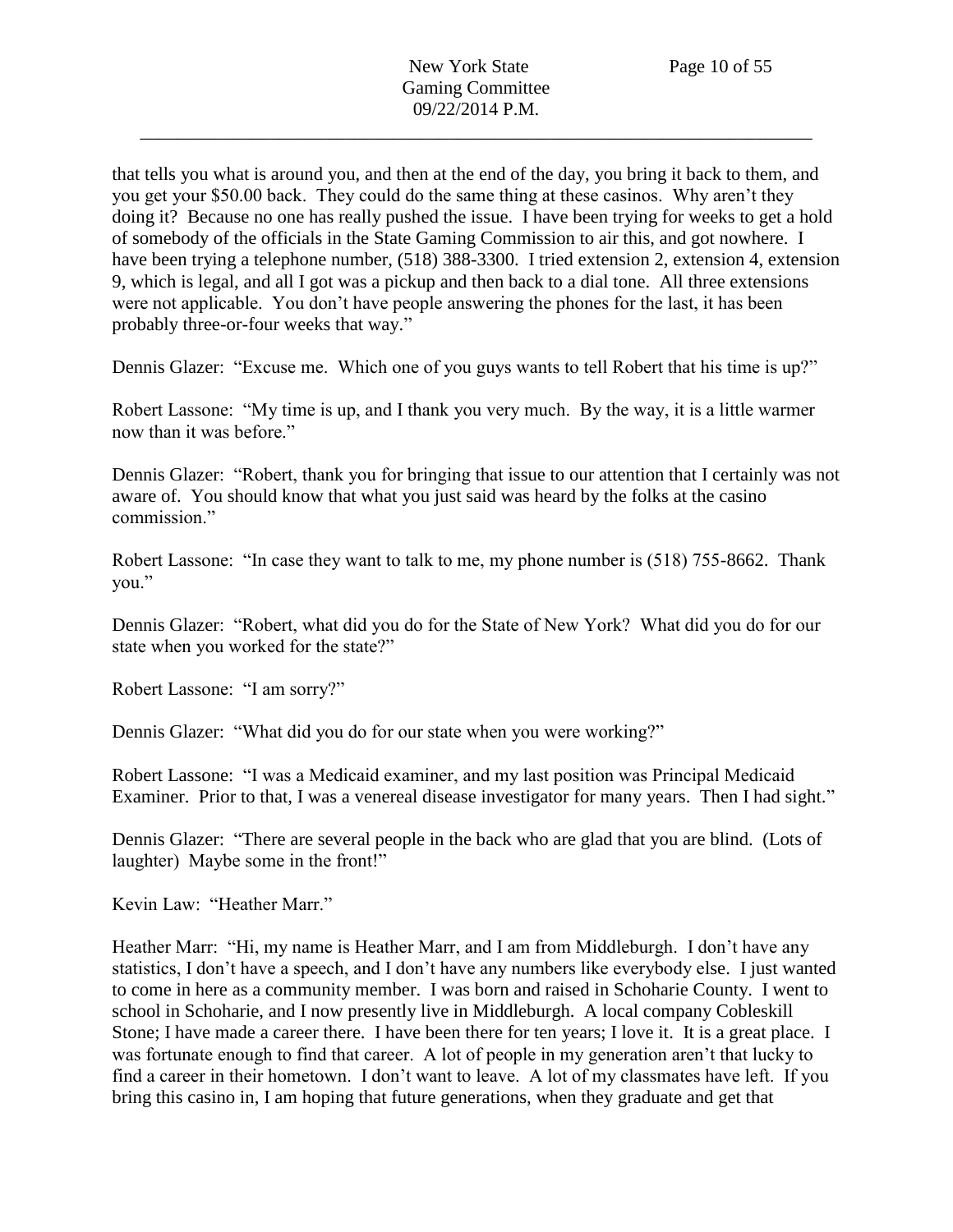that tells you what is around you, and then at the end of the day, you bring it back to them, and you get your $50.00 back. They could do the same thing at these casinos. Why aren't they doing it? Because no one has really pushed the issue. I have been trying for weeks to get a hold of somebody of the officials in the State Gaming Commission to air this, and got nowhere. I have been trying a telephone number, (518) 388-3300. I tried extension 2, extension 4, extension 9, which is legal, and all I got was a pickup and then back to a dial tone. All three extensions were not applicable. You don't have people answering the phones for the last, it has been probably three-or-four weeks that way."

Dennis Glazer: "Excuse me. Which one of you guys wants to tell Robert that his time is up?"

Robert Lassone: "My time is up, and I thank you very much. By the way, it is a little warmer now than it was before."

Dennis Glazer: "Robert, thank you for bringing that issue to our attention that I certainly was not aware of. You should know that what you just said was heard by the folks at the casino commission."

Robert Lassone: "In case they want to talk to me, my phone number is (518) 755-8662. Thank you."

Dennis Glazer: "Robert, what did you do for the State of New York? What did you do for our state when you worked for the state?"

Robert Lassone: "I am sorry?"

Dennis Glazer: "What did you do for our state when you were working?"

Robert Lassone: "I was a Medicaid examiner, and my last position was Principal Medicaid Examiner. Prior to that, I was a venereal disease investigator for many years. Then I had sight."

Dennis Glazer: "There are several people in the back who are glad that you are blind. (Lots of laughter) Maybe some in the front!"

Kevin Law: "Heather Marr."

Heather Marr: "Hi, my name is Heather Marr, and I am from Middleburgh. I don't have any statistics, I don't have a speech, and I don't have any numbers like everybody else. I just wanted to come in here as a community member. I was born and raised in Schoharie County. I went to school in Schoharie, and I now presently live in Middleburgh. A local company Cobleskill Stone; I have made a career there. I have been there for ten years; I love it. It is a great place. I was fortunate enough to find that career. A lot of people in my generation aren't that lucky to find a career in their hometown. I don't want to leave. A lot of my classmates have left. If you bring this casino in, I am hoping that future generations, when they graduate and get that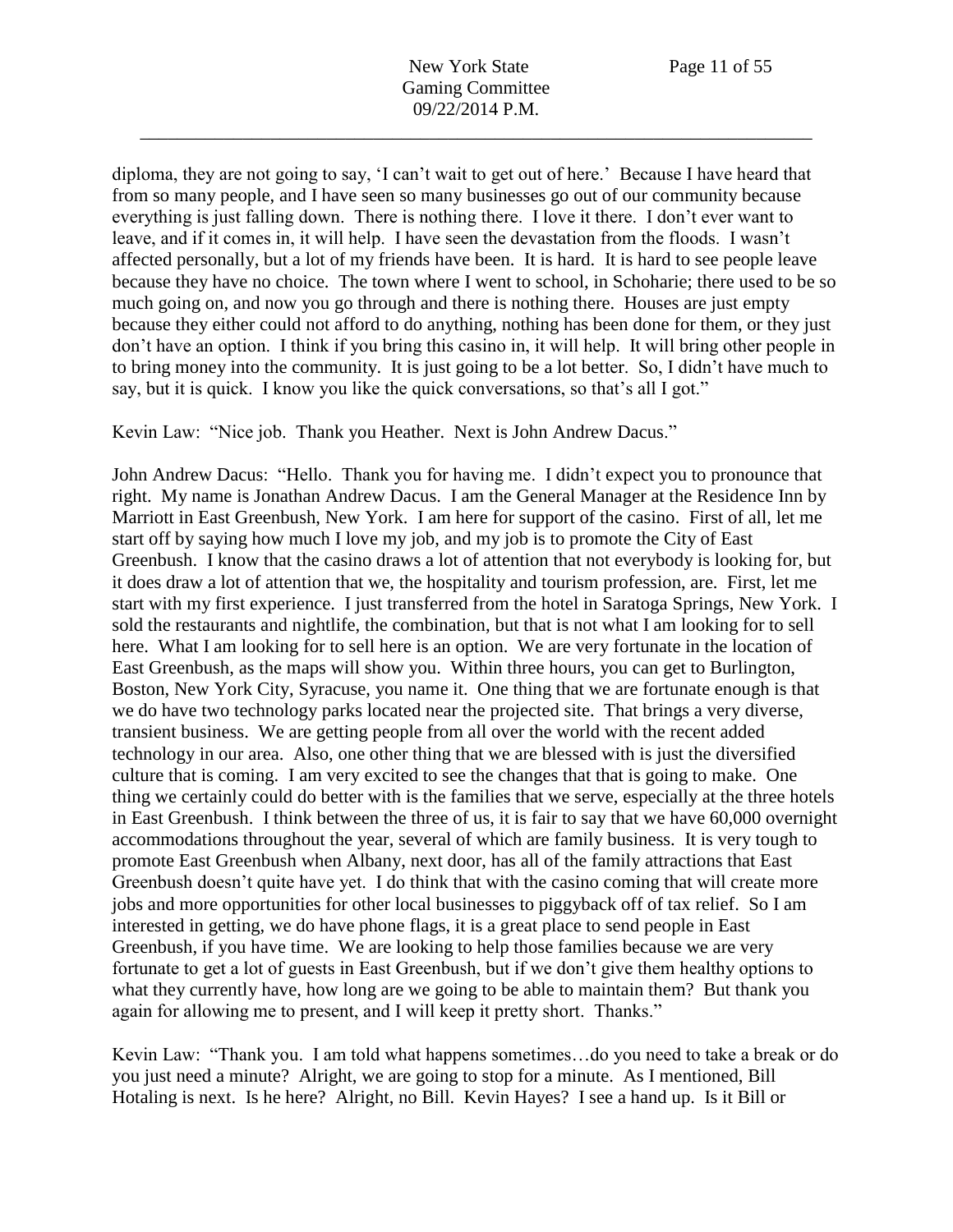diploma, they are not going to say, 'I can't wait to get out of here.' Because I have heard that from so many people, and I have seen so many businesses go out of our community because everything is just falling down. There is nothing there. I love it there. I don't ever want to leave, and if it comes in, it will help. I have seen the devastation from the floods. I wasn't affected personally, but a lot of my friends have been. It is hard. It is hard to see people leave because they have no choice. The town where I went to school, in Schoharie; there used to be so much going on, and now you go through and there is nothing there. Houses are just empty because they either could not afford to do anything, nothing has been done for them, or they just don't have an option. I think if you bring this casino in, it will help. It will bring other people in to bring money into the community. It is just going to be a lot better. So, I didn't have much to say, but it is quick. I know you like the quick conversations, so that's all I got."

Kevin Law: "Nice job. Thank you Heather. Next is John Andrew Dacus."

John Andrew Dacus: "Hello. Thank you for having me. I didn't expect you to pronounce that right. My name is Jonathan Andrew Dacus. I am the General Manager at the Residence Inn by Marriott in East Greenbush, New York. I am here for support of the casino. First of all, let me start off by saying how much I love my job, and my job is to promote the City of East Greenbush. I know that the casino draws a lot of attention that not everybody is looking for, but it does draw a lot of attention that we, the hospitality and tourism profession, are. First, let me start with my first experience. I just transferred from the hotel in Saratoga Springs, New York. I sold the restaurants and nightlife, the combination, but that is not what I am looking for to sell here. What I am looking for to sell here is an option. We are very fortunate in the location of East Greenbush, as the maps will show you. Within three hours, you can get to Burlington, Boston, New York City, Syracuse, you name it. One thing that we are fortunate enough is that we do have two technology parks located near the projected site. That brings a very diverse, transient business. We are getting people from all over the world with the recent added technology in our area. Also, one other thing that we are blessed with is just the diversified culture that is coming. I am very excited to see the changes that that is going to make. One thing we certainly could do better with is the families that we serve, especially at the three hotels in East Greenbush. I think between the three of us, it is fair to say that we have 60,000 overnight accommodations throughout the year, several of which are family business. It is very tough to promote East Greenbush when Albany, next door, has all of the family attractions that East Greenbush doesn't quite have yet. I do think that with the casino coming that will create more jobs and more opportunities for other local businesses to piggyback off of tax relief. So I am interested in getting, we do have phone flags, it is a great place to send people in East Greenbush, if you have time. We are looking to help those families because we are very fortunate to get a lot of guests in East Greenbush, but if we don't give them healthy options to what they currently have, how long are we going to be able to maintain them? But thank you again for allowing me to present, and I will keep it pretty short. Thanks."

Kevin Law: "Thank you. I am told what happens sometimes…do you need to take a break or do you just need a minute? Alright, we are going to stop for a minute. As I mentioned, Bill Hotaling is next. Is he here? Alright, no Bill. Kevin Hayes? I see a hand up. Is it Bill or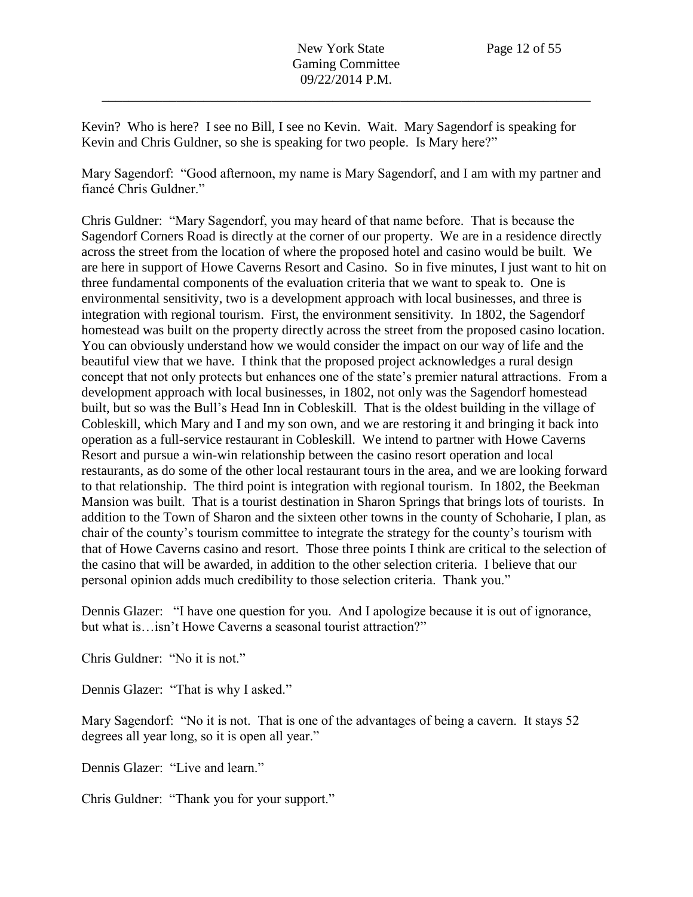Kevin? Who is here? I see no Bill, I see no Kevin. Wait. Mary Sagendorf is speaking for Kevin and Chris Guldner, so she is speaking for two people. Is Mary here?"

Mary Sagendorf: "Good afternoon, my name is Mary Sagendorf, and I am with my partner and fiancé Chris Guldner."

Chris Guldner: "Mary Sagendorf, you may heard of that name before. That is because the Sagendorf Corners Road is directly at the corner of our property. We are in a residence directly across the street from the location of where the proposed hotel and casino would be built. We are here in support of Howe Caverns Resort and Casino. So in five minutes, I just want to hit on three fundamental components of the evaluation criteria that we want to speak to. One is environmental sensitivity, two is a development approach with local businesses, and three is integration with regional tourism. First, the environment sensitivity. In 1802, the Sagendorf homestead was built on the property directly across the street from the proposed casino location. You can obviously understand how we would consider the impact on our way of life and the beautiful view that we have. I think that the proposed project acknowledges a rural design concept that not only protects but enhances one of the state's premier natural attractions. From a development approach with local businesses, in 1802, not only was the Sagendorf homestead built, but so was the Bull's Head Inn in Cobleskill. That is the oldest building in the village of Cobleskill, which Mary and I and my son own, and we are restoring it and bringing it back into operation as a full-service restaurant in Cobleskill. We intend to partner with Howe Caverns Resort and pursue a win-win relationship between the casino resort operation and local restaurants, as do some of the other local restaurant tours in the area, and we are looking forward to that relationship. The third point is integration with regional tourism. In 1802, the Beekman Mansion was built. That is a tourist destination in Sharon Springs that brings lots of tourists. In addition to the Town of Sharon and the sixteen other towns in the county of Schoharie, I plan, as chair of the county's tourism committee to integrate the strategy for the county's tourism with that of Howe Caverns casino and resort. Those three points I think are critical to the selection of the casino that will be awarded, in addition to the other selection criteria. I believe that our personal opinion adds much credibility to those selection criteria. Thank you."

Dennis Glazer: "I have one question for you. And I apologize because it is out of ignorance, but what is…isn't Howe Caverns a seasonal tourist attraction?"

Chris Guldner: "No it is not."

Dennis Glazer: "That is why I asked."

Mary Sagendorf: "No it is not. That is one of the advantages of being a cavern. It stays 52 degrees all year long, so it is open all year."

Dennis Glazer: "Live and learn."

Chris Guldner: "Thank you for your support."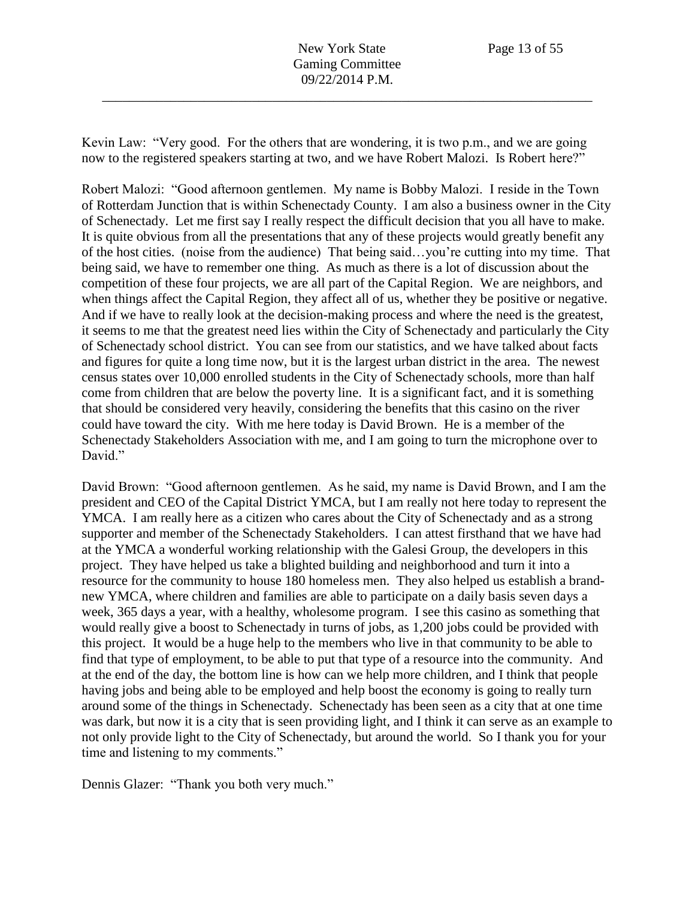Kevin Law: "Very good. For the others that are wondering, it is two p.m., and we are going now to the registered speakers starting at two, and we have Robert Malozi. Is Robert here?"

Robert Malozi: "Good afternoon gentlemen. My name is Bobby Malozi. I reside in the Town of Rotterdam Junction that is within Schenectady County. I am also a business owner in the City of Schenectady. Let me first say I really respect the difficult decision that you all have to make. It is quite obvious from all the presentations that any of these projects would greatly benefit any of the host cities. (noise from the audience) That being said…you're cutting into my time. That being said, we have to remember one thing. As much as there is a lot of discussion about the competition of these four projects, we are all part of the Capital Region. We are neighbors, and when things affect the Capital Region, they affect all of us, whether they be positive or negative. And if we have to really look at the decision-making process and where the need is the greatest, it seems to me that the greatest need lies within the City of Schenectady and particularly the City of Schenectady school district. You can see from our statistics, and we have talked about facts and figures for quite a long time now, but it is the largest urban district in the area. The newest census states over 10,000 enrolled students in the City of Schenectady schools, more than half come from children that are below the poverty line. It is a significant fact, and it is something that should be considered very heavily, considering the benefits that this casino on the river could have toward the city. With me here today is David Brown. He is a member of the Schenectady Stakeholders Association with me, and I am going to turn the microphone over to David."

David Brown: "Good afternoon gentlemen. As he said, my name is David Brown, and I am the president and CEO of the Capital District YMCA, but I am really not here today to represent the YMCA. I am really here as a citizen who cares about the City of Schenectady and as a strong supporter and member of the Schenectady Stakeholders. I can attest firsthand that we have had at the YMCA a wonderful working relationship with the Galesi Group, the developers in this project. They have helped us take a blighted building and neighborhood and turn it into a resource for the community to house 180 homeless men. They also helped us establish a brand-new YMCA, where children and families are able to participate on a daily basis seven days a week, 365 days a year, with a healthy, wholesome program. I see this casino as something that would really give a boost to Schenectady in turns of jobs, as 1,200 jobs could be provided with this project. It would be a huge help to the members who live in that community to be able to find that type of employment, to be able to put that type of a resource into the community. And at the end of the day, the bottom line is how can we help more children, and I think that people having jobs and being able to be employed and help boost the economy is going to really turn around some of the things in Schenectady. Schenectady has been seen as a city that at one time was dark, but now it is a city that is seen providing light, and I think it can serve as an example to not only provide light to the City of Schenectady, but around the world. So I thank you for your time and listening to my comments."

Dennis Glazer: "Thank you both very much."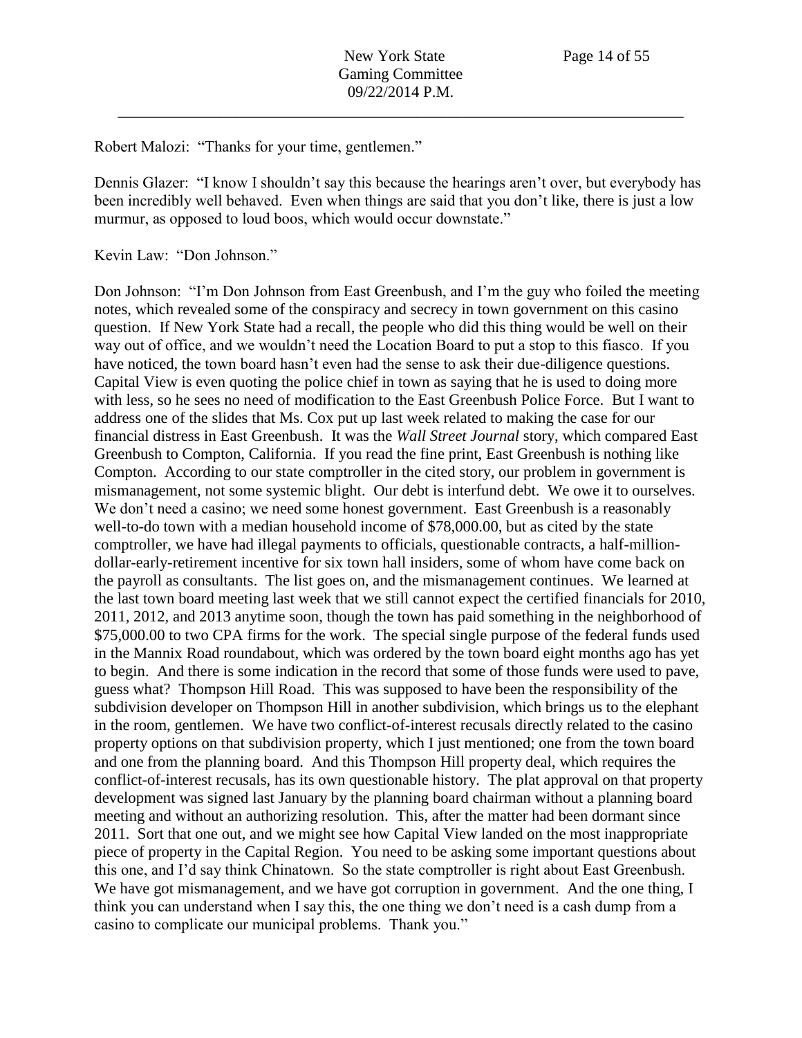Robert Malozi: "Thanks for your time, gentlemen."

Dennis Glazer: "I know I shouldn't say this because the hearings aren't over, but everybody has been incredibly well behaved. Even when things are said that you don't like, there is just a low murmur, as opposed to loud boos, which would occur downstate."

Kevin Law: "Don Johnson."

Don Johnson: "I'm Don Johnson from East Greenbush, and I'm the guy who foiled the meeting notes, which revealed some of the conspiracy and secrecy in town government on this casino question. If New York State had a recall, the people who did this thing would be well on their way out of office, and we wouldn't need the Location Board to put a stop to this fiasco. If you have noticed, the town board hasn't even had the sense to ask their due-diligence questions. Capital View is even quoting the police chief in town as saying that he is used to doing more with less, so he sees no need of modification to the East Greenbush Police Force. But I want to address one of the slides that Ms. Cox put up last week related to making the case for our financial distress in East Greenbush. It was the *Wall Street Journal* story, which compared East Greenbush to Compton, California. If you read the fine print, East Greenbush is nothing like Compton. According to our state comptroller in the cited story, our problem in government is mismanagement, not some systemic blight. Our debt is interfund debt. We owe it to ourselves. We don't need a casino; we need some honest government. East Greenbush is a reasonably well-to-do town with a median household income of $78,000.00, but as cited by the state comptroller, we have had illegal payments to officials, questionable contracts, a half-million-dollar-early-retirement incentive for six town hall insiders, some of whom have come back on the payroll as consultants. The list goes on, and the mismanagement continues. We learned at the last town board meeting last week that we still cannot expect the certified financials for 2010, 2011, 2012, and 2013 anytime soon, though the town has paid something in the neighborhood of $75,000.00 to two CPA firms for the work. The special single purpose of the federal funds used in the Mannix Road roundabout, which was ordered by the town board eight months ago has yet to begin. And there is some indication in the record that some of those funds were used to pave, guess what? Thompson Hill Road. This was supposed to have been the responsibility of the subdivision developer on Thompson Hill in another subdivision, which brings us to the elephant in the room, gentlemen. We have two conflict-of-interest recusals directly related to the casino property options on that subdivision property, which I just mentioned; one from the town board and one from the planning board. And this Thompson Hill property deal, which requires the conflict-of-interest recusals, has its own questionable history. The plat approval on that property development was signed last January by the planning board chairman without a planning board meeting and without an authorizing resolution. This, after the matter had been dormant since 2011. Sort that one out, and we might see how Capital View landed on the most inappropriate piece of property in the Capital Region. You need to be asking some important questions about this one, and I'd say think Chinatown. So the state comptroller is right about East Greenbush. We have got mismanagement, and we have got corruption in government. And the one thing, I think you can understand when I say this, the one thing we don't need is a cash dump from a casino to complicate our municipal problems. Thank you."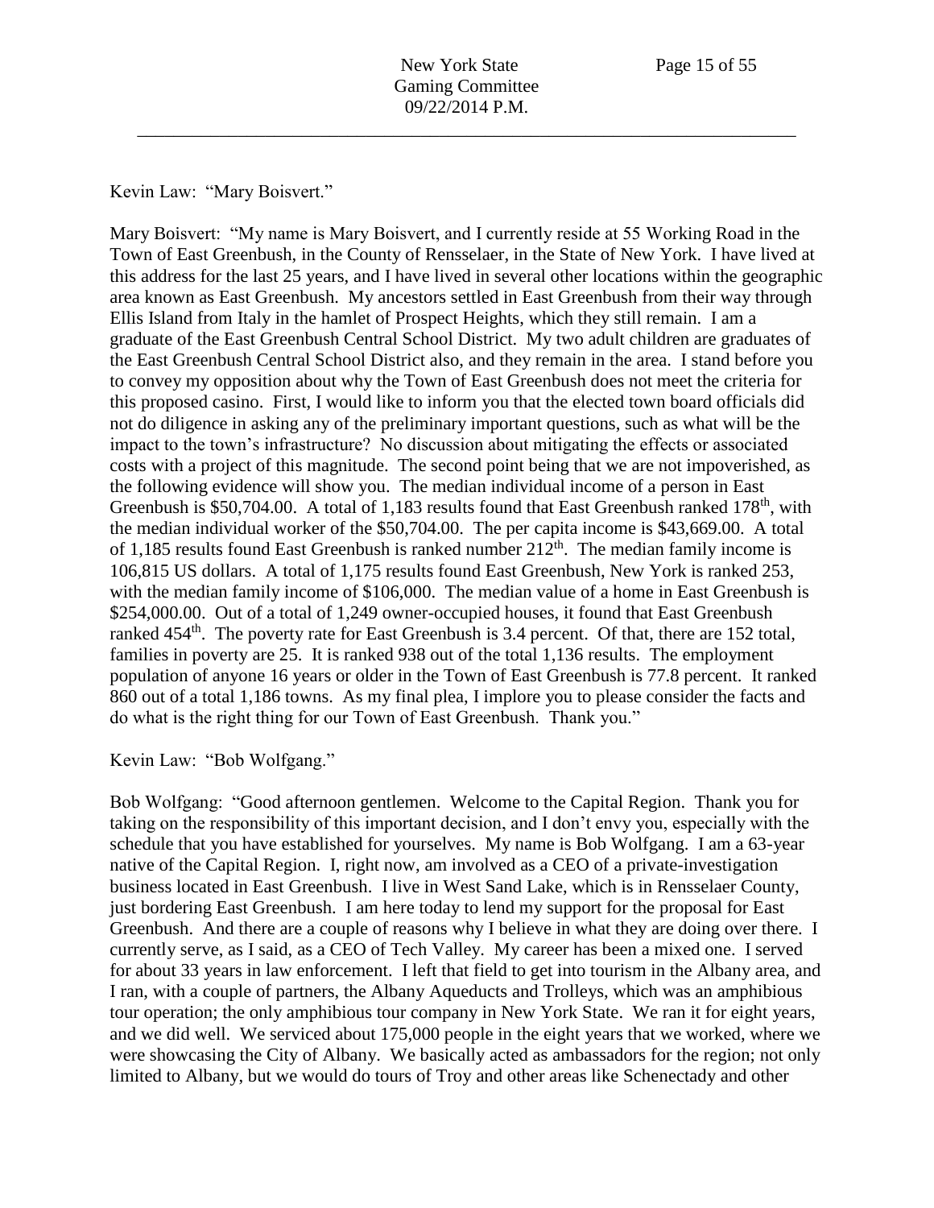Kevin Law: "Mary Boisvert."

Mary Boisvert: "My name is Mary Boisvert, and I currently reside at 55 Working Road in the Town of East Greenbush, in the County of Rensselaer, in the State of New York. I have lived at this address for the last 25 years, and I have lived in several other locations within the geographic area known as East Greenbush. My ancestors settled in East Greenbush from their way through Ellis Island from Italy in the hamlet of Prospect Heights, which they still remain. I am a graduate of the East Greenbush Central School District. My two adult children are graduates of the East Greenbush Central School District also, and they remain in the area. I stand before you to convey my opposition about why the Town of East Greenbush does not meet the criteria for this proposed casino. First, I would like to inform you that the elected town board officials did not do diligence in asking any of the preliminary important questions, such as what will be the impact to the town's infrastructure? No discussion about mitigating the effects or associated costs with a project of this magnitude. The second point being that we are not impoverished, as the following evidence will show you. The median individual income of a person in East Greenbush is $50,704.00. A total of 1,183 results found that East Greenbush ranked 178th, with the median individual worker of the $50,704.00. The per capita income is $43,669.00. A total of 1,185 results found East Greenbush is ranked number 212th. The median family income is 106,815 US dollars. A total of 1,175 results found East Greenbush, New York is ranked 253, with the median family income of $106,000. The median value of a home in East Greenbush is $254,000.00. Out of a total of 1,249 owner-occupied houses, it found that East Greenbush ranked 454th. The poverty rate for East Greenbush is 3.4 percent. Of that, there are 152 total, families in poverty are 25. It is ranked 938 out of the total 1,136 results. The employment population of anyone 16 years or older in the Town of East Greenbush is 77.8 percent. It ranked 860 out of a total 1,186 towns. As my final plea, I implore you to please consider the facts and do what is the right thing for our Town of East Greenbush. Thank you."

Kevin Law: "Bob Wolfgang."

Bob Wolfgang: "Good afternoon gentlemen. Welcome to the Capital Region. Thank you for taking on the responsibility of this important decision, and I don't envy you, especially with the schedule that you have established for yourselves. My name is Bob Wolfgang. I am a 63-year native of the Capital Region. I, right now, am involved as a CEO of a private-investigation business located in East Greenbush. I live in West Sand Lake, which is in Rensselaer County, just bordering East Greenbush. I am here today to lend my support for the proposal for East Greenbush. And there are a couple of reasons why I believe in what they are doing over there. I currently serve, as I said, as a CEO of Tech Valley. My career has been a mixed one. I served for about 33 years in law enforcement. I left that field to get into tourism in the Albany area, and I ran, with a couple of partners, the Albany Aqueducts and Trolleys, which was an amphibious tour operation; the only amphibious tour company in New York State. We ran it for eight years, and we did well. We serviced about 175,000 people in the eight years that we worked, where we were showcasing the City of Albany. We basically acted as ambassadors for the region; not only limited to Albany, but we would do tours of Troy and other areas like Schenectady and other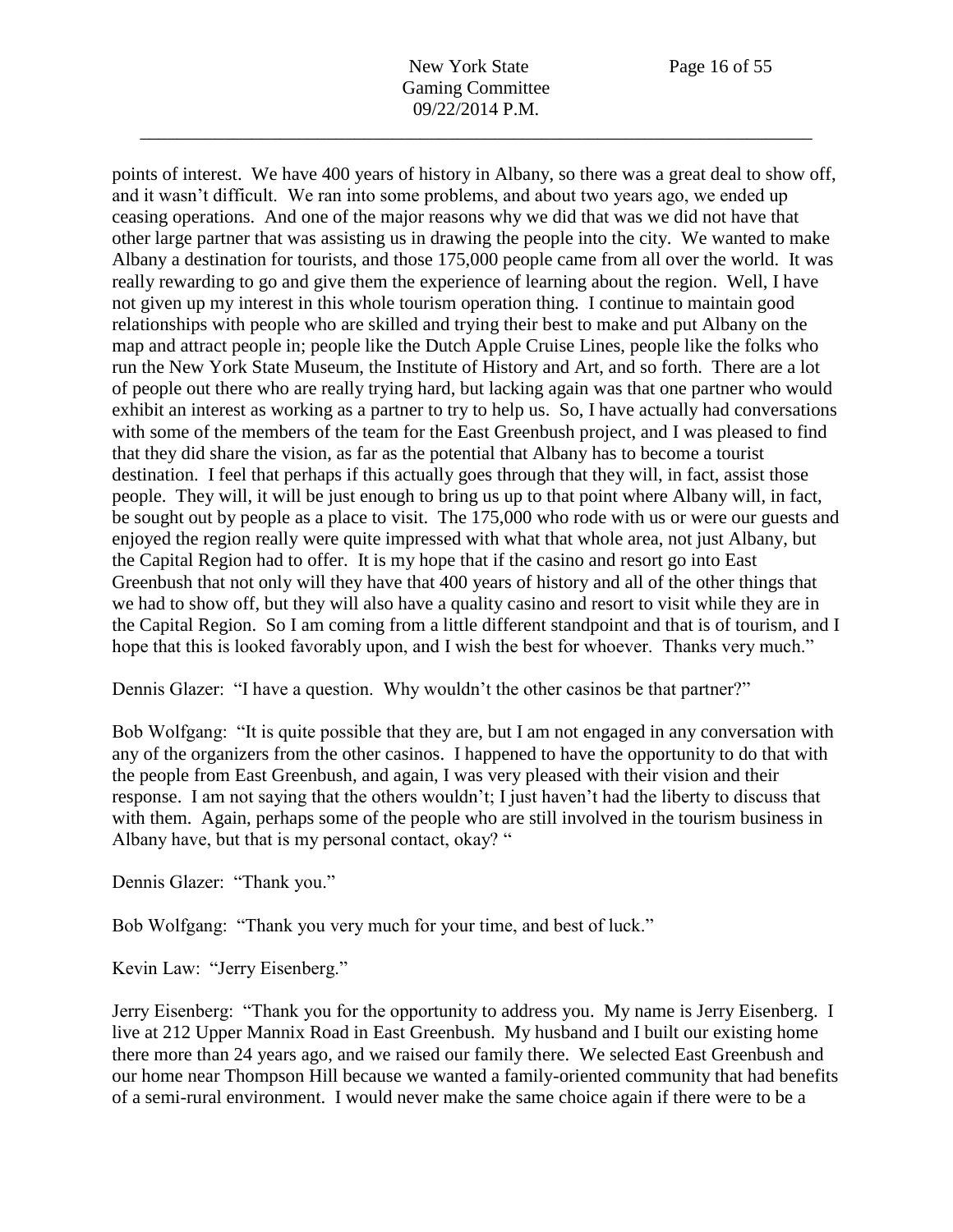points of interest. We have 400 years of history in Albany, so there was a great deal to show off, and it wasn't difficult. We ran into some problems, and about two years ago, we ended up ceasing operations. And one of the major reasons why we did that was we did not have that other large partner that was assisting us in drawing the people into the city. We wanted to make Albany a destination for tourists, and those 175,000 people came from all over the world. It was really rewarding to go and give them the experience of learning about the region. Well, I have not given up my interest in this whole tourism operation thing. I continue to maintain good relationships with people who are skilled and trying their best to make and put Albany on the map and attract people in; people like the Dutch Apple Cruise Lines, people like the folks who run the New York State Museum, the Institute of History and Art, and so forth. There are a lot of people out there who are really trying hard, but lacking again was that one partner who would exhibit an interest as working as a partner to try to help us. So, I have actually had conversations with some of the members of the team for the East Greenbush project, and I was pleased to find that they did share the vision, as far as the potential that Albany has to become a tourist destination. I feel that perhaps if this actually goes through that they will, in fact, assist those people. They will, it will be just enough to bring us up to that point where Albany will, in fact, be sought out by people as a place to visit. The 175,000 who rode with us or were our guests and enjoyed the region really were quite impressed with what that whole area, not just Albany, but the Capital Region had to offer. It is my hope that if the casino and resort go into East Greenbush that not only will they have that 400 years of history and all of the other things that we had to show off, but they will also have a quality casino and resort to visit while they are in the Capital Region. So I am coming from a little different standpoint and that is of tourism, and I hope that this is looked favorably upon, and I wish the best for whoever. Thanks very much."

Dennis Glazer: "I have a question. Why wouldn't the other casinos be that partner?"

Bob Wolfgang: "It is quite possible that they are, but I am not engaged in any conversation with any of the organizers from the other casinos. I happened to have the opportunity to do that with the people from East Greenbush, and again, I was very pleased with their vision and their response. I am not saying that the others wouldn't; I just haven't had the liberty to discuss that with them. Again, perhaps some of the people who are still involved in the tourism business in Albany have, but that is my personal contact, okay? "

Dennis Glazer: "Thank you."

Bob Wolfgang: "Thank you very much for your time, and best of luck."

Kevin Law: "Jerry Eisenberg."

Jerry Eisenberg: "Thank you for the opportunity to address you. My name is Jerry Eisenberg. I live at 212 Upper Mannix Road in East Greenbush. My husband and I built our existing home there more than 24 years ago, and we raised our family there. We selected East Greenbush and our home near Thompson Hill because we wanted a family-oriented community that had benefits of a semi-rural environment. I would never make the same choice again if there were to be a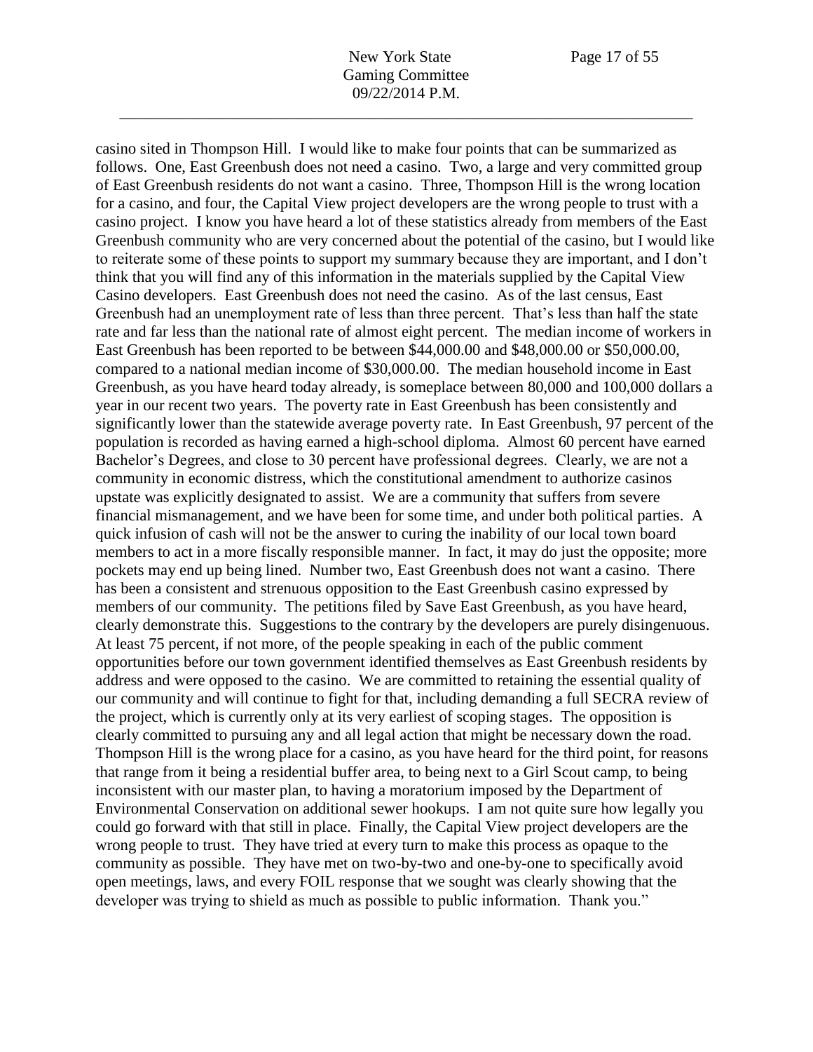casino sited in Thompson Hill. I would like to make four points that can be summarized as follows. One, East Greenbush does not need a casino. Two, a large and very committed group of East Greenbush residents do not want a casino. Three, Thompson Hill is the wrong location for a casino, and four, the Capital View project developers are the wrong people to trust with a casino project. I know you have heard a lot of these statistics already from members of the East Greenbush community who are very concerned about the potential of the casino, but I would like to reiterate some of these points to support my summary because they are important, and I don't think that you will find any of this information in the materials supplied by the Capital View Casino developers. East Greenbush does not need the casino. As of the last census, East Greenbush had an unemployment rate of less than three percent. That's less than half the state rate and far less than the national rate of almost eight percent. The median income of workers in East Greenbush has been reported to be between $44,000.00 and $48,000.00 or $50,000.00, compared to a national median income of $30,000.00. The median household income in East Greenbush, as you have heard today already, is someplace between 80,000 and 100,000 dollars a year in our recent two years. The poverty rate in East Greenbush has been consistently and significantly lower than the statewide average poverty rate. In East Greenbush, 97 percent of the population is recorded as having earned a high-school diploma. Almost 60 percent have earned Bachelor's Degrees, and close to 30 percent have professional degrees. Clearly, we are not a community in economic distress, which the constitutional amendment to authorize casinos upstate was explicitly designated to assist. We are a community that suffers from severe financial mismanagement, and we have been for some time, and under both political parties. A quick infusion of cash will not be the answer to curing the inability of our local town board members to act in a more fiscally responsible manner. In fact, it may do just the opposite; more pockets may end up being lined. Number two, East Greenbush does not want a casino. There has been a consistent and strenuous opposition to the East Greenbush casino expressed by members of our community. The petitions filed by Save East Greenbush, as you have heard, clearly demonstrate this. Suggestions to the contrary by the developers are purely disingenuous. At least 75 percent, if not more, of the people speaking in each of the public comment opportunities before our town government identified themselves as East Greenbush residents by address and were opposed to the casino. We are committed to retaining the essential quality of our community and will continue to fight for that, including demanding a full SECRA review of the project, which is currently only at its very earliest of scoping stages. The opposition is clearly committed to pursuing any and all legal action that might be necessary down the road. Thompson Hill is the wrong place for a casino, as you have heard for the third point, for reasons that range from it being a residential buffer area, to being next to a Girl Scout camp, to being inconsistent with our master plan, to having a moratorium imposed by the Department of Environmental Conservation on additional sewer hookups. I am not quite sure how legally you could go forward with that still in place. Finally, the Capital View project developers are the wrong people to trust. They have tried at every turn to make this process as opaque to the community as possible. They have met on two-by-two and one-by-one to specifically avoid open meetings, laws, and every FOIL response that we sought was clearly showing that the developer was trying to shield as much as possible to public information. Thank you."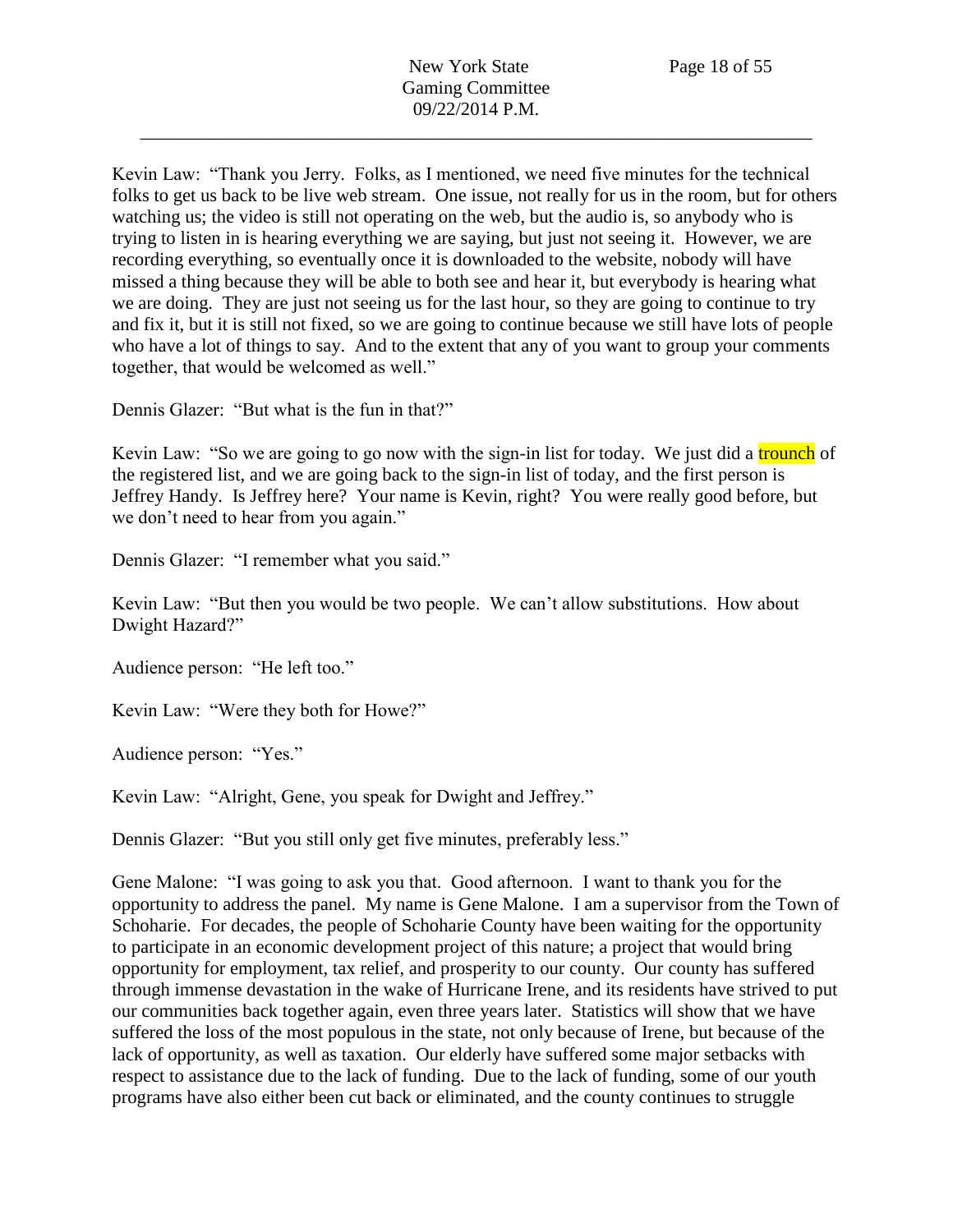Kevin Law: "Thank you Jerry. Folks, as I mentioned, we need five minutes for the technical folks to get us back to be live web stream. One issue, not really for us in the room, but for others watching us; the video is still not operating on the web, but the audio is, so anybody who is trying to listen in is hearing everything we are saying, but just not seeing it. However, we are recording everything, so eventually once it is downloaded to the website, nobody will have missed a thing because they will be able to both see and hear it, but everybody is hearing what we are doing. They are just not seeing us for the last hour, so they are going to continue to try and fix it, but it is still not fixed, so we are going to continue because we still have lots of people who have a lot of things to say. And to the extent that any of you want to group your comments together, that would be welcomed as well."

Dennis Glazer: "But what is the fun in that?"

Kevin Law: "So we are going to go now with the sign-in list for today. We just did a trounch of the registered list, and we are going back to the sign-in list of today, and the first person is Jeffrey Handy. Is Jeffrey here? Your name is Kevin, right? You were really good before, but we don't need to hear from you again."

Dennis Glazer: "I remember what you said."

Kevin Law: "But then you would be two people. We can't allow substitutions. How about Dwight Hazard?"

Audience person: "He left too."

Kevin Law: "Were they both for Howe?"

Audience person: "Yes."

Kevin Law: "Alright, Gene, you speak for Dwight and Jeffrey."

Dennis Glazer: "But you still only get five minutes, preferably less."

Gene Malone: "I was going to ask you that. Good afternoon. I want to thank you for the opportunity to address the panel. My name is Gene Malone. I am a supervisor from the Town of Schoharie. For decades, the people of Schoharie County have been waiting for the opportunity to participate in an economic development project of this nature; a project that would bring opportunity for employment, tax relief, and prosperity to our county. Our county has suffered through immense devastation in the wake of Hurricane Irene, and its residents have strived to put our communities back together again, even three years later. Statistics will show that we have suffered the loss of the most populous in the state, not only because of Irene, but because of the lack of opportunity, as well as taxation. Our elderly have suffered some major setbacks with respect to assistance due to the lack of funding. Due to the lack of funding, some of our youth programs have also either been cut back or eliminated, and the county continues to struggle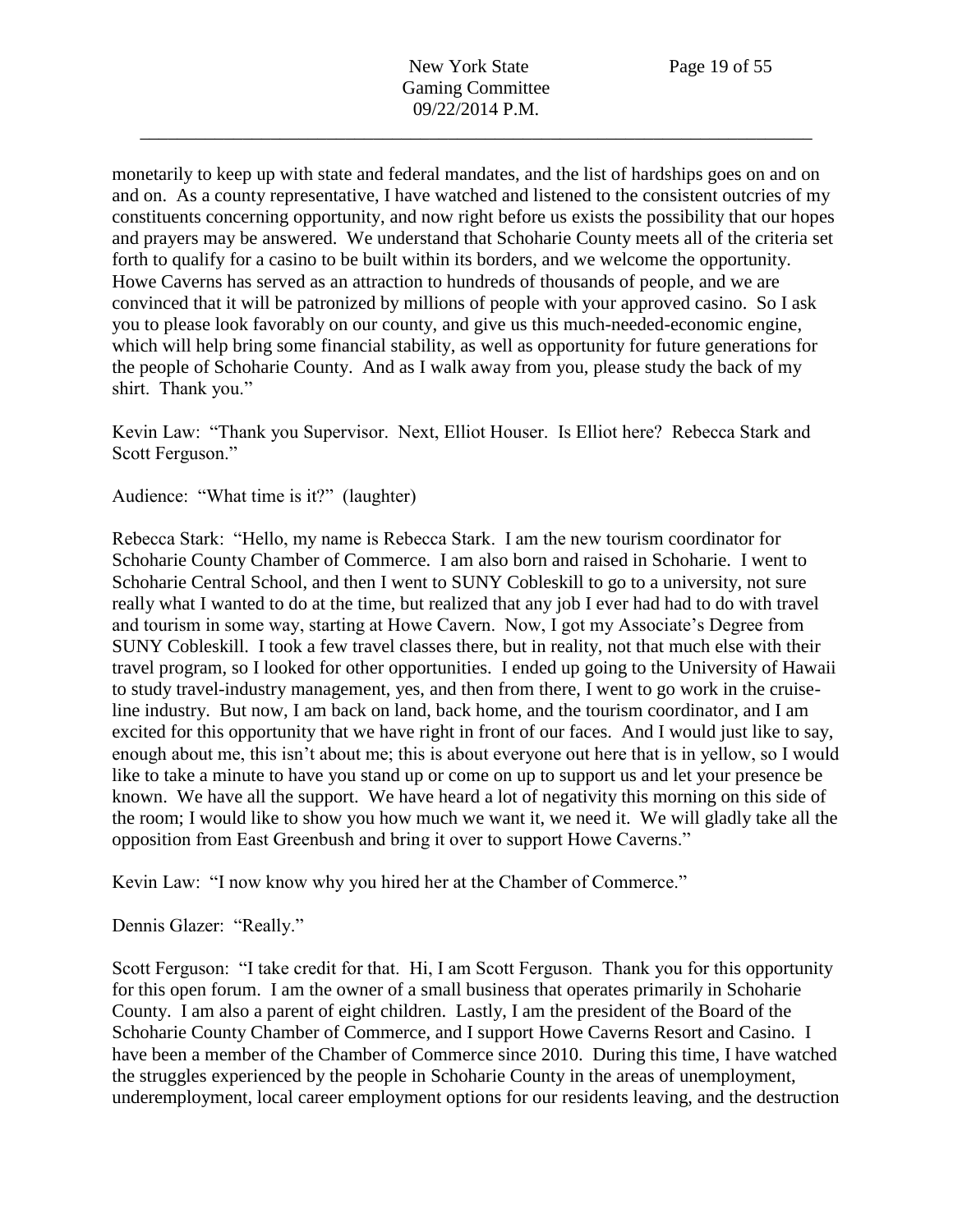monetarily to keep up with state and federal mandates, and the list of hardships goes on and on and on. As a county representative, I have watched and listened to the consistent outcries of my constituents concerning opportunity, and now right before us exists the possibility that our hopes and prayers may be answered. We understand that Schoharie County meets all of the criteria set forth to qualify for a casino to be built within its borders, and we welcome the opportunity. Howe Caverns has served as an attraction to hundreds of thousands of people, and we are convinced that it will be patronized by millions of people with your approved casino. So I ask you to please look favorably on our county, and give us this much-needed-economic engine, which will help bring some financial stability, as well as opportunity for future generations for the people of Schoharie County. And as I walk away from you, please study the back of my shirt. Thank you."

Kevin Law: "Thank you Supervisor. Next, Elliot Houser. Is Elliot here? Rebecca Stark and Scott Ferguson."

Audience: "What time is it?" (laughter)

Rebecca Stark: "Hello, my name is Rebecca Stark. I am the new tourism coordinator for Schoharie County Chamber of Commerce. I am also born and raised in Schoharie. I went to Schoharie Central School, and then I went to SUNY Cobleskill to go to a university, not sure really what I wanted to do at the time, but realized that any job I ever had had to do with travel and tourism in some way, starting at Howe Cavern. Now, I got my Associate's Degree from SUNY Cobleskill. I took a few travel classes there, but in reality, not that much else with their travel program, so I looked for other opportunities. I ended up going to the University of Hawaii to study travel-industry management, yes, and then from there, I went to go work in the cruise-line industry. But now, I am back on land, back home, and the tourism coordinator, and I am excited for this opportunity that we have right in front of our faces. And I would just like to say, enough about me, this isn't about me; this is about everyone out here that is in yellow, so I would like to take a minute to have you stand up or come on up to support us and let your presence be known. We have all the support. We have heard a lot of negativity this morning on this side of the room; I would like to show you how much we want it, we need it. We will gladly take all the opposition from East Greenbush and bring it over to support Howe Caverns."

Kevin Law: "I now know why you hired her at the Chamber of Commerce."

Dennis Glazer: "Really."

Scott Ferguson: "I take credit for that. Hi, I am Scott Ferguson. Thank you for this opportunity for this open forum. I am the owner of a small business that operates primarily in Schoharie County. I am also a parent of eight children. Lastly, I am the president of the Board of the Schoharie County Chamber of Commerce, and I support Howe Caverns Resort and Casino. I have been a member of the Chamber of Commerce since 2010. During this time, I have watched the struggles experienced by the people in Schoharie County in the areas of unemployment, underemployment, local career employment options for our residents leaving, and the destruction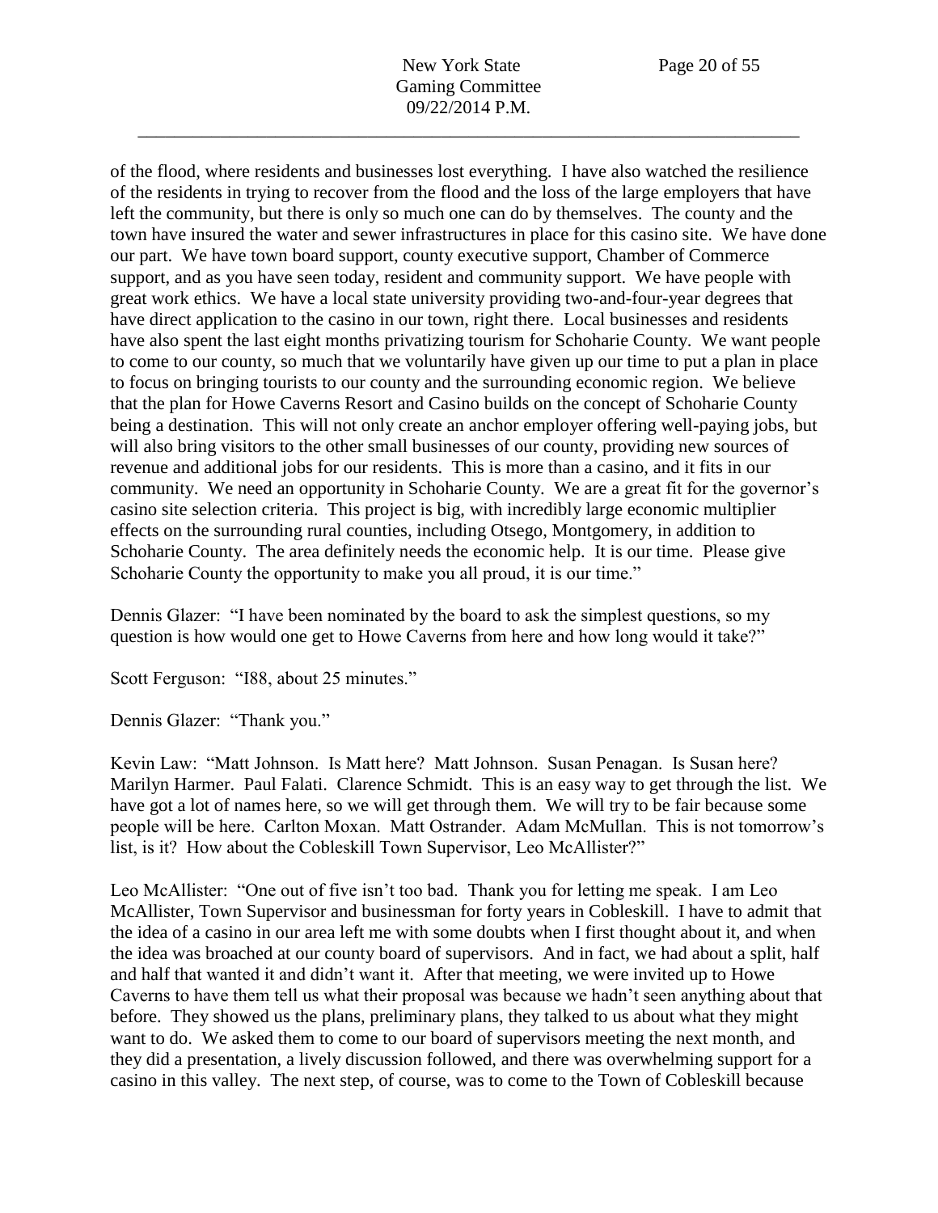of the flood, where residents and businesses lost everything. I have also watched the resilience of the residents in trying to recover from the flood and the loss of the large employers that have left the community, but there is only so much one can do by themselves. The county and the town have insured the water and sewer infrastructures in place for this casino site. We have done our part. We have town board support, county executive support, Chamber of Commerce support, and as you have seen today, resident and community support. We have people with great work ethics. We have a local state university providing two-and-four-year degrees that have direct application to the casino in our town, right there. Local businesses and residents have also spent the last eight months privatizing tourism for Schoharie County. We want people to come to our county, so much that we voluntarily have given up our time to put a plan in place to focus on bringing tourists to our county and the surrounding economic region. We believe that the plan for Howe Caverns Resort and Casino builds on the concept of Schoharie County being a destination. This will not only create an anchor employer offering well-paying jobs, but will also bring visitors to the other small businesses of our county, providing new sources of revenue and additional jobs for our residents. This is more than a casino, and it fits in our community. We need an opportunity in Schoharie County. We are a great fit for the governor's casino site selection criteria. This project is big, with incredibly large economic multiplier effects on the surrounding rural counties, including Otsego, Montgomery, in addition to Schoharie County. The area definitely needs the economic help. It is our time. Please give Schoharie County the opportunity to make you all proud, it is our time."

Dennis Glazer: "I have been nominated by the board to ask the simplest questions, so my question is how would one get to Howe Caverns from here and how long would it take?"

Scott Ferguson: "I88, about 25 minutes."

Dennis Glazer: "Thank you."

Kevin Law: "Matt Johnson. Is Matt here? Matt Johnson. Susan Penagan. Is Susan here? Marilyn Harmer. Paul Falati. Clarence Schmidt. This is an easy way to get through the list. We have got a lot of names here, so we will get through them. We will try to be fair because some people will be here. Carlton Moxan. Matt Ostrander. Adam McMullan. This is not tomorrow's list, is it? How about the Cobleskill Town Supervisor, Leo McAllister?"

Leo McAllister: "One out of five isn't too bad. Thank you for letting me speak. I am Leo McAllister, Town Supervisor and businessman for forty years in Cobleskill. I have to admit that the idea of a casino in our area left me with some doubts when I first thought about it, and when the idea was broached at our county board of supervisors. And in fact, we had about a split, half and half that wanted it and didn't want it. After that meeting, we were invited up to Howe Caverns to have them tell us what their proposal was because we hadn't seen anything about that before. They showed us the plans, preliminary plans, they talked to us about what they might want to do. We asked them to come to our board of supervisors meeting the next month, and they did a presentation, a lively discussion followed, and there was overwhelming support for a casino in this valley. The next step, of course, was to come to the Town of Cobleskill because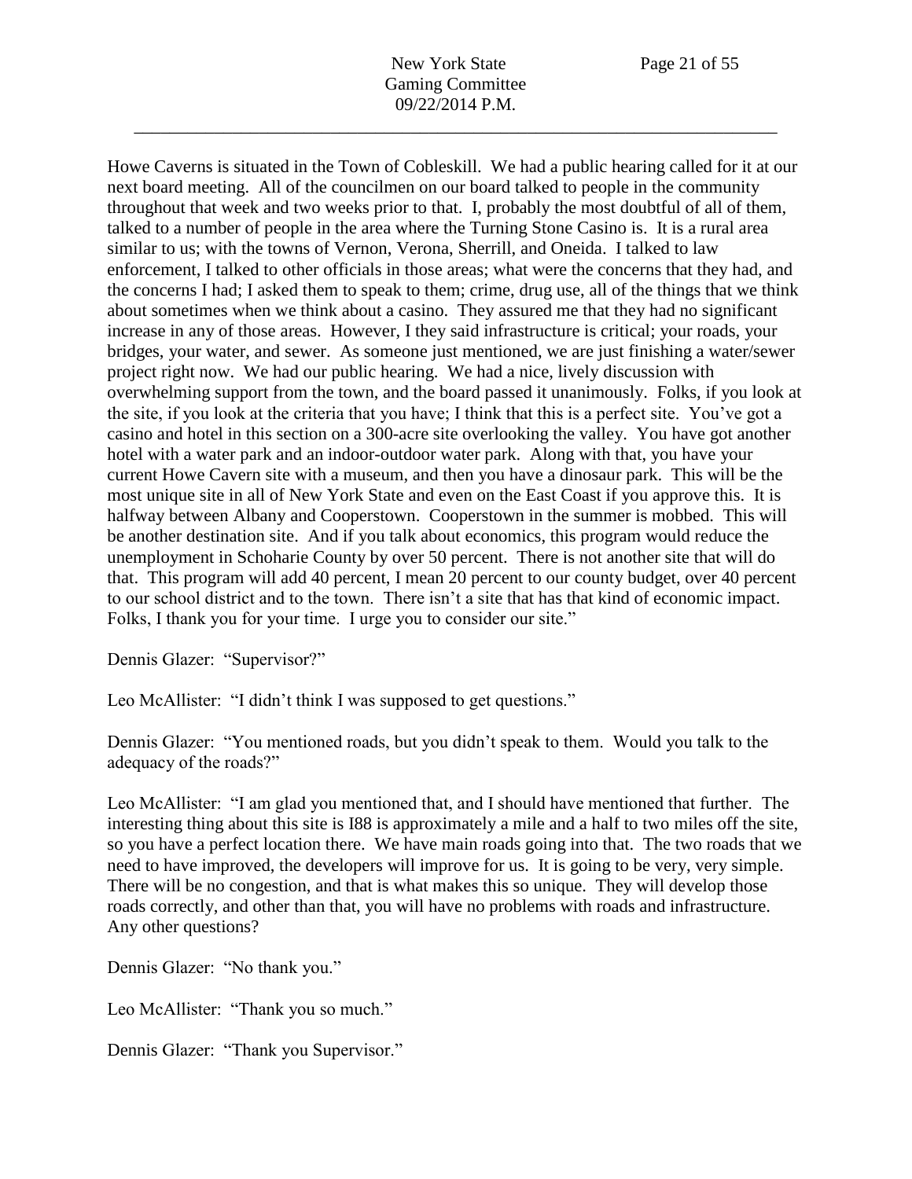Howe Caverns is situated in the Town of Cobleskill. We had a public hearing called for it at our next board meeting. All of the councilmen on our board talked to people in the community throughout that week and two weeks prior to that. I, probably the most doubtful of all of them, talked to a number of people in the area where the Turning Stone Casino is. It is a rural area similar to us; with the towns of Vernon, Verona, Sherrill, and Oneida. I talked to law enforcement, I talked to other officials in those areas; what were the concerns that they had, and the concerns I had; I asked them to speak to them; crime, drug use, all of the things that we think about sometimes when we think about a casino. They assured me that they had no significant increase in any of those areas. However, I they said infrastructure is critical; your roads, your bridges, your water, and sewer. As someone just mentioned, we are just finishing a water/sewer project right now. We had our public hearing. We had a nice, lively discussion with overwhelming support from the town, and the board passed it unanimously. Folks, if you look at the site, if you look at the criteria that you have; I think that this is a perfect site. You've got a casino and hotel in this section on a 300-acre site overlooking the valley. You have got another hotel with a water park and an indoor-outdoor water park. Along with that, you have your current Howe Cavern site with a museum, and then you have a dinosaur park. This will be the most unique site in all of New York State and even on the East Coast if you approve this. It is halfway between Albany and Cooperstown. Cooperstown in the summer is mobbed. This will be another destination site. And if you talk about economics, this program would reduce the unemployment in Schoharie County by over 50 percent. There is not another site that will do that. This program will add 40 percent, I mean 20 percent to our county budget, over 40 percent to our school district and to the town. There isn't a site that has that kind of economic impact. Folks, I thank you for your time. I urge you to consider our site."

Dennis Glazer: "Supervisor?"

Leo McAllister: "I didn't think I was supposed to get questions."

Dennis Glazer: "You mentioned roads, but you didn't speak to them. Would you talk to the adequacy of the roads?"

Leo McAllister: "I am glad you mentioned that, and I should have mentioned that further. The interesting thing about this site is I88 is approximately a mile and a half to two miles off the site, so you have a perfect location there. We have main roads going into that. The two roads that we need to have improved, the developers will improve for us. It is going to be very, very simple. There will be no congestion, and that is what makes this so unique. They will develop those roads correctly, and other than that, you will have no problems with roads and infrastructure. Any other questions?

Dennis Glazer: "No thank you."

Leo McAllister: "Thank you so much."

Dennis Glazer: "Thank you Supervisor."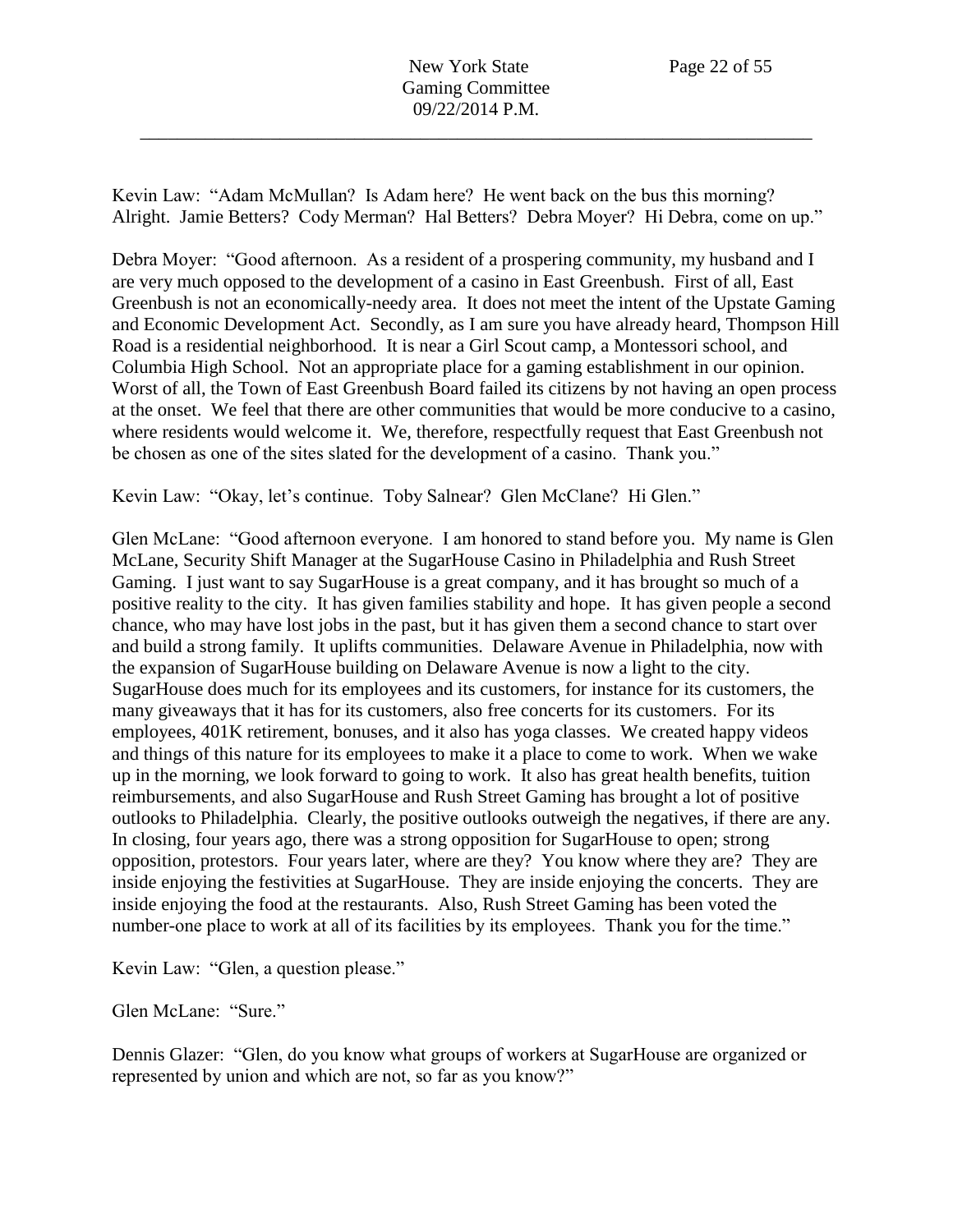Kevin Law: "Adam McMullan? Is Adam here? He went back on the bus this morning? Alright. Jamie Betters? Cody Merman? Hal Betters? Debra Moyer? Hi Debra, come on up."

Debra Moyer: "Good afternoon. As a resident of a prospering community, my husband and I are very much opposed to the development of a casino in East Greenbush. First of all, East Greenbush is not an economically-needy area. It does not meet the intent of the Upstate Gaming and Economic Development Act. Secondly, as I am sure you have already heard, Thompson Hill Road is a residential neighborhood. It is near a Girl Scout camp, a Montessori school, and Columbia High School. Not an appropriate place for a gaming establishment in our opinion. Worst of all, the Town of East Greenbush Board failed its citizens by not having an open process at the onset. We feel that there are other communities that would be more conducive to a casino, where residents would welcome it. We, therefore, respectfully request that East Greenbush not be chosen as one of the sites slated for the development of a casino. Thank you."

Kevin Law: "Okay, let's continue. Toby Salnear? Glen McClane? Hi Glen."

Glen McLane: "Good afternoon everyone. I am honored to stand before you. My name is Glen McLane, Security Shift Manager at the SugarHouse Casino in Philadelphia and Rush Street Gaming. I just want to say SugarHouse is a great company, and it has brought so much of a positive reality to the city. It has given families stability and hope. It has given people a second chance, who may have lost jobs in the past, but it has given them a second chance to start over and build a strong family. It uplifts communities. Delaware Avenue in Philadelphia, now with the expansion of SugarHouse building on Delaware Avenue is now a light to the city. SugarHouse does much for its employees and its customers, for instance for its customers, the many giveaways that it has for its customers, also free concerts for its customers. For its employees, 401K retirement, bonuses, and it also has yoga classes. We created happy videos and things of this nature for its employees to make it a place to come to work. When we wake up in the morning, we look forward to going to work. It also has great health benefits, tuition reimbursements, and also SugarHouse and Rush Street Gaming has brought a lot of positive outlooks to Philadelphia. Clearly, the positive outlooks outweigh the negatives, if there are any. In closing, four years ago, there was a strong opposition for SugarHouse to open; strong opposition, protestors. Four years later, where are they? You know where they are? They are inside enjoying the festivities at SugarHouse. They are inside enjoying the concerts. They are inside enjoying the food at the restaurants. Also, Rush Street Gaming has been voted the number-one place to work at all of its facilities by its employees. Thank you for the time."

Kevin Law: "Glen, a question please."

Glen McLane: "Sure."

Dennis Glazer: "Glen, do you know what groups of workers at SugarHouse are organized or represented by union and which are not, so far as you know?"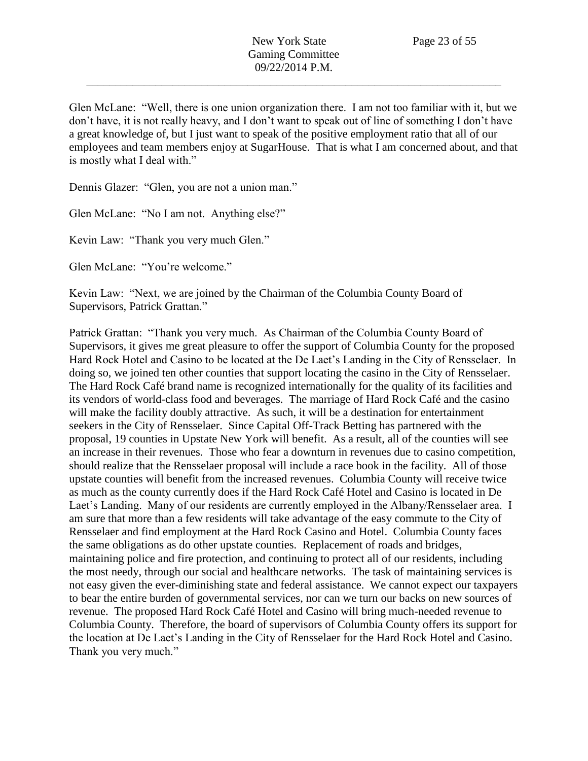Glen McLane: “Well, there is one union organization there. I am not too familiar with it, but we don’t have, it is not really heavy, and I don’t want to speak out of line of something I don’t have a great knowledge of, but I just want to speak of the positive employment ratio that all of our employees and team members enjoy at SugarHouse. That is what I am concerned about, and that is mostly what I deal with.”

Dennis Glazer: “Glen, you are not a union man.”

Glen McLane: “No I am not. Anything else?”

Kevin Law: “Thank you very much Glen.”

Glen McLane: “You’re welcome.”

Kevin Law: “Next, we are joined by the Chairman of the Columbia County Board of Supervisors, Patrick Grattan.”

Patrick Grattan: “Thank you very much. As Chairman of the Columbia County Board of Supervisors, it gives me great pleasure to offer the support of Columbia County for the proposed Hard Rock Hotel and Casino to be located at the De Laet’s Landing in the City of Rensselaer. In doing so, we joined ten other counties that support locating the casino in the City of Rensselaer. The Hard Rock Café brand name is recognized internationally for the quality of its facilities and its vendors of world-class food and beverages. The marriage of Hard Rock Café and the casino will make the facility doubly attractive. As such, it will be a destination for entertainment seekers in the City of Rensselaer. Since Capital Off-Track Betting has partnered with the proposal, 19 counties in Upstate New York will benefit. As a result, all of the counties will see an increase in their revenues. Those who fear a downturn in revenues due to casino competition, should realize that the Rensselaer proposal will include a race book in the facility. All of those upstate counties will benefit from the increased revenues. Columbia County will receive twice as much as the county currently does if the Hard Rock Café Hotel and Casino is located in De Laet’s Landing. Many of our residents are currently employed in the Albany/Rensselaer area. I am sure that more than a few residents will take advantage of the easy commute to the City of Rensselaer and find employment at the Hard Rock Casino and Hotel. Columbia County faces the same obligations as do other upstate counties. Replacement of roads and bridges, maintaining police and fire protection, and continuing to protect all of our residents, including the most needy, through our social and healthcare networks. The task of maintaining services is not easy given the ever-diminishing state and federal assistance. We cannot expect our taxpayers to bear the entire burden of governmental services, nor can we turn our backs on new sources of revenue. The proposed Hard Rock Café Hotel and Casino will bring much-needed revenue to Columbia County. Therefore, the board of supervisors of Columbia County offers its support for the location at De Laet’s Landing in the City of Rensselaer for the Hard Rock Hotel and Casino. Thank you very much.”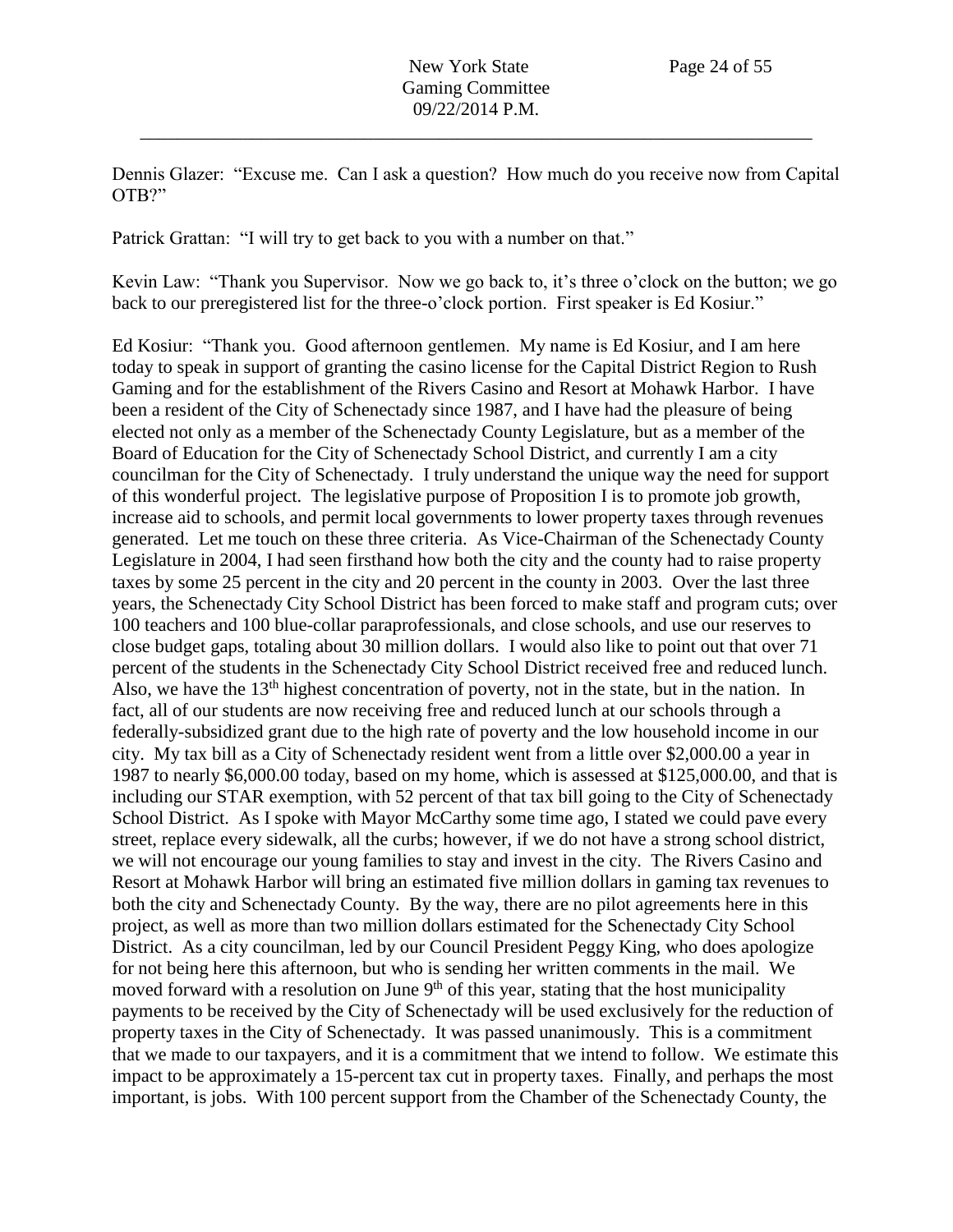Dennis Glazer: "Excuse me. Can I ask a question? How much do you receive now from Capital OTB?"

Patrick Grattan: "I will try to get back to you with a number on that."

Kevin Law: "Thank you Supervisor. Now we go back to, it's three o'clock on the button; we go back to our preregistered list for the three-o'clock portion. First speaker is Ed Kosiur."

Ed Kosiur: "Thank you. Good afternoon gentlemen. My name is Ed Kosiur, and I am here today to speak in support of granting the casino license for the Capital District Region to Rush Gaming and for the establishment of the Rivers Casino and Resort at Mohawk Harbor. I have been a resident of the City of Schenectady since 1987, and I have had the pleasure of being elected not only as a member of the Schenectady County Legislature, but as a member of the Board of Education for the City of Schenectady School District, and currently I am a city councilman for the City of Schenectady. I truly understand the unique way the need for support of this wonderful project. The legislative purpose of Proposition I is to promote job growth, increase aid to schools, and permit local governments to lower property taxes through revenues generated. Let me touch on these three criteria. As Vice-Chairman of the Schenectady County Legislature in 2004, I had seen firsthand how both the city and the county had to raise property taxes by some 25 percent in the city and 20 percent in the county in 2003. Over the last three years, the Schenectady City School District has been forced to make staff and program cuts; over 100 teachers and 100 blue-collar paraprofessionals, and close schools, and use our reserves to close budget gaps, totaling about 30 million dollars. I would also like to point out that over 71 percent of the students in the Schenectady City School District received free and reduced lunch. Also, we have the 13th highest concentration of poverty, not in the state, but in the nation. In fact, all of our students are now receiving free and reduced lunch at our schools through a federally-subsidized grant due to the high rate of poverty and the low household income in our city. My tax bill as a City of Schenectady resident went from a little over $2,000.00 a year in 1987 to nearly $6,000.00 today, based on my home, which is assessed at $125,000.00, and that is including our STAR exemption, with 52 percent of that tax bill going to the City of Schenectady School District. As I spoke with Mayor McCarthy some time ago, I stated we could pave every street, replace every sidewalk, all the curbs; however, if we do not have a strong school district, we will not encourage our young families to stay and invest in the city. The Rivers Casino and Resort at Mohawk Harbor will bring an estimated five million dollars in gaming tax revenues to both the city and Schenectady County. By the way, there are no pilot agreements here in this project, as well as more than two million dollars estimated for the Schenectady City School District. As a city councilman, led by our Council President Peggy King, who does apologize for not being here this afternoon, but who is sending her written comments in the mail. We moved forward with a resolution on June 9th of this year, stating that the host municipality payments to be received by the City of Schenectady will be used exclusively for the reduction of property taxes in the City of Schenectady. It was passed unanimously. This is a commitment that we made to our taxpayers, and it is a commitment that we intend to follow. We estimate this impact to be approximately a 15-percent tax cut in property taxes. Finally, and perhaps the most important, is jobs. With 100 percent support from the Chamber of the Schenectady County, the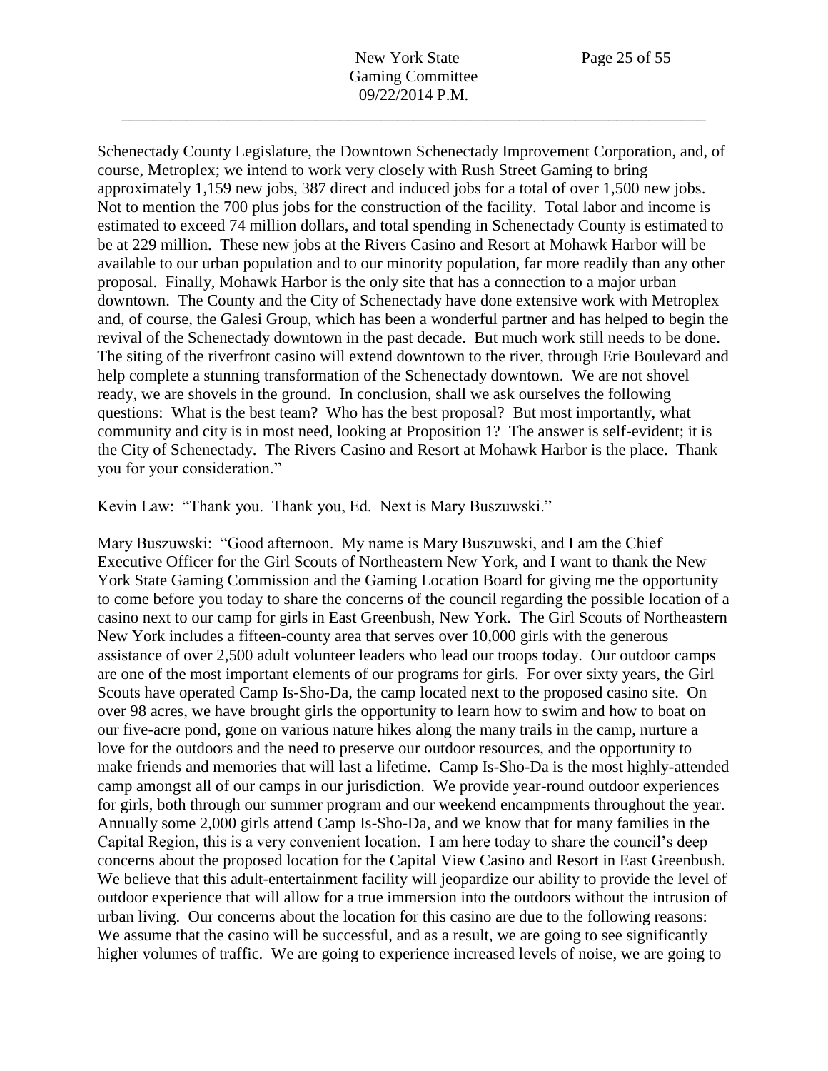Schenectady County Legislature, the Downtown Schenectady Improvement Corporation, and, of course, Metroplex; we intend to work very closely with Rush Street Gaming to bring approximately 1,159 new jobs, 387 direct and induced jobs for a total of over 1,500 new jobs. Not to mention the 700 plus jobs for the construction of the facility. Total labor and income is estimated to exceed 74 million dollars, and total spending in Schenectady County is estimated to be at 229 million. These new jobs at the Rivers Casino and Resort at Mohawk Harbor will be available to our urban population and to our minority population, far more readily than any other proposal. Finally, Mohawk Harbor is the only site that has a connection to a major urban downtown. The County and the City of Schenectady have done extensive work with Metroplex and, of course, the Galesi Group, which has been a wonderful partner and has helped to begin the revival of the Schenectady downtown in the past decade. But much work still needs to be done. The siting of the riverfront casino will extend downtown to the river, through Erie Boulevard and help complete a stunning transformation of the Schenectady downtown. We are not shovel ready, we are shovels in the ground. In conclusion, shall we ask ourselves the following questions: What is the best team? Who has the best proposal? But most importantly, what community and city is in most need, looking at Proposition 1? The answer is self-evident; it is the City of Schenectady. The Rivers Casino and Resort at Mohawk Harbor is the place. Thank you for your consideration."

Kevin Law: "Thank you. Thank you, Ed. Next is Mary Buszuwski."

Mary Buszuwski: "Good afternoon. My name is Mary Buszuwski, and I am the Chief Executive Officer for the Girl Scouts of Northeastern New York, and I want to thank the New York State Gaming Commission and the Gaming Location Board for giving me the opportunity to come before you today to share the concerns of the council regarding the possible location of a casino next to our camp for girls in East Greenbush, New York. The Girl Scouts of Northeastern New York includes a fifteen-county area that serves over 10,000 girls with the generous assistance of over 2,500 adult volunteer leaders who lead our troops today. Our outdoor camps are one of the most important elements of our programs for girls. For over sixty years, the Girl Scouts have operated Camp Is-Sho-Da, the camp located next to the proposed casino site. On over 98 acres, we have brought girls the opportunity to learn how to swim and how to boat on our five-acre pond, gone on various nature hikes along the many trails in the camp, nurture a love for the outdoors and the need to preserve our outdoor resources, and the opportunity to make friends and memories that will last a lifetime. Camp Is-Sho-Da is the most highly-attended camp amongst all of our camps in our jurisdiction. We provide year-round outdoor experiences for girls, both through our summer program and our weekend encampments throughout the year. Annually some 2,000 girls attend Camp Is-Sho-Da, and we know that for many families in the Capital Region, this is a very convenient location. I am here today to share the council's deep concerns about the proposed location for the Capital View Casino and Resort in East Greenbush. We believe that this adult-entertainment facility will jeopardize our ability to provide the level of outdoor experience that will allow for a true immersion into the outdoors without the intrusion of urban living. Our concerns about the location for this casino are due to the following reasons: We assume that the casino will be successful, and as a result, we are going to see significantly higher volumes of traffic. We are going to experience increased levels of noise, we are going to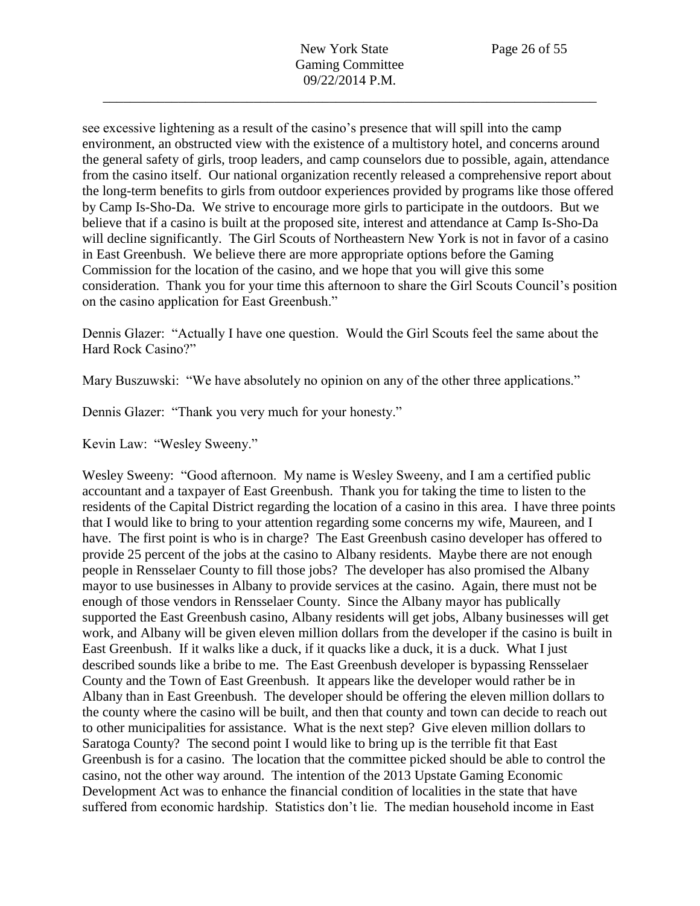see excessive lightening as a result of the casino's presence that will spill into the camp environment, an obstructed view with the existence of a multistory hotel, and concerns around the general safety of girls, troop leaders, and camp counselors due to possible, again, attendance from the casino itself. Our national organization recently released a comprehensive report about the long-term benefits to girls from outdoor experiences provided by programs like those offered by Camp Is-Sho-Da. We strive to encourage more girls to participate in the outdoors. But we believe that if a casino is built at the proposed site, interest and attendance at Camp Is-Sho-Da will decline significantly. The Girl Scouts of Northeastern New York is not in favor of a casino in East Greenbush. We believe there are more appropriate options before the Gaming Commission for the location of the casino, and we hope that you will give this some consideration. Thank you for your time this afternoon to share the Girl Scouts Council's position on the casino application for East Greenbush."

Dennis Glazer: "Actually I have one question. Would the Girl Scouts feel the same about the Hard Rock Casino?"

Mary Buszuwski: "We have absolutely no opinion on any of the other three applications."

Dennis Glazer: "Thank you very much for your honesty."

Kevin Law: "Wesley Sweeny."

Wesley Sweeny: "Good afternoon. My name is Wesley Sweeny, and I am a certified public accountant and a taxpayer of East Greenbush. Thank you for taking the time to listen to the residents of the Capital District regarding the location of a casino in this area. I have three points that I would like to bring to your attention regarding some concerns my wife, Maureen, and I have. The first point is who is in charge? The East Greenbush casino developer has offered to provide 25 percent of the jobs at the casino to Albany residents. Maybe there are not enough people in Rensselaer County to fill those jobs? The developer has also promised the Albany mayor to use businesses in Albany to provide services at the casino. Again, there must not be enough of those vendors in Rensselaer County. Since the Albany mayor has publically supported the East Greenbush casino, Albany residents will get jobs, Albany businesses will get work, and Albany will be given eleven million dollars from the developer if the casino is built in East Greenbush. If it walks like a duck, if it quacks like a duck, it is a duck. What I just described sounds like a bribe to me. The East Greenbush developer is bypassing Rensselaer County and the Town of East Greenbush. It appears like the developer would rather be in Albany than in East Greenbush. The developer should be offering the eleven million dollars to the county where the casino will be built, and then that county and town can decide to reach out to other municipalities for assistance. What is the next step? Give eleven million dollars to Saratoga County? The second point I would like to bring up is the terrible fit that East Greenbush is for a casino. The location that the committee picked should be able to control the casino, not the other way around. The intention of the 2013 Upstate Gaming Economic Development Act was to enhance the financial condition of localities in the state that have suffered from economic hardship. Statistics don't lie. The median household income in East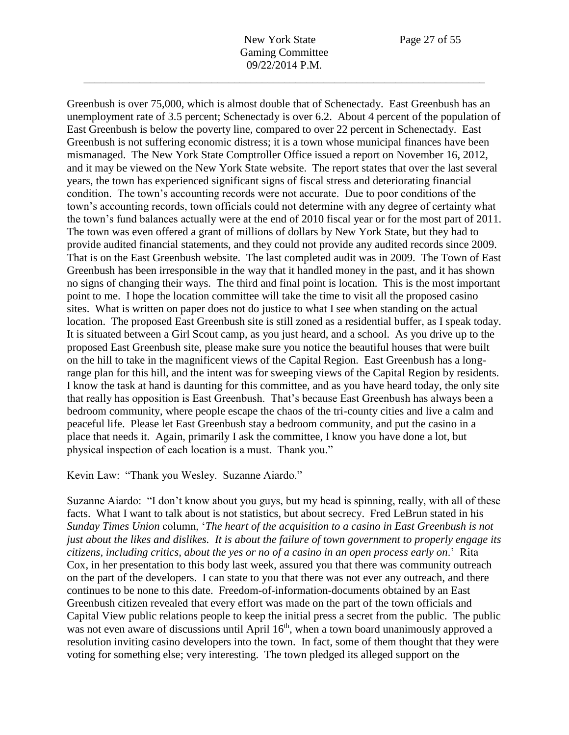Greenbush is over 75,000, which is almost double that of Schenectady. East Greenbush has an unemployment rate of 3.5 percent; Schenectady is over 6.2. About 4 percent of the population of East Greenbush is below the poverty line, compared to over 22 percent in Schenectady. East Greenbush is not suffering economic distress; it is a town whose municipal finances have been mismanaged. The New York State Comptroller Office issued a report on November 16, 2012, and it may be viewed on the New York State website. The report states that over the last several years, the town has experienced significant signs of fiscal stress and deteriorating financial condition. The town's accounting records were not accurate. Due to poor conditions of the town's accounting records, town officials could not determine with any degree of certainty what the town's fund balances actually were at the end of 2010 fiscal year or for the most part of 2011. The town was even offered a grant of millions of dollars by New York State, but they had to provide audited financial statements, and they could not provide any audited records since 2009. That is on the East Greenbush website. The last completed audit was in 2009. The Town of East Greenbush has been irresponsible in the way that it handled money in the past, and it has shown no signs of changing their ways. The third and final point is location. This is the most important point to me. I hope the location committee will take the time to visit all the proposed casino sites. What is written on paper does not do justice to what I see when standing on the actual location. The proposed East Greenbush site is still zoned as a residential buffer, as I speak today. It is situated between a Girl Scout camp, as you just heard, and a school. As you drive up to the proposed East Greenbush site, please make sure you notice the beautiful houses that were built on the hill to take in the magnificent views of the Capital Region. East Greenbush has a long-range plan for this hill, and the intent was for sweeping views of the Capital Region by residents. I know the task at hand is daunting for this committee, and as you have heard today, the only site that really has opposition is East Greenbush. That's because East Greenbush has always been a bedroom community, where people escape the chaos of the tri-county cities and live a calm and peaceful life. Please let East Greenbush stay a bedroom community, and put the casino in a place that needs it. Again, primarily I ask the committee, I know you have done a lot, but physical inspection of each location is a must. Thank you."

Kevin Law: "Thank you Wesley. Suzanne Aiardo."

Suzanne Aiardo: "I don't know about you guys, but my head is spinning, really, with all of these facts. What I want to talk about is not statistics, but about secrecy. Fred LeBrun stated in his *Sunday Times Union* column, '*The heart of the acquisition to a casino in East Greenbush is not just about the likes and dislikes. It is about the failure of town government to properly engage its citizens, including critics, about the yes or no of a casino in an open process early on*.' Rita Cox, in her presentation to this body last week, assured you that there was community outreach on the part of the developers. I can state to you that there was not ever any outreach, and there continues to be none to this date. Freedom-of-information-documents obtained by an East Greenbush citizen revealed that every effort was made on the part of the town officials and Capital View public relations people to keep the initial press a secret from the public. The public was not even aware of discussions until April 16th, when a town board unanimously approved a resolution inviting casino developers into the town. In fact, some of them thought that they were voting for something else; very interesting. The town pledged its alleged support on the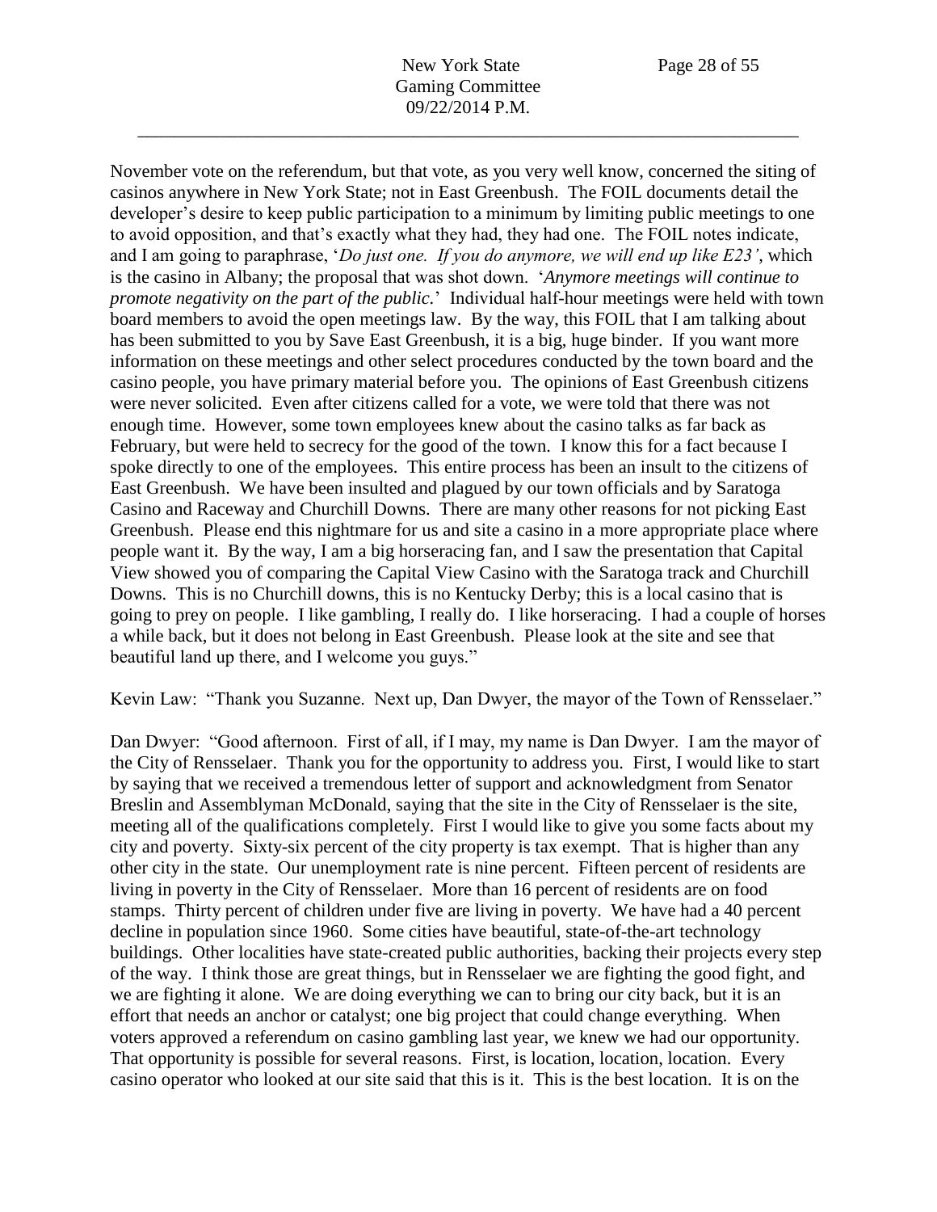November vote on the referendum, but that vote, as you very well know, concerned the siting of casinos anywhere in New York State; not in East Greenbush. The FOIL documents detail the developer's desire to keep public participation to a minimum by limiting public meetings to one to avoid opposition, and that's exactly what they had, they had one. The FOIL notes indicate, and I am going to paraphrase, '*Do just one. If you do anymore, we will end up like E23'*, which is the casino in Albany; the proposal that was shot down. '*Anymore meetings will continue to promote negativity on the part of the public.*' Individual half-hour meetings were held with town board members to avoid the open meetings law. By the way, this FOIL that I am talking about has been submitted to you by Save East Greenbush, it is a big, huge binder. If you want more information on these meetings and other select procedures conducted by the town board and the casino people, you have primary material before you. The opinions of East Greenbush citizens were never solicited. Even after citizens called for a vote, we were told that there was not enough time. However, some town employees knew about the casino talks as far back as February, but were held to secrecy for the good of the town. I know this for a fact because I spoke directly to one of the employees. This entire process has been an insult to the citizens of East Greenbush. We have been insulted and plagued by our town officials and by Saratoga Casino and Raceway and Churchill Downs. There are many other reasons for not picking East Greenbush. Please end this nightmare for us and site a casino in a more appropriate place where people want it. By the way, I am a big horseracing fan, and I saw the presentation that Capital View showed you of comparing the Capital View Casino with the Saratoga track and Churchill Downs. This is no Churchill downs, this is no Kentucky Derby; this is a local casino that is going to prey on people. I like gambling, I really do. I like horseracing. I had a couple of horses a while back, but it does not belong in East Greenbush. Please look at the site and see that beautiful land up there, and I welcome you guys."

Kevin Law: "Thank you Suzanne. Next up, Dan Dwyer, the mayor of the Town of Rensselaer."

Dan Dwyer: "Good afternoon. First of all, if I may, my name is Dan Dwyer. I am the mayor of the City of Rensselaer. Thank you for the opportunity to address you. First, I would like to start by saying that we received a tremendous letter of support and acknowledgment from Senator Breslin and Assemblyman McDonald, saying that the site in the City of Rensselaer is the site, meeting all of the qualifications completely. First I would like to give you some facts about my city and poverty. Sixty-six percent of the city property is tax exempt. That is higher than any other city in the state. Our unemployment rate is nine percent. Fifteen percent of residents are living in poverty in the City of Rensselaer. More than 16 percent of residents are on food stamps. Thirty percent of children under five are living in poverty. We have had a 40 percent decline in population since 1960. Some cities have beautiful, state-of-the-art technology buildings. Other localities have state-created public authorities, backing their projects every step of the way. I think those are great things, but in Rensselaer we are fighting the good fight, and we are fighting it alone. We are doing everything we can to bring our city back, but it is an effort that needs an anchor or catalyst; one big project that could change everything. When voters approved a referendum on casino gambling last year, we knew we had our opportunity. That opportunity is possible for several reasons. First, is location, location, location. Every casino operator who looked at our site said that this is it. This is the best location. It is on the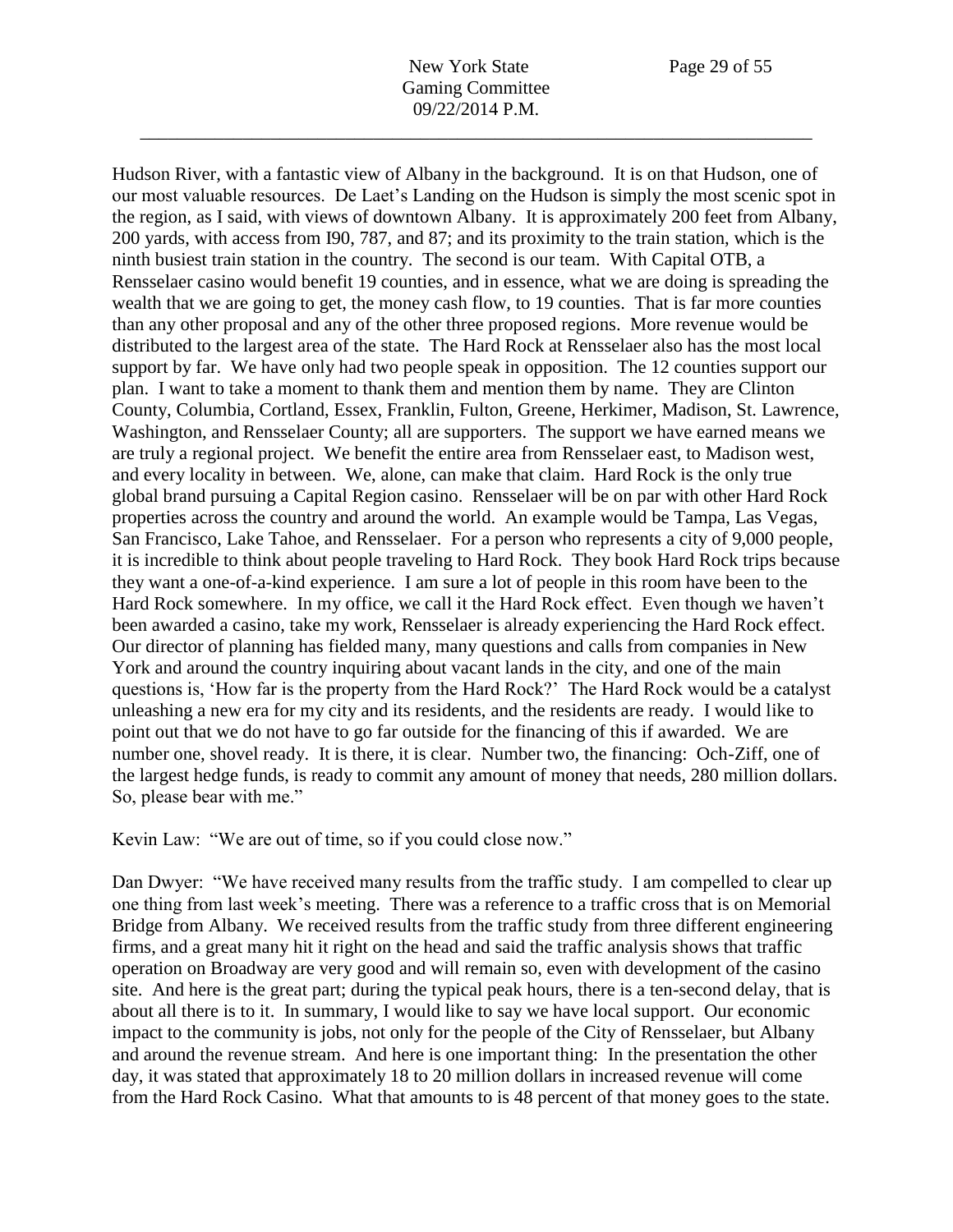Hudson River, with a fantastic view of Albany in the background. It is on that Hudson, one of our most valuable resources. De Laet's Landing on the Hudson is simply the most scenic spot in the region, as I said, with views of downtown Albany. It is approximately 200 feet from Albany, 200 yards, with access from I90, 787, and 87; and its proximity to the train station, which is the ninth busiest train station in the country. The second is our team. With Capital OTB, a Rensselaer casino would benefit 19 counties, and in essence, what we are doing is spreading the wealth that we are going to get, the money cash flow, to 19 counties. That is far more counties than any other proposal and any of the other three proposed regions. More revenue would be distributed to the largest area of the state. The Hard Rock at Rensselaer also has the most local support by far. We have only had two people speak in opposition. The 12 counties support our plan. I want to take a moment to thank them and mention them by name. They are Clinton County, Columbia, Cortland, Essex, Franklin, Fulton, Greene, Herkimer, Madison, St. Lawrence, Washington, and Rensselaer County; all are supporters. The support we have earned means we are truly a regional project. We benefit the entire area from Rensselaer east, to Madison west, and every locality in between. We, alone, can make that claim. Hard Rock is the only true global brand pursuing a Capital Region casino. Rensselaer will be on par with other Hard Rock properties across the country and around the world. An example would be Tampa, Las Vegas, San Francisco, Lake Tahoe, and Rensselaer. For a person who represents a city of 9,000 people, it is incredible to think about people traveling to Hard Rock. They book Hard Rock trips because they want a one-of-a-kind experience. I am sure a lot of people in this room have been to the Hard Rock somewhere. In my office, we call it the Hard Rock effect. Even though we haven't been awarded a casino, take my work, Rensselaer is already experiencing the Hard Rock effect. Our director of planning has fielded many, many questions and calls from companies in New York and around the country inquiring about vacant lands in the city, and one of the main questions is, 'How far is the property from the Hard Rock?' The Hard Rock would be a catalyst unleashing a new era for my city and its residents, and the residents are ready. I would like to point out that we do not have to go far outside for the financing of this if awarded. We are number one, shovel ready. It is there, it is clear. Number two, the financing: Och-Ziff, one of the largest hedge funds, is ready to commit any amount of money that needs, 280 million dollars. So, please bear with me."

Kevin Law: "We are out of time, so if you could close now."

Dan Dwyer: "We have received many results from the traffic study. I am compelled to clear up one thing from last week's meeting. There was a reference to a traffic cross that is on Memorial Bridge from Albany. We received results from the traffic study from three different engineering firms, and a great many hit it right on the head and said the traffic analysis shows that traffic operation on Broadway are very good and will remain so, even with development of the casino site. And here is the great part; during the typical peak hours, there is a ten-second delay, that is about all there is to it. In summary, I would like to say we have local support. Our economic impact to the community is jobs, not only for the people of the City of Rensselaer, but Albany and around the revenue stream. And here is one important thing: In the presentation the other day, it was stated that approximately 18 to 20 million dollars in increased revenue will come from the Hard Rock Casino. What that amounts to is 48 percent of that money goes to the state.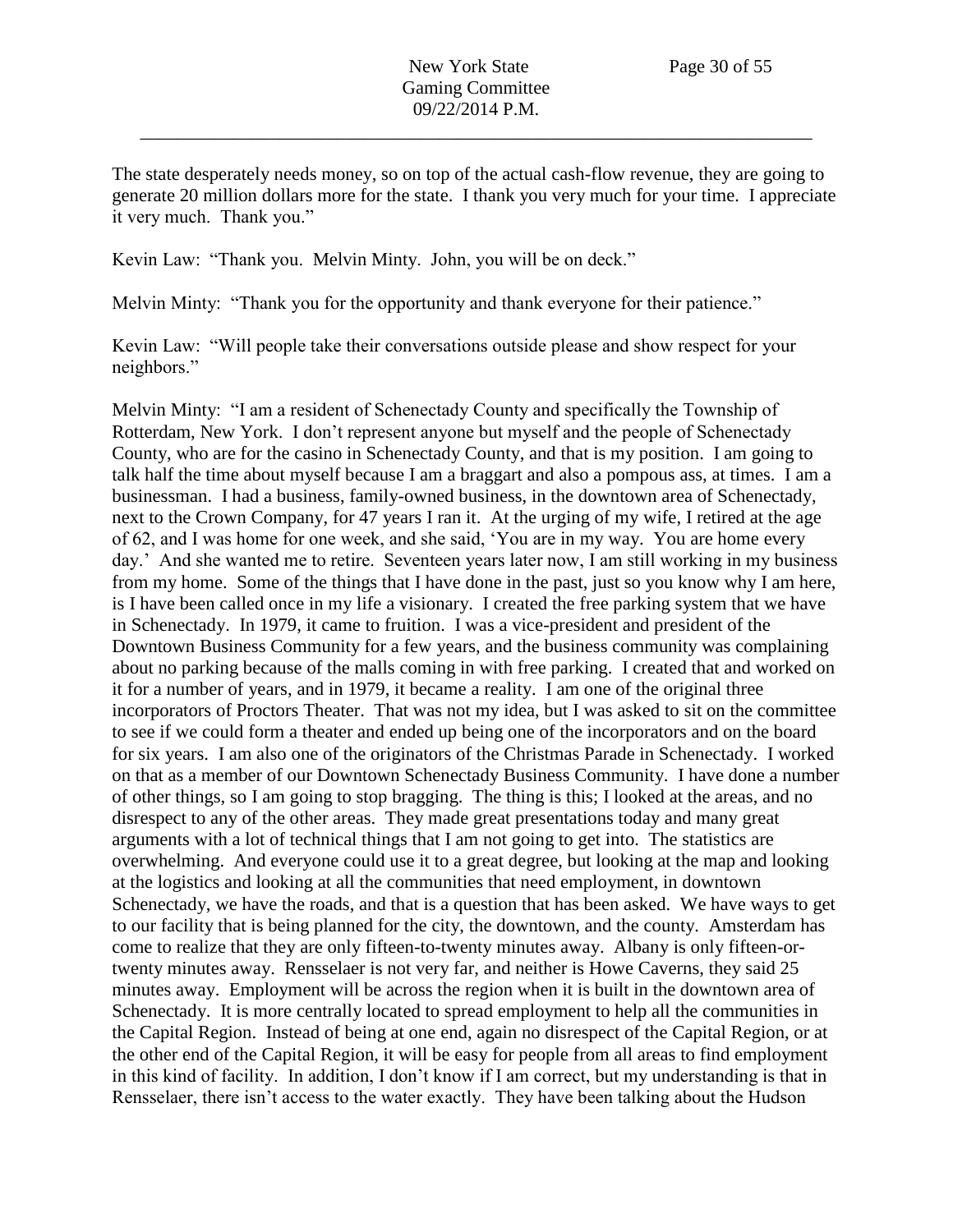The state desperately needs money, so on top of the actual cash-flow revenue, they are going to generate 20 million dollars more for the state. I thank you very much for your time. I appreciate it very much. Thank you."

Kevin Law: "Thank you. Melvin Minty. John, you will be on deck."

Melvin Minty: "Thank you for the opportunity and thank everyone for their patience."

Kevin Law: "Will people take their conversations outside please and show respect for your neighbors."

Melvin Minty: "I am a resident of Schenectady County and specifically the Township of Rotterdam, New York. I don't represent anyone but myself and the people of Schenectady County, who are for the casino in Schenectady County, and that is my position. I am going to talk half the time about myself because I am a braggart and also a pompous ass, at times. I am a businessman. I had a business, family-owned business, in the downtown area of Schenectady, next to the Crown Company, for 47 years I ran it. At the urging of my wife, I retired at the age of 62, and I was home for one week, and she said, 'You are in my way. You are home every day.' And she wanted me to retire. Seventeen years later now, I am still working in my business from my home. Some of the things that I have done in the past, just so you know why I am here, is I have been called once in my life a visionary. I created the free parking system that we have in Schenectady. In 1979, it came to fruition. I was a vice-president and president of the Downtown Business Community for a few years, and the business community was complaining about no parking because of the malls coming in with free parking. I created that and worked on it for a number of years, and in 1979, it became a reality. I am one of the original three incorporators of Proctors Theater. That was not my idea, but I was asked to sit on the committee to see if we could form a theater and ended up being one of the incorporators and on the board for six years. I am also one of the originators of the Christmas Parade in Schenectady. I worked on that as a member of our Downtown Schenectady Business Community. I have done a number of other things, so I am going to stop bragging. The thing is this; I looked at the areas, and no disrespect to any of the other areas. They made great presentations today and many great arguments with a lot of technical things that I am not going to get into. The statistics are overwhelming. And everyone could use it to a great degree, but looking at the map and looking at the logistics and looking at all the communities that need employment, in downtown Schenectady, we have the roads, and that is a question that has been asked. We have ways to get to our facility that is being planned for the city, the downtown, and the county. Amsterdam has come to realize that they are only fifteen-to-twenty minutes away. Albany is only fifteen-or-twenty minutes away. Rensselaer is not very far, and neither is Howe Caverns, they said 25 minutes away. Employment will be across the region when it is built in the downtown area of Schenectady. It is more centrally located to spread employment to help all the communities in the Capital Region. Instead of being at one end, again no disrespect of the Capital Region, or at the other end of the Capital Region, it will be easy for people from all areas to find employment in this kind of facility. In addition, I don't know if I am correct, but my understanding is that in Rensselaer, there isn't access to the water exactly. They have been talking about the Hudson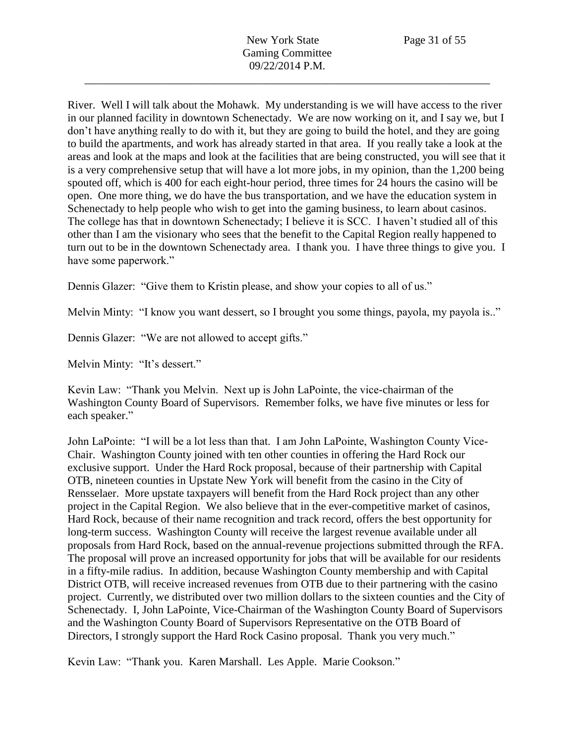River. Well I will talk about the Mohawk. My understanding is we will have access to the river in our planned facility in downtown Schenectady. We are now working on it, and I say we, but I don't have anything really to do with it, but they are going to build the hotel, and they are going to build the apartments, and work has already started in that area. If you really take a look at the areas and look at the maps and look at the facilities that are being constructed, you will see that it is a very comprehensive setup that will have a lot more jobs, in my opinion, than the 1,200 being spouted off, which is 400 for each eight-hour period, three times for 24 hours the casino will be open. One more thing, we do have the bus transportation, and we have the education system in Schenectady to help people who wish to get into the gaming business, to learn about casinos. The college has that in downtown Schenectady; I believe it is SCC. I haven't studied all of this other than I am the visionary who sees that the benefit to the Capital Region really happened to turn out to be in the downtown Schenectady area. I thank you. I have three things to give you. I have some paperwork."

Dennis Glazer: "Give them to Kristin please, and show your copies to all of us."

Melvin Minty: "I know you want dessert, so I brought you some things, payola, my payola is.."

Dennis Glazer: "We are not allowed to accept gifts."

Melvin Minty: "It's dessert."

Kevin Law: "Thank you Melvin. Next up is John LaPointe, the vice-chairman of the Washington County Board of Supervisors. Remember folks, we have five minutes or less for each speaker."

John LaPointe: "I will be a lot less than that. I am John LaPointe, Washington County Vice-Chair. Washington County joined with ten other counties in offering the Hard Rock our exclusive support. Under the Hard Rock proposal, because of their partnership with Capital OTB, nineteen counties in Upstate New York will benefit from the casino in the City of Rensselaer. More upstate taxpayers will benefit from the Hard Rock project than any other project in the Capital Region. We also believe that in the ever-competitive market of casinos, Hard Rock, because of their name recognition and track record, offers the best opportunity for long-term success. Washington County will receive the largest revenue available under all proposals from Hard Rock, based on the annual-revenue projections submitted through the RFA. The proposal will prove an increased opportunity for jobs that will be available for our residents in a fifty-mile radius. In addition, because Washington County membership and with Capital District OTB, will receive increased revenues from OTB due to their partnering with the casino project. Currently, we distributed over two million dollars to the sixteen counties and the City of Schenectady. I, John LaPointe, Vice-Chairman of the Washington County Board of Supervisors and the Washington County Board of Supervisors Representative on the OTB Board of Directors, I strongly support the Hard Rock Casino proposal. Thank you very much."

Kevin Law: "Thank you. Karen Marshall. Les Apple. Marie Cookson."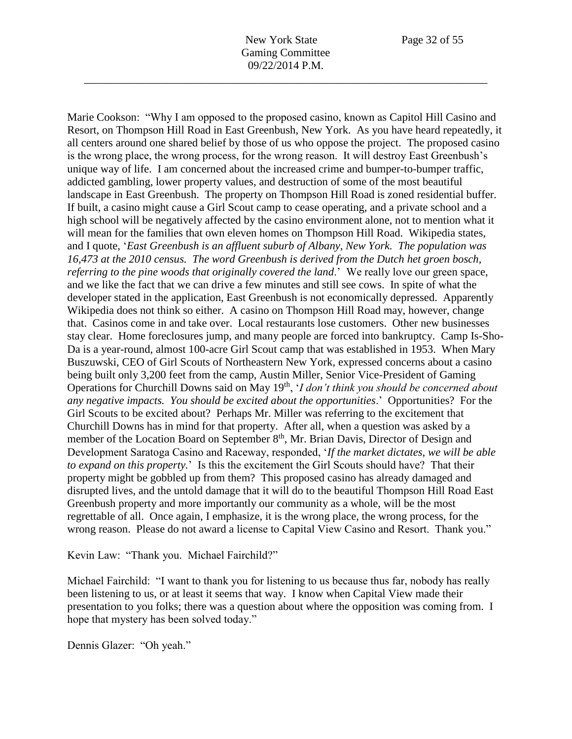Marie Cookson: "Why I am opposed to the proposed casino, known as Capitol Hill Casino and Resort, on Thompson Hill Road in East Greenbush, New York. As you have heard repeatedly, it all centers around one shared belief by those of us who oppose the project. The proposed casino is the wrong place, the wrong process, for the wrong reason. It will destroy East Greenbush's unique way of life. I am concerned about the increased crime and bumper-to-bumper traffic, addicted gambling, lower property values, and destruction of some of the most beautiful landscape in East Greenbush. The property on Thompson Hill Road is zoned residential buffer. If built, a casino might cause a Girl Scout camp to cease operating, and a private school and a high school will be negatively affected by the casino environment alone, not to mention what it will mean for the families that own eleven homes on Thompson Hill Road. Wikipedia states, and I quote, '*East Greenbush is an affluent suburb of Albany, New York. The population was 16,473 at the 2010 census. The word Greenbush is derived from the Dutch het groen bosch, referring to the pine woods that originally covered the land*.' We really love our green space, and we like the fact that we can drive a few minutes and still see cows. In spite of what the developer stated in the application, East Greenbush is not economically depressed. Apparently Wikipedia does not think so either. A casino on Thompson Hill Road may, however, change that. Casinos come in and take over. Local restaurants lose customers. Other new businesses stay clear. Home foreclosures jump, and many people are forced into bankruptcy. Camp Is-Sho-Da is a year-round, almost 100-acre Girl Scout camp that was established in 1953. When Mary Buszuwski, CEO of Girl Scouts of Northeastern New York, expressed concerns about a casino being built only 3,200 feet from the camp, Austin Miller, Senior Vice-President of Gaming Operations for Churchill Downs said on May 19th, '*I don't think you should be concerned about any negative impacts. You should be excited about the opportunities*.' Opportunities? For the Girl Scouts to be excited about? Perhaps Mr. Miller was referring to the excitement that Churchill Downs has in mind for that property. After all, when a question was asked by a member of the Location Board on September 8th, Mr. Brian Davis, Director of Design and Development Saratoga Casino and Raceway, responded, '*If the market dictates, we will be able to expand on this property.*' Is this the excitement the Girl Scouts should have? That their property might be gobbled up from them? This proposed casino has already damaged and disrupted lives, and the untold damage that it will do to the beautiful Thompson Hill Road East Greenbush property and more importantly our community as a whole, will be the most regrettable of all. Once again, I emphasize, it is the wrong place, the wrong process, for the wrong reason. Please do not award a license to Capital View Casino and Resort. Thank you."

Kevin Law: "Thank you. Michael Fairchild?"

Michael Fairchild: "I want to thank you for listening to us because thus far, nobody has really been listening to us, or at least it seems that way. I know when Capital View made their presentation to you folks; there was a question about where the opposition was coming from. I hope that mystery has been solved today."

Dennis Glazer: "Oh yeah."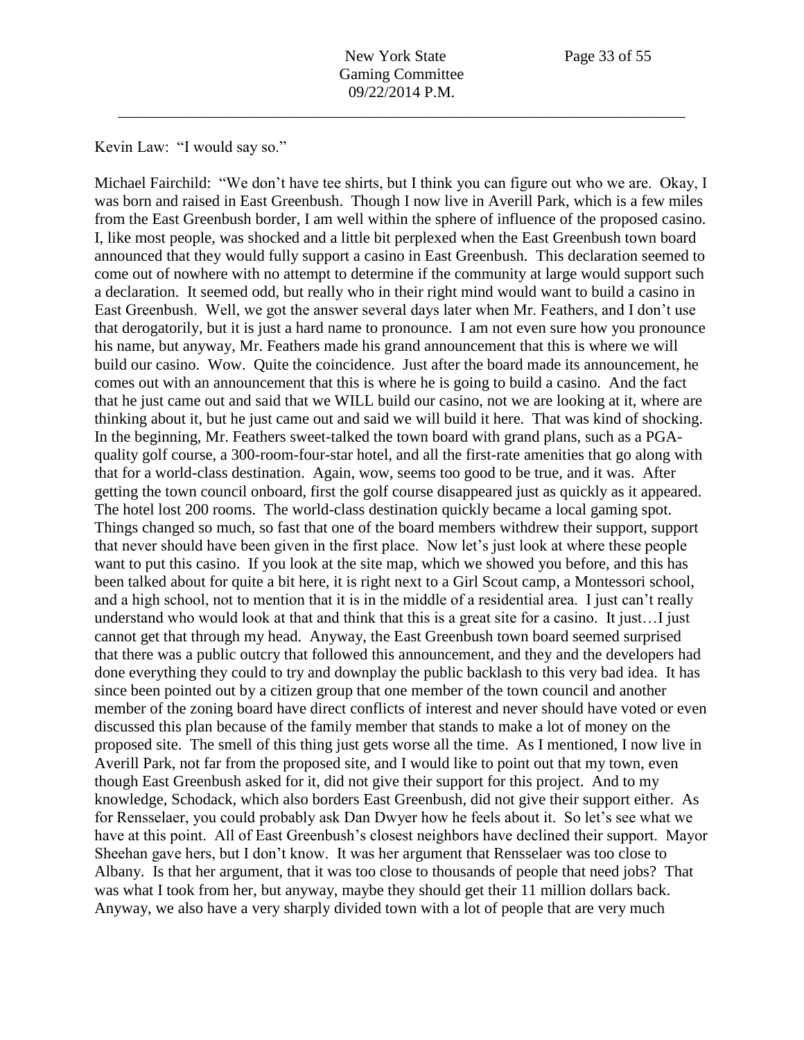Kevin Law: "I would say so."

Michael Fairchild: "We don't have tee shirts, but I think you can figure out who we are. Okay, I was born and raised in East Greenbush. Though I now live in Averill Park, which is a few miles from the East Greenbush border, I am well within the sphere of influence of the proposed casino. I, like most people, was shocked and a little bit perplexed when the East Greenbush town board announced that they would fully support a casino in East Greenbush. This declaration seemed to come out of nowhere with no attempt to determine if the community at large would support such a declaration. It seemed odd, but really who in their right mind would want to build a casino in East Greenbush. Well, we got the answer several days later when Mr. Feathers, and I don't use that derogatorily, but it is just a hard name to pronounce. I am not even sure how you pronounce his name, but anyway, Mr. Feathers made his grand announcement that this is where we will build our casino. Wow. Quite the coincidence. Just after the board made its announcement, he comes out with an announcement that this is where he is going to build a casino. And the fact that he just came out and said that we WILL build our casino, not we are looking at it, where are thinking about it, but he just came out and said we will build it here. That was kind of shocking. In the beginning, Mr. Feathers sweet-talked the town board with grand plans, such as a PGA-quality golf course, a 300-room-four-star hotel, and all the first-rate amenities that go along with that for a world-class destination. Again, wow, seems too good to be true, and it was. After getting the town council onboard, first the golf course disappeared just as quickly as it appeared. The hotel lost 200 rooms. The world-class destination quickly became a local gaming spot. Things changed so much, so fast that one of the board members withdrew their support, support that never should have been given in the first place. Now let's just look at where these people want to put this casino. If you look at the site map, which we showed you before, and this has been talked about for quite a bit here, it is right next to a Girl Scout camp, a Montessori school, and a high school, not to mention that it is in the middle of a residential area. I just can't really understand who would look at that and think that this is a great site for a casino. It just…I just cannot get that through my head. Anyway, the East Greenbush town board seemed surprised that there was a public outcry that followed this announcement, and they and the developers had done everything they could to try and downplay the public backlash to this very bad idea. It has since been pointed out by a citizen group that one member of the town council and another member of the zoning board have direct conflicts of interest and never should have voted or even discussed this plan because of the family member that stands to make a lot of money on the proposed site. The smell of this thing just gets worse all the time. As I mentioned, I now live in Averill Park, not far from the proposed site, and I would like to point out that my town, even though East Greenbush asked for it, did not give their support for this project. And to my knowledge, Schodack, which also borders East Greenbush, did not give their support either. As for Rensselaer, you could probably ask Dan Dwyer how he feels about it. So let's see what we have at this point. All of East Greenbush's closest neighbors have declined their support. Mayor Sheehan gave hers, but I don't know. It was her argument that Rensselaer was too close to Albany. Is that her argument, that it was too close to thousands of people that need jobs? That was what I took from her, but anyway, maybe they should get their 11 million dollars back. Anyway, we also have a very sharply divided town with a lot of people that are very much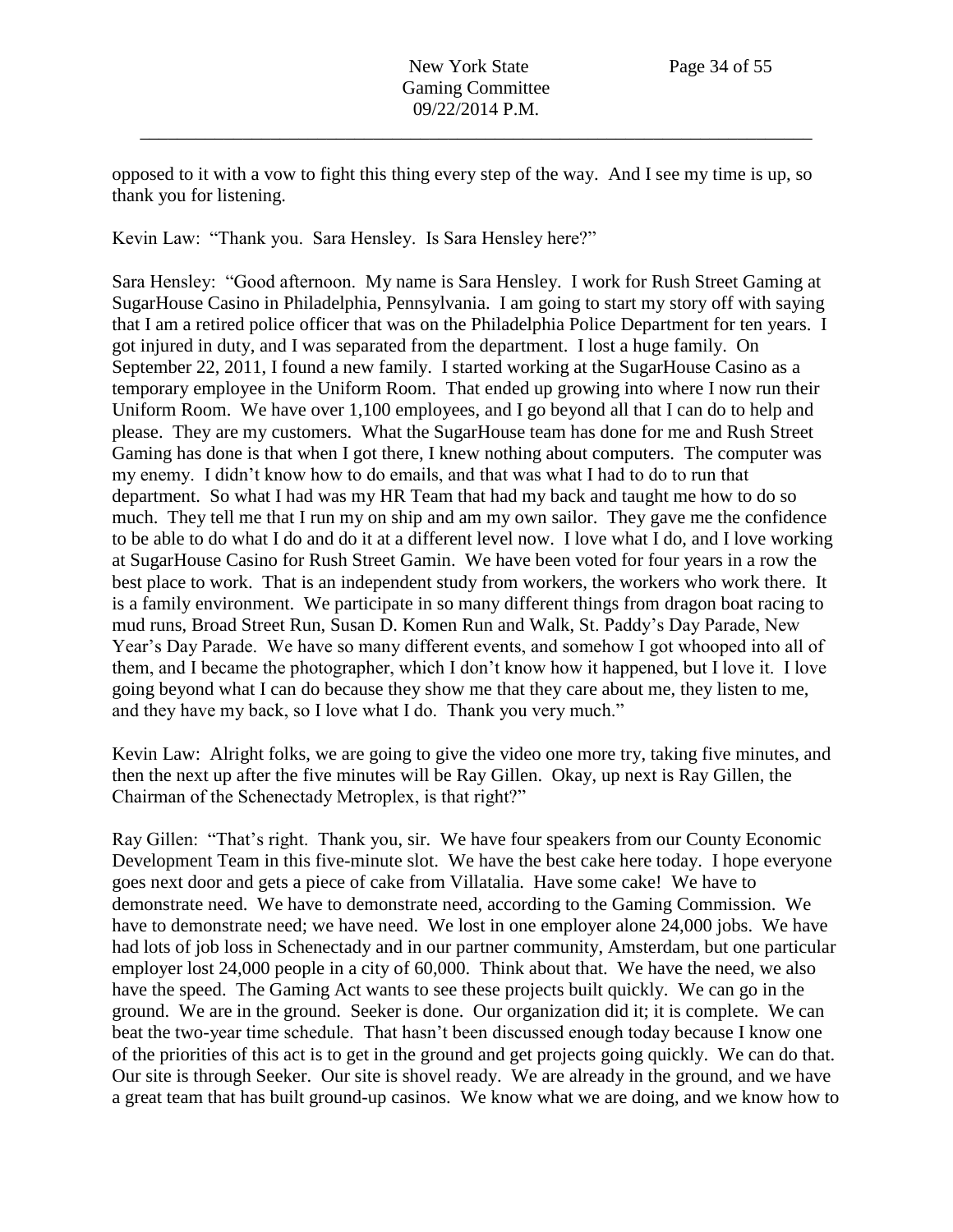opposed to it with a vow to fight this thing every step of the way. And I see my time is up, so thank you for listening.

Kevin Law: "Thank you. Sara Hensley. Is Sara Hensley here?"

Sara Hensley: "Good afternoon. My name is Sara Hensley. I work for Rush Street Gaming at SugarHouse Casino in Philadelphia, Pennsylvania. I am going to start my story off with saying that I am a retired police officer that was on the Philadelphia Police Department for ten years. I got injured in duty, and I was separated from the department. I lost a huge family. On September 22, 2011, I found a new family. I started working at the SugarHouse Casino as a temporary employee in the Uniform Room. That ended up growing into where I now run their Uniform Room. We have over 1,100 employees, and I go beyond all that I can do to help and please. They are my customers. What the SugarHouse team has done for me and Rush Street Gaming has done is that when I got there, I knew nothing about computers. The computer was my enemy. I didn't know how to do emails, and that was what I had to do to run that department. So what I had was my HR Team that had my back and taught me how to do so much. They tell me that I run my on ship and am my own sailor. They gave me the confidence to be able to do what I do and do it at a different level now. I love what I do, and I love working at SugarHouse Casino for Rush Street Gamin. We have been voted for four years in a row the best place to work. That is an independent study from workers, the workers who work there. It is a family environment. We participate in so many different things from dragon boat racing to mud runs, Broad Street Run, Susan D. Komen Run and Walk, St. Paddy's Day Parade, New Year's Day Parade. We have so many different events, and somehow I got whooped into all of them, and I became the photographer, which I don't know how it happened, but I love it. I love going beyond what I can do because they show me that they care about me, they listen to me, and they have my back, so I love what I do. Thank you very much."

Kevin Law: Alright folks, we are going to give the video one more try, taking five minutes, and then the next up after the five minutes will be Ray Gillen. Okay, up next is Ray Gillen, the Chairman of the Schenectady Metroplex, is that right?"

Ray Gillen: "That's right. Thank you, sir. We have four speakers from our County Economic Development Team in this five-minute slot. We have the best cake here today. I hope everyone goes next door and gets a piece of cake from Villatalia. Have some cake! We have to demonstrate need. We have to demonstrate need, according to the Gaming Commission. We have to demonstrate need; we have need. We lost in one employer alone 24,000 jobs. We have had lots of job loss in Schenectady and in our partner community, Amsterdam, but one particular employer lost 24,000 people in a city of 60,000. Think about that. We have the need, we also have the speed. The Gaming Act wants to see these projects built quickly. We can go in the ground. We are in the ground. Seeker is done. Our organization did it; it is complete. We can beat the two-year time schedule. That hasn't been discussed enough today because I know one of the priorities of this act is to get in the ground and get projects going quickly. We can do that. Our site is through Seeker. Our site is shovel ready. We are already in the ground, and we have a great team that has built ground-up casinos. We know what we are doing, and we know how to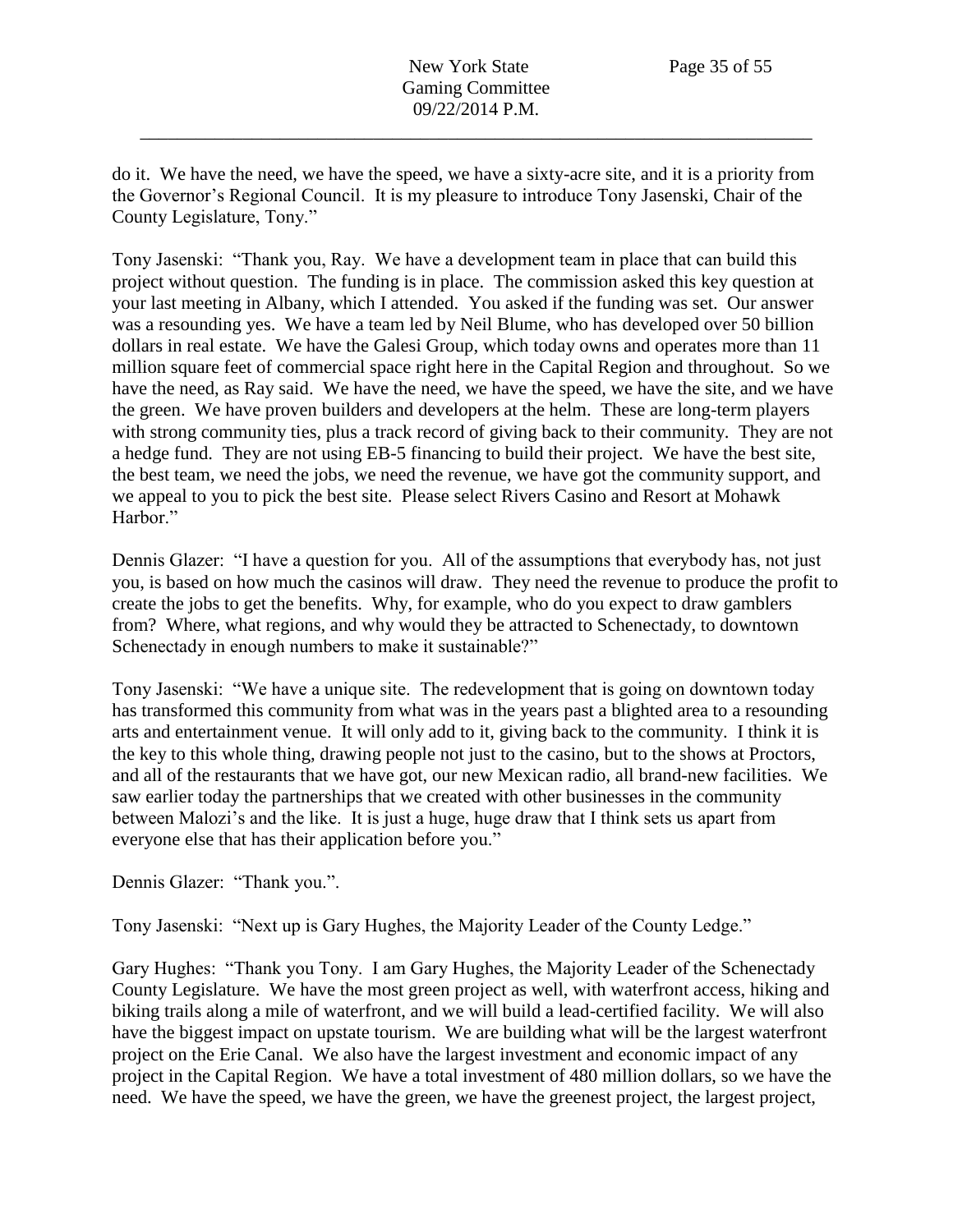do it. We have the need, we have the speed, we have a sixty-acre site, and it is a priority from the Governor's Regional Council. It is my pleasure to introduce Tony Jasenski, Chair of the County Legislature, Tony."

Tony Jasenski: "Thank you, Ray. We have a development team in place that can build this project without question. The funding is in place. The commission asked this key question at your last meeting in Albany, which I attended. You asked if the funding was set. Our answer was a resounding yes. We have a team led by Neil Blume, who has developed over 50 billion dollars in real estate. We have the Galesi Group, which today owns and operates more than 11 million square feet of commercial space right here in the Capital Region and throughout. So we have the need, as Ray said. We have the need, we have the speed, we have the site, and we have the green. We have proven builders and developers at the helm. These are long-term players with strong community ties, plus a track record of giving back to their community. They are not a hedge fund. They are not using EB-5 financing to build their project. We have the best site, the best team, we need the jobs, we need the revenue, we have got the community support, and we appeal to you to pick the best site. Please select Rivers Casino and Resort at Mohawk Harbor."

Dennis Glazer: "I have a question for you. All of the assumptions that everybody has, not just you, is based on how much the casinos will draw. They need the revenue to produce the profit to create the jobs to get the benefits. Why, for example, who do you expect to draw gamblers from? Where, what regions, and why would they be attracted to Schenectady, to downtown Schenectady in enough numbers to make it sustainable?"

Tony Jasenski: "We have a unique site. The redevelopment that is going on downtown today has transformed this community from what was in the years past a blighted area to a resounding arts and entertainment venue. It will only add to it, giving back to the community. I think it is the key to this whole thing, drawing people not just to the casino, but to the shows at Proctors, and all of the restaurants that we have got, our new Mexican radio, all brand-new facilities. We saw earlier today the partnerships that we created with other businesses in the community between Malozi's and the like. It is just a huge, huge draw that I think sets us apart from everyone else that has their application before you."

Dennis Glazer: "Thank you.".

Tony Jasenski: "Next up is Gary Hughes, the Majority Leader of the County Ledge."

Gary Hughes: "Thank you Tony. I am Gary Hughes, the Majority Leader of the Schenectady County Legislature. We have the most green project as well, with waterfront access, hiking and biking trails along a mile of waterfront, and we will build a lead-certified facility. We will also have the biggest impact on upstate tourism. We are building what will be the largest waterfront project on the Erie Canal. We also have the largest investment and economic impact of any project in the Capital Region. We have a total investment of 480 million dollars, so we have the need. We have the speed, we have the green, we have the greenest project, the largest project,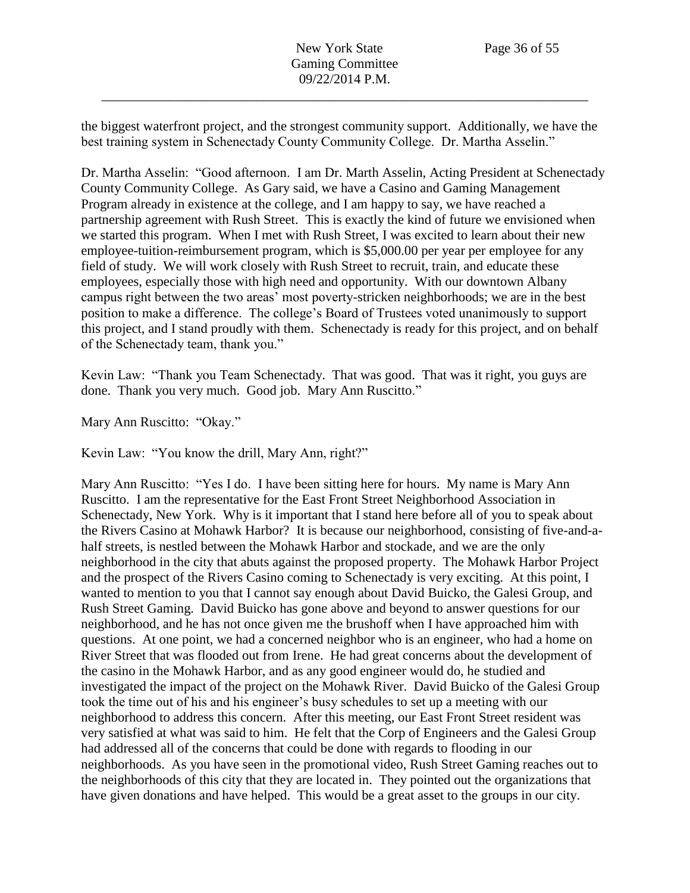the biggest waterfront project, and the strongest community support. Additionally, we have the best training system in Schenectady County Community College. Dr. Martha Asselin."

Dr. Martha Asselin: "Good afternoon. I am Dr. Marth Asselin, Acting President at Schenectady County Community College. As Gary said, we have a Casino and Gaming Management Program already in existence at the college, and I am happy to say, we have reached a partnership agreement with Rush Street. This is exactly the kind of future we envisioned when we started this program. When I met with Rush Street, I was excited to learn about their new employee-tuition-reimbursement program, which is $5,000.00 per year per employee for any field of study. We will work closely with Rush Street to recruit, train, and educate these employees, especially those with high need and opportunity. With our downtown Albany campus right between the two areas' most poverty-stricken neighborhoods; we are in the best position to make a difference. The college's Board of Trustees voted unanimously to support this project, and I stand proudly with them. Schenectady is ready for this project, and on behalf of the Schenectady team, thank you."

Kevin Law: "Thank you Team Schenectady. That was good. That was it right, you guys are done. Thank you very much. Good job. Mary Ann Ruscitto."

Mary Ann Ruscitto: "Okay."

Kevin Law: "You know the drill, Mary Ann, right?"

Mary Ann Ruscitto: "Yes I do. I have been sitting here for hours. My name is Mary Ann Ruscitto. I am the representative for the East Front Street Neighborhood Association in Schenectady, New York. Why is it important that I stand here before all of you to speak about the Rivers Casino at Mohawk Harbor? It is because our neighborhood, consisting of five-and-a-half streets, is nestled between the Mohawk Harbor and stockade, and we are the only neighborhood in the city that abuts against the proposed property. The Mohawk Harbor Project and the prospect of the Rivers Casino coming to Schenectady is very exciting. At this point, I wanted to mention to you that I cannot say enough about David Buicko, the Galesi Group, and Rush Street Gaming. David Buicko has gone above and beyond to answer questions for our neighborhood, and he has not once given me the brushoff when I have approached him with questions. At one point, we had a concerned neighbor who is an engineer, who had a home on River Street that was flooded out from Irene. He had great concerns about the development of the casino in the Mohawk Harbor, and as any good engineer would do, he studied and investigated the impact of the project on the Mohawk River. David Buicko of the Galesi Group took the time out of his and his engineer's busy schedules to set up a meeting with our neighborhood to address this concern. After this meeting, our East Front Street resident was very satisfied at what was said to him. He felt that the Corp of Engineers and the Galesi Group had addressed all of the concerns that could be done with regards to flooding in our neighborhoods. As you have seen in the promotional video, Rush Street Gaming reaches out to the neighborhoods of this city that they are located in. They pointed out the organizations that have given donations and have helped. This would be a great asset to the groups in our city.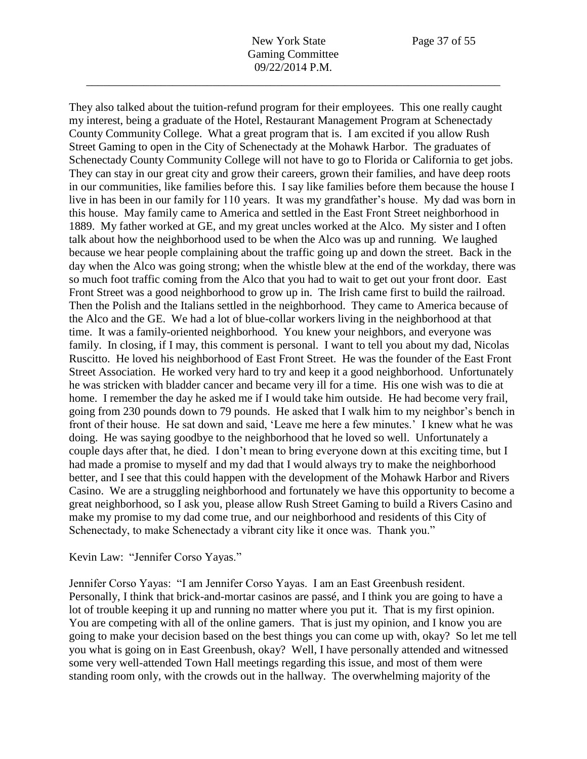They also talked about the tuition-refund program for their employees. This one really caught my interest, being a graduate of the Hotel, Restaurant Management Program at Schenectady County Community College. What a great program that is. I am excited if you allow Rush Street Gaming to open in the City of Schenectady at the Mohawk Harbor. The graduates of Schenectady County Community College will not have to go to Florida or California to get jobs. They can stay in our great city and grow their careers, grown their families, and have deep roots in our communities, like families before this. I say like families before them because the house I live in has been in our family for 110 years. It was my grandfather's house. My dad was born in this house. May family came to America and settled in the East Front Street neighborhood in 1889. My father worked at GE, and my great uncles worked at the Alco. My sister and I often talk about how the neighborhood used to be when the Alco was up and running. We laughed because we hear people complaining about the traffic going up and down the street. Back in the day when the Alco was going strong; when the whistle blew at the end of the workday, there was so much foot traffic coming from the Alco that you had to wait to get out your front door. East Front Street was a good neighborhood to grow up in. The Irish came first to build the railroad. Then the Polish and the Italians settled in the neighborhood. They came to America because of the Alco and the GE. We had a lot of blue-collar workers living in the neighborhood at that time. It was a family-oriented neighborhood. You knew your neighbors, and everyone was family. In closing, if I may, this comment is personal. I want to tell you about my dad, Nicolas Ruscitto. He loved his neighborhood of East Front Street. He was the founder of the East Front Street Association. He worked very hard to try and keep it a good neighborhood. Unfortunately he was stricken with bladder cancer and became very ill for a time. His one wish was to die at home. I remember the day he asked me if I would take him outside. He had become very frail, going from 230 pounds down to 79 pounds. He asked that I walk him to my neighbor's bench in front of their house. He sat down and said, 'Leave me here a few minutes.' I knew what he was doing. He was saying goodbye to the neighborhood that he loved so well. Unfortunately a couple days after that, he died. I don't mean to bring everyone down at this exciting time, but I had made a promise to myself and my dad that I would always try to make the neighborhood better, and I see that this could happen with the development of the Mohawk Harbor and Rivers Casino. We are a struggling neighborhood and fortunately we have this opportunity to become a great neighborhood, so I ask you, please allow Rush Street Gaming to build a Rivers Casino and make my promise to my dad come true, and our neighborhood and residents of this City of Schenectady, to make Schenectady a vibrant city like it once was. Thank you."

Kevin Law: "Jennifer Corso Yayas."

Jennifer Corso Yayas: "I am Jennifer Corso Yayas. I am an East Greenbush resident. Personally, I think that brick-and-mortar casinos are passé, and I think you are going to have a lot of trouble keeping it up and running no matter where you put it. That is my first opinion. You are competing with all of the online gamers. That is just my opinion, and I know you are going to make your decision based on the best things you can come up with, okay? So let me tell you what is going on in East Greenbush, okay? Well, I have personally attended and witnessed some very well-attended Town Hall meetings regarding this issue, and most of them were standing room only, with the crowds out in the hallway. The overwhelming majority of the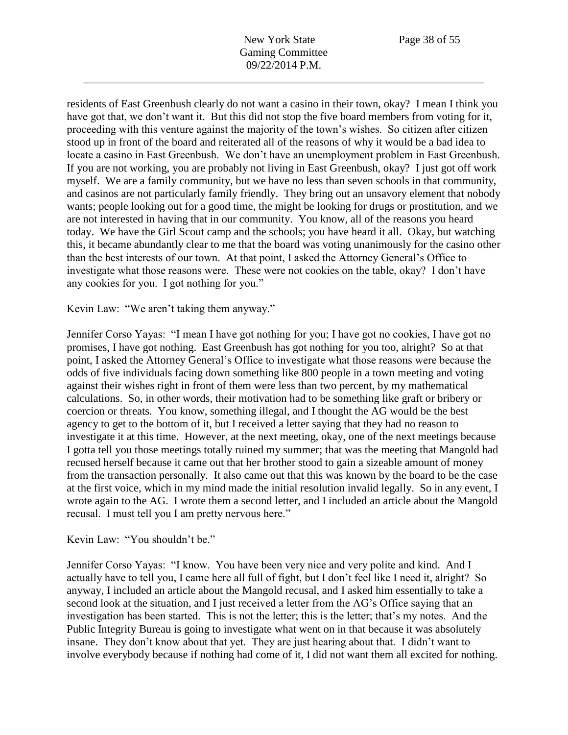residents of East Greenbush clearly do not want a casino in their town, okay? I mean I think you have got that, we don't want it. But this did not stop the five board members from voting for it, proceeding with this venture against the majority of the town's wishes. So citizen after citizen stood up in front of the board and reiterated all of the reasons of why it would be a bad idea to locate a casino in East Greenbush. We don't have an unemployment problem in East Greenbush. If you are not working, you are probably not living in East Greenbush, okay? I just got off work myself. We are a family community, but we have no less than seven schools in that community, and casinos are not particularly family friendly. They bring out an unsavory element that nobody wants; people looking out for a good time, the might be looking for drugs or prostitution, and we are not interested in having that in our community. You know, all of the reasons you heard today. We have the Girl Scout camp and the schools; you have heard it all. Okay, but watching this, it became abundantly clear to me that the board was voting unanimously for the casino other than the best interests of our town. At that point, I asked the Attorney General's Office to investigate what those reasons were. These were not cookies on the table, okay? I don't have any cookies for you. I got nothing for you."

Kevin Law: "We aren't taking them anyway."

Jennifer Corso Yayas: "I mean I have got nothing for you; I have got no cookies, I have got no promises, I have got nothing. East Greenbush has got nothing for you too, alright? So at that point, I asked the Attorney General's Office to investigate what those reasons were because the odds of five individuals facing down something like 800 people in a town meeting and voting against their wishes right in front of them were less than two percent, by my mathematical calculations. So, in other words, their motivation had to be something like graft or bribery or coercion or threats. You know, something illegal, and I thought the AG would be the best agency to get to the bottom of it, but I received a letter saying that they had no reason to investigate it at this time. However, at the next meeting, okay, one of the next meetings because I gotta tell you those meetings totally ruined my summer; that was the meeting that Mangold had recused herself because it came out that her brother stood to gain a sizeable amount of money from the transaction personally. It also came out that this was known by the board to be the case at the first voice, which in my mind made the initial resolution invalid legally. So in any event, I wrote again to the AG. I wrote them a second letter, and I included an article about the Mangold recusal. I must tell you I am pretty nervous here."

Kevin Law: "You shouldn't be."

Jennifer Corso Yayas: "I know. You have been very nice and very polite and kind. And I actually have to tell you, I came here all full of fight, but I don't feel like I need it, alright? So anyway, I included an article about the Mangold recusal, and I asked him essentially to take a second look at the situation, and I just received a letter from the AG's Office saying that an investigation has been started. This is not the letter; this is the letter; that's my notes. And the Public Integrity Bureau is going to investigate what went on in that because it was absolutely insane. They don't know about that yet. They are just hearing about that. I didn't want to involve everybody because if nothing had come of it, I did not want them all excited for nothing.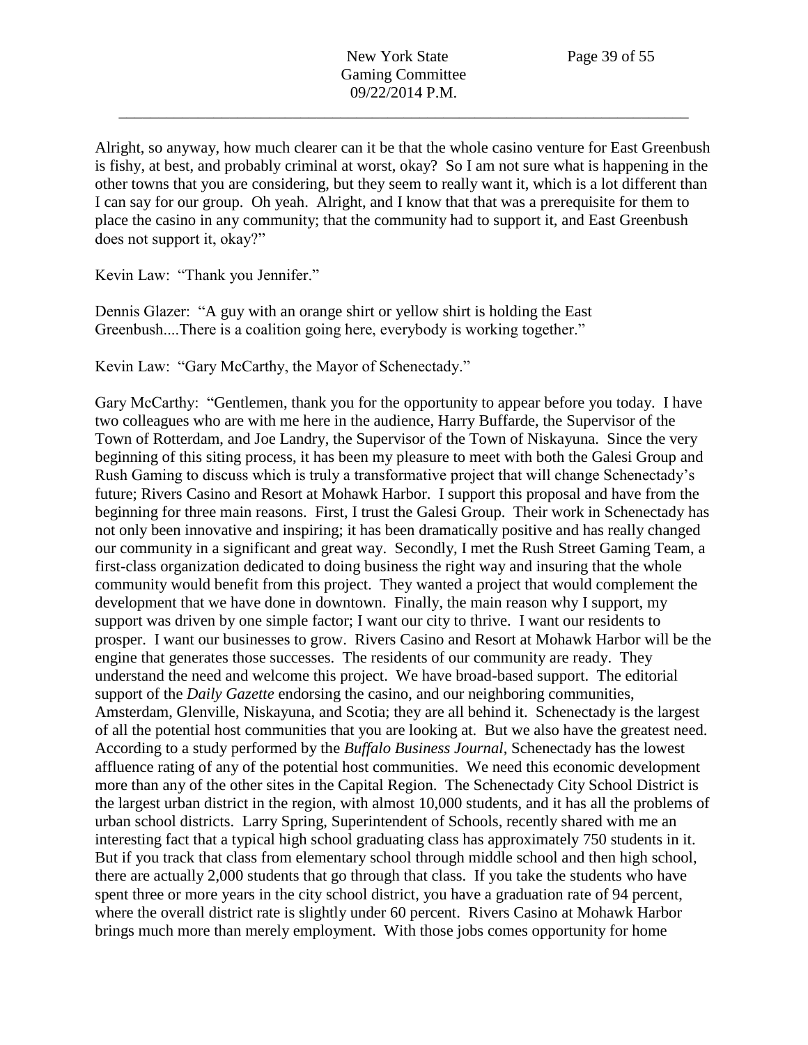Alright, so anyway, how much clearer can it be that the whole casino venture for East Greenbush is fishy, at best, and probably criminal at worst, okay? So I am not sure what is happening in the other towns that you are considering, but they seem to really want it, which is a lot different than I can say for our group. Oh yeah. Alright, and I know that that was a prerequisite for them to place the casino in any community; that the community had to support it, and East Greenbush does not support it, okay?"

Kevin Law: "Thank you Jennifer."

Dennis Glazer: "A guy with an orange shirt or yellow shirt is holding the East Greenbush....There is a coalition going here, everybody is working together."

Kevin Law: "Gary McCarthy, the Mayor of Schenectady."

Gary McCarthy: "Gentlemen, thank you for the opportunity to appear before you today. I have two colleagues who are with me here in the audience, Harry Buffarde, the Supervisor of the Town of Rotterdam, and Joe Landry, the Supervisor of the Town of Niskayuna. Since the very beginning of this siting process, it has been my pleasure to meet with both the Galesi Group and Rush Gaming to discuss which is truly a transformative project that will change Schenectady's future; Rivers Casino and Resort at Mohawk Harbor. I support this proposal and have from the beginning for three main reasons. First, I trust the Galesi Group. Their work in Schenectady has not only been innovative and inspiring; it has been dramatically positive and has really changed our community in a significant and great way. Secondly, I met the Rush Street Gaming Team, a first-class organization dedicated to doing business the right way and insuring that the whole community would benefit from this project. They wanted a project that would complement the development that we have done in downtown. Finally, the main reason why I support, my support was driven by one simple factor; I want our city to thrive. I want our residents to prosper. I want our businesses to grow. Rivers Casino and Resort at Mohawk Harbor will be the engine that generates those successes. The residents of our community are ready. They understand the need and welcome this project. We have broad-based support. The editorial support of the *Daily Gazette* endorsing the casino, and our neighboring communities, Amsterdam, Glenville, Niskayuna, and Scotia; they are all behind it. Schenectady is the largest of all the potential host communities that you are looking at. But we also have the greatest need. According to a study performed by the *Buffalo Business Journal*, Schenectady has the lowest affluence rating of any of the potential host communities. We need this economic development more than any of the other sites in the Capital Region. The Schenectady City School District is the largest urban district in the region, with almost 10,000 students, and it has all the problems of urban school districts. Larry Spring, Superintendent of Schools, recently shared with me an interesting fact that a typical high school graduating class has approximately 750 students in it. But if you track that class from elementary school through middle school and then high school, there are actually 2,000 students that go through that class. If you take the students who have spent three or more years in the city school district, you have a graduation rate of 94 percent, where the overall district rate is slightly under 60 percent. Rivers Casino at Mohawk Harbor brings much more than merely employment. With those jobs comes opportunity for home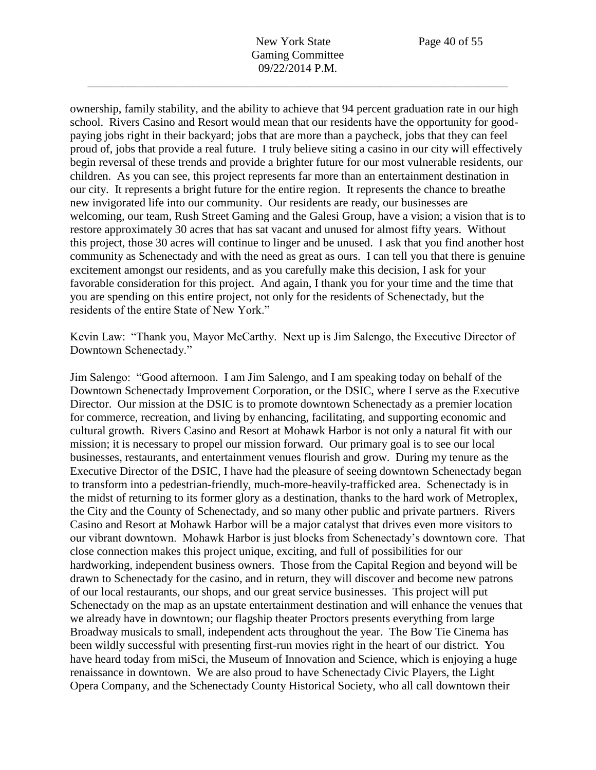ownership, family stability, and the ability to achieve that 94 percent graduation rate in our high school. Rivers Casino and Resort would mean that our residents have the opportunity for good-paying jobs right in their backyard; jobs that are more than a paycheck, jobs that they can feel proud of, jobs that provide a real future. I truly believe siting a casino in our city will effectively begin reversal of these trends and provide a brighter future for our most vulnerable residents, our children. As you can see, this project represents far more than an entertainment destination in our city. It represents a bright future for the entire region. It represents the chance to breathe new invigorated life into our community. Our residents are ready, our businesses are welcoming, our team, Rush Street Gaming and the Galesi Group, have a vision; a vision that is to restore approximately 30 acres that has sat vacant and unused for almost fifty years. Without this project, those 30 acres will continue to linger and be unused. I ask that you find another host community as Schenectady and with the need as great as ours. I can tell you that there is genuine excitement amongst our residents, and as you carefully make this decision, I ask for your favorable consideration for this project. And again, I thank you for your time and the time that you are spending on this entire project, not only for the residents of Schenectady, but the residents of the entire State of New York."

Kevin Law: "Thank you, Mayor McCarthy. Next up is Jim Salengo, the Executive Director of Downtown Schenectady."

Jim Salengo: "Good afternoon. I am Jim Salengo, and I am speaking today on behalf of the Downtown Schenectady Improvement Corporation, or the DSIC, where I serve as the Executive Director. Our mission at the DSIC is to promote downtown Schenectady as a premier location for commerce, recreation, and living by enhancing, facilitating, and supporting economic and cultural growth. Rivers Casino and Resort at Mohawk Harbor is not only a natural fit with our mission; it is necessary to propel our mission forward. Our primary goal is to see our local businesses, restaurants, and entertainment venues flourish and grow. During my tenure as the Executive Director of the DSIC, I have had the pleasure of seeing downtown Schenectady began to transform into a pedestrian-friendly, much-more-heavily-trafficked area. Schenectady is in the midst of returning to its former glory as a destination, thanks to the hard work of Metroplex, the City and the County of Schenectady, and so many other public and private partners. Rivers Casino and Resort at Mohawk Harbor will be a major catalyst that drives even more visitors to our vibrant downtown. Mohawk Harbor is just blocks from Schenectady's downtown core. That close connection makes this project unique, exciting, and full of possibilities for our hardworking, independent business owners. Those from the Capital Region and beyond will be drawn to Schenectady for the casino, and in return, they will discover and become new patrons of our local restaurants, our shops, and our great service businesses. This project will put Schenectady on the map as an upstate entertainment destination and will enhance the venues that we already have in downtown; our flagship theater Proctors presents everything from large Broadway musicals to small, independent acts throughout the year. The Bow Tie Cinema has been wildly successful with presenting first-run movies right in the heart of our district. You have heard today from miSci, the Museum of Innovation and Science, which is enjoying a huge renaissance in downtown. We are also proud to have Schenectady Civic Players, the Light Opera Company, and the Schenectady County Historical Society, who all call downtown their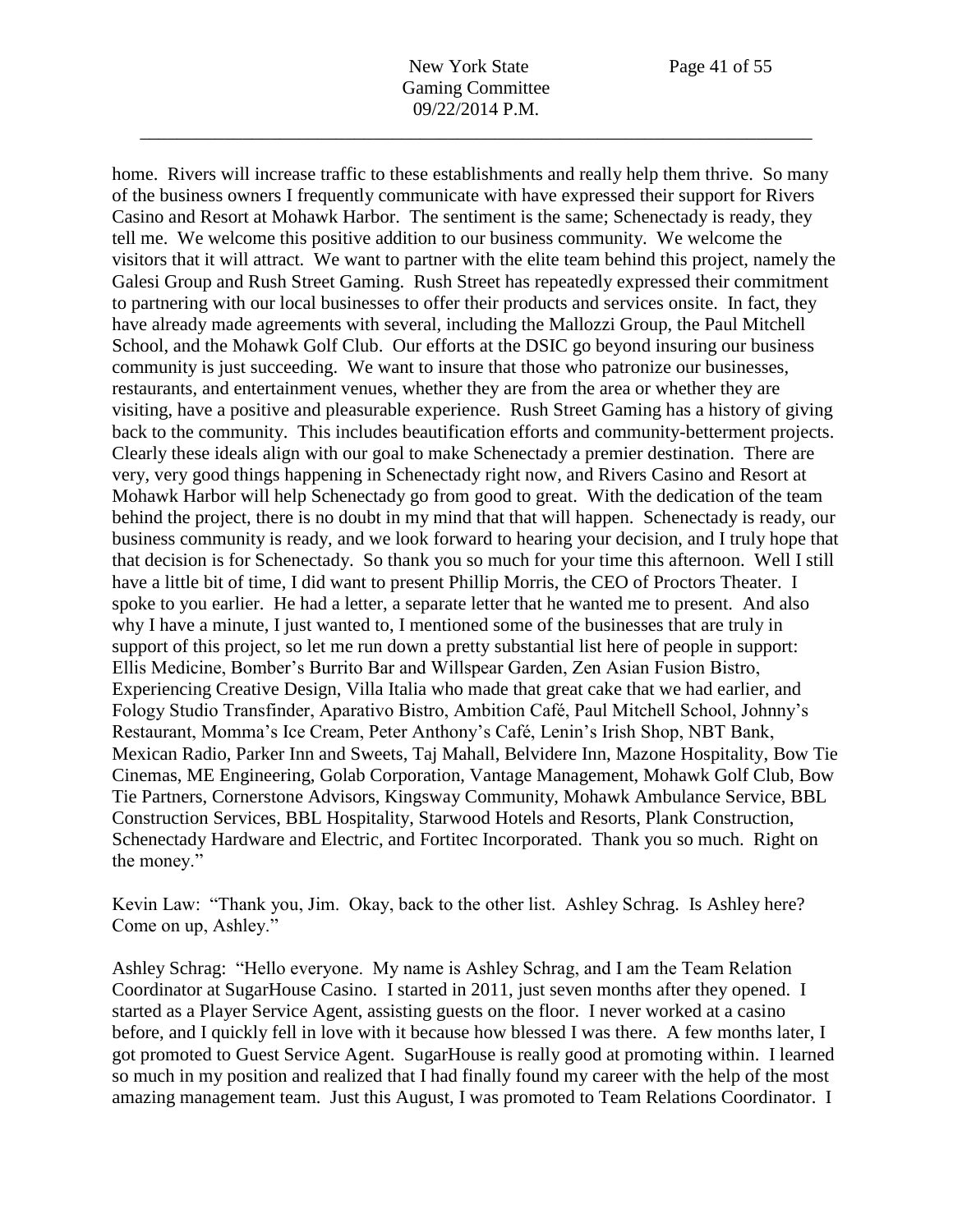home. Rivers will increase traffic to these establishments and really help them thrive. So many of the business owners I frequently communicate with have expressed their support for Rivers Casino and Resort at Mohawk Harbor. The sentiment is the same; Schenectady is ready, they tell me. We welcome this positive addition to our business community. We welcome the visitors that it will attract. We want to partner with the elite team behind this project, namely the Galesi Group and Rush Street Gaming. Rush Street has repeatedly expressed their commitment to partnering with our local businesses to offer their products and services onsite. In fact, they have already made agreements with several, including the Mallozzi Group, the Paul Mitchell School, and the Mohawk Golf Club. Our efforts at the DSIC go beyond insuring our business community is just succeeding. We want to insure that those who patronize our businesses, restaurants, and entertainment venues, whether they are from the area or whether they are visiting, have a positive and pleasurable experience. Rush Street Gaming has a history of giving back to the community. This includes beautification efforts and community-betterment projects. Clearly these ideals align with our goal to make Schenectady a premier destination. There are very, very good things happening in Schenectady right now, and Rivers Casino and Resort at Mohawk Harbor will help Schenectady go from good to great. With the dedication of the team behind the project, there is no doubt in my mind that that will happen. Schenectady is ready, our business community is ready, and we look forward to hearing your decision, and I truly hope that that decision is for Schenectady. So thank you so much for your time this afternoon. Well I still have a little bit of time, I did want to present Phillip Morris, the CEO of Proctors Theater. I spoke to you earlier. He had a letter, a separate letter that he wanted me to present. And also why I have a minute, I just wanted to, I mentioned some of the businesses that are truly in support of this project, so let me run down a pretty substantial list here of people in support: Ellis Medicine, Bomber's Burrito Bar and Willspear Garden, Zen Asian Fusion Bistro, Experiencing Creative Design, Villa Italia who made that great cake that we had earlier, and Fology Studio Transfinder, Aparativo Bistro, Ambition Café, Paul Mitchell School, Johnny's Restaurant, Momma's Ice Cream, Peter Anthony's Café, Lenin's Irish Shop, NBT Bank, Mexican Radio, Parker Inn and Sweets, Taj Mahall, Belvidere Inn, Mazone Hospitality, Bow Tie Cinemas, ME Engineering, Golab Corporation, Vantage Management, Mohawk Golf Club, Bow Tie Partners, Cornerstone Advisors, Kingsway Community, Mohawk Ambulance Service, BBL Construction Services, BBL Hospitality, Starwood Hotels and Resorts, Plank Construction, Schenectady Hardware and Electric, and Fortitec Incorporated. Thank you so much. Right on the money."

Kevin Law: "Thank you, Jim. Okay, back to the other list. Ashley Schrag. Is Ashley here? Come on up, Ashley."

Ashley Schrag: "Hello everyone. My name is Ashley Schrag, and I am the Team Relation Coordinator at SugarHouse Casino. I started in 2011, just seven months after they opened. I started as a Player Service Agent, assisting guests on the floor. I never worked at a casino before, and I quickly fell in love with it because how blessed I was there. A few months later, I got promoted to Guest Service Agent. SugarHouse is really good at promoting within. I learned so much in my position and realized that I had finally found my career with the help of the most amazing management team. Just this August, I was promoted to Team Relations Coordinator. I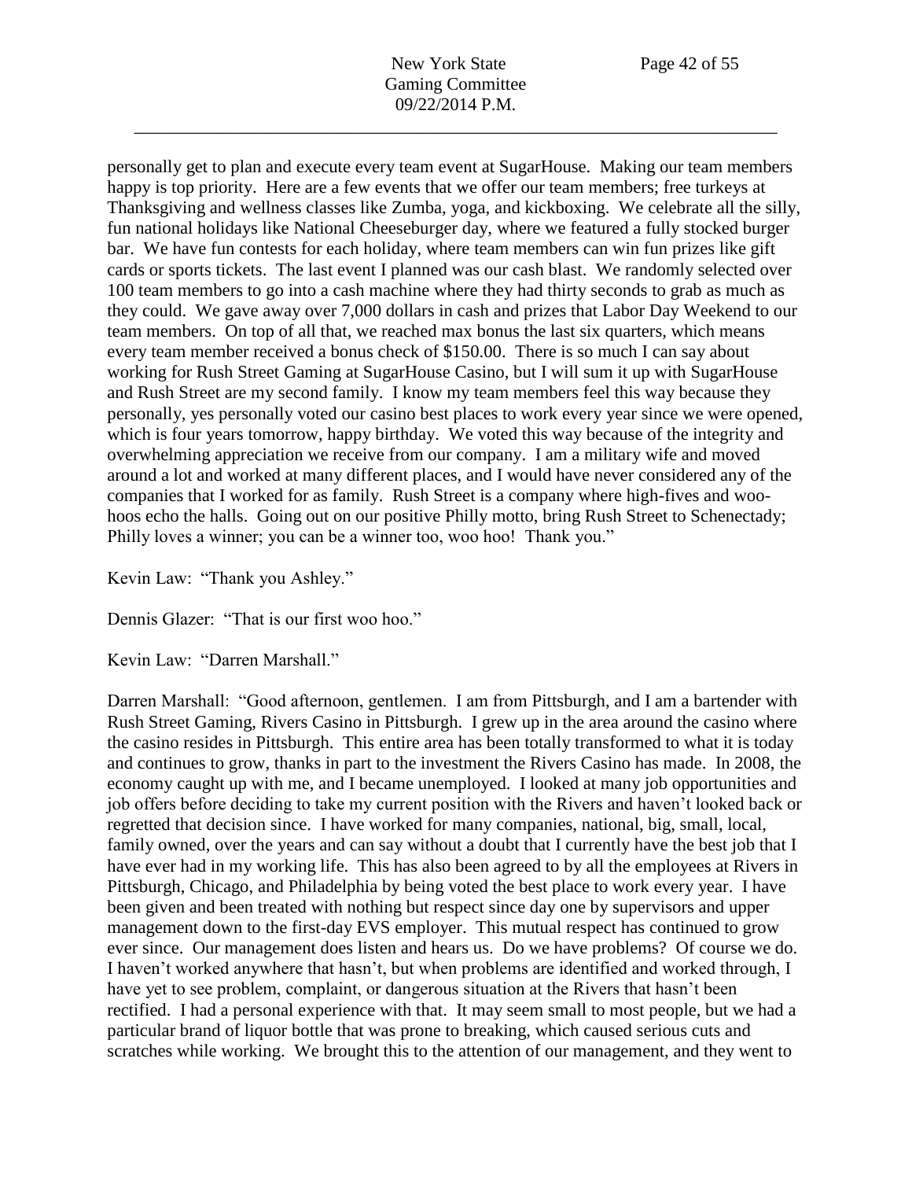personally get to plan and execute every team event at SugarHouse. Making our team members happy is top priority. Here are a few events that we offer our team members; free turkeys at Thanksgiving and wellness classes like Zumba, yoga, and kickboxing. We celebrate all the silly, fun national holidays like National Cheeseburger day, where we featured a fully stocked burger bar. We have fun contests for each holiday, where team members can win fun prizes like gift cards or sports tickets. The last event I planned was our cash blast. We randomly selected over 100 team members to go into a cash machine where they had thirty seconds to grab as much as they could. We gave away over 7,000 dollars in cash and prizes that Labor Day Weekend to our team members. On top of all that, we reached max bonus the last six quarters, which means every team member received a bonus check of $150.00. There is so much I can say about working for Rush Street Gaming at SugarHouse Casino, but I will sum it up with SugarHouse and Rush Street are my second family. I know my team members feel this way because they personally, yes personally voted our casino best places to work every year since we were opened, which is four years tomorrow, happy birthday. We voted this way because of the integrity and overwhelming appreciation we receive from our company. I am a military wife and moved around a lot and worked at many different places, and I would have never considered any of the companies that I worked for as family. Rush Street is a company where high-fives and woo-hoos echo the halls. Going out on our positive Philly motto, bring Rush Street to Schenectady; Philly loves a winner; you can be a winner too, woo hoo! Thank you."

Kevin Law: "Thank you Ashley."

Dennis Glazer: "That is our first woo hoo."

Kevin Law: "Darren Marshall."

Darren Marshall: "Good afternoon, gentlemen. I am from Pittsburgh, and I am a bartender with Rush Street Gaming, Rivers Casino in Pittsburgh. I grew up in the area around the casino where the casino resides in Pittsburgh. This entire area has been totally transformed to what it is today and continues to grow, thanks in part to the investment the Rivers Casino has made. In 2008, the economy caught up with me, and I became unemployed. I looked at many job opportunities and job offers before deciding to take my current position with the Rivers and haven't looked back or regretted that decision since. I have worked for many companies, national, big, small, local, family owned, over the years and can say without a doubt that I currently have the best job that I have ever had in my working life. This has also been agreed to by all the employees at Rivers in Pittsburgh, Chicago, and Philadelphia by being voted the best place to work every year. I have been given and been treated with nothing but respect since day one by supervisors and upper management down to the first-day EVS employer. This mutual respect has continued to grow ever since. Our management does listen and hears us. Do we have problems? Of course we do. I haven't worked anywhere that hasn't, but when problems are identified and worked through, I have yet to see problem, complaint, or dangerous situation at the Rivers that hasn't been rectified. I had a personal experience with that. It may seem small to most people, but we had a particular brand of liquor bottle that was prone to breaking, which caused serious cuts and scratches while working. We brought this to the attention of our management, and they went to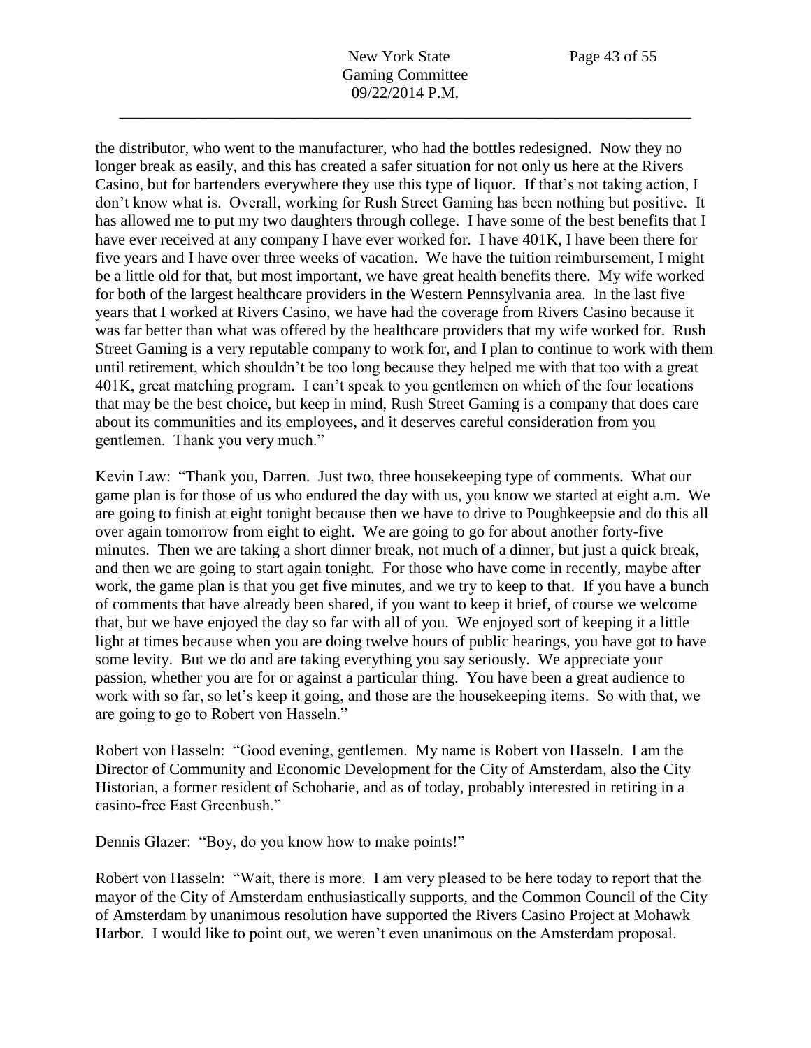the distributor, who went to the manufacturer, who had the bottles redesigned. Now they no longer break as easily, and this has created a safer situation for not only us here at the Rivers Casino, but for bartenders everywhere they use this type of liquor. If that's not taking action, I don't know what is. Overall, working for Rush Street Gaming has been nothing but positive. It has allowed me to put my two daughters through college. I have some of the best benefits that I have ever received at any company I have ever worked for. I have 401K, I have been there for five years and I have over three weeks of vacation. We have the tuition reimbursement, I might be a little old for that, but most important, we have great health benefits there. My wife worked for both of the largest healthcare providers in the Western Pennsylvania area. In the last five years that I worked at Rivers Casino, we have had the coverage from Rivers Casino because it was far better than what was offered by the healthcare providers that my wife worked for. Rush Street Gaming is a very reputable company to work for, and I plan to continue to work with them until retirement, which shouldn't be too long because they helped me with that too with a great 401K, great matching program. I can't speak to you gentlemen on which of the four locations that may be the best choice, but keep in mind, Rush Street Gaming is a company that does care about its communities and its employees, and it deserves careful consideration from you gentlemen. Thank you very much."

Kevin Law: "Thank you, Darren. Just two, three housekeeping type of comments. What our game plan is for those of us who endured the day with us, you know we started at eight a.m. We are going to finish at eight tonight because then we have to drive to Poughkeepsie and do this all over again tomorrow from eight to eight. We are going to go for about another forty-five minutes. Then we are taking a short dinner break, not much of a dinner, but just a quick break, and then we are going to start again tonight. For those who have come in recently, maybe after work, the game plan is that you get five minutes, and we try to keep to that. If you have a bunch of comments that have already been shared, if you want to keep it brief, of course we welcome that, but we have enjoyed the day so far with all of you. We enjoyed sort of keeping it a little light at times because when you are doing twelve hours of public hearings, you have got to have some levity. But we do and are taking everything you say seriously. We appreciate your passion, whether you are for or against a particular thing. You have been a great audience to work with so far, so let's keep it going, and those are the housekeeping items. So with that, we are going to go to Robert von Hasseln."

Robert von Hasseln: "Good evening, gentlemen. My name is Robert von Hasseln. I am the Director of Community and Economic Development for the City of Amsterdam, also the City Historian, a former resident of Schoharie, and as of today, probably interested in retiring in a casino-free East Greenbush."

Dennis Glazer: "Boy, do you know how to make points!"

Robert von Hasseln: "Wait, there is more. I am very pleased to be here today to report that the mayor of the City of Amsterdam enthusiastically supports, and the Common Council of the City of Amsterdam by unanimous resolution have supported the Rivers Casino Project at Mohawk Harbor. I would like to point out, we weren't even unanimous on the Amsterdam proposal.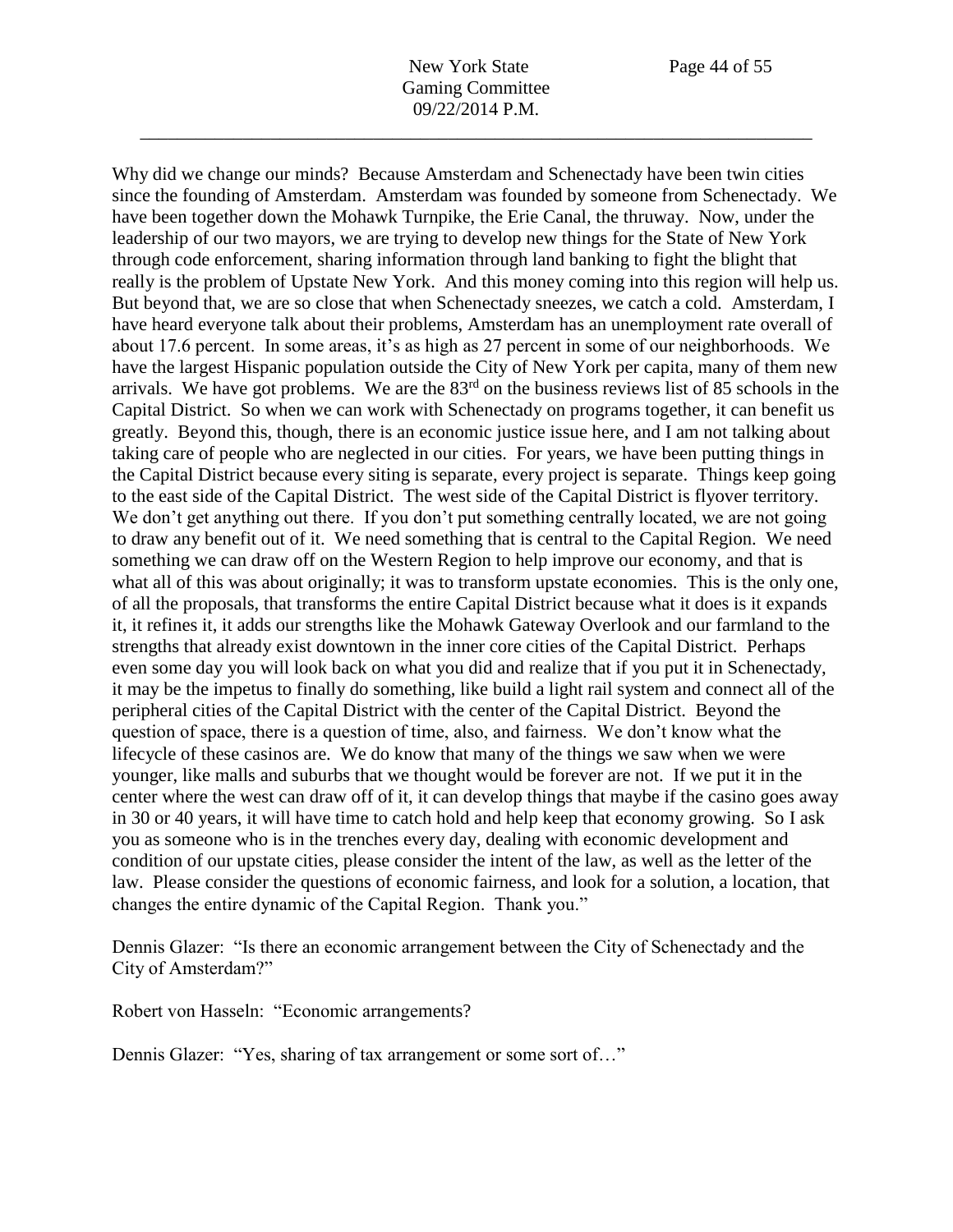Why did we change our minds? Because Amsterdam and Schenectady have been twin cities since the founding of Amsterdam. Amsterdam was founded by someone from Schenectady. We have been together down the Mohawk Turnpike, the Erie Canal, the thruway. Now, under the leadership of our two mayors, we are trying to develop new things for the State of New York through code enforcement, sharing information through land banking to fight the blight that really is the problem of Upstate New York. And this money coming into this region will help us. But beyond that, we are so close that when Schenectady sneezes, we catch a cold. Amsterdam, I have heard everyone talk about their problems, Amsterdam has an unemployment rate overall of about 17.6 percent. In some areas, it's as high as 27 percent in some of our neighborhoods. We have the largest Hispanic population outside the City of New York per capita, many of them new arrivals. We have got problems. We are the 83rd on the business reviews list of 85 schools in the Capital District. So when we can work with Schenectady on programs together, it can benefit us greatly. Beyond this, though, there is an economic justice issue here, and I am not talking about taking care of people who are neglected in our cities. For years, we have been putting things in the Capital District because every siting is separate, every project is separate. Things keep going to the east side of the Capital District. The west side of the Capital District is flyover territory. We don't get anything out there. If you don't put something centrally located, we are not going to draw any benefit out of it. We need something that is central to the Capital Region. We need something we can draw off on the Western Region to help improve our economy, and that is what all of this was about originally; it was to transform upstate economies. This is the only one, of all the proposals, that transforms the entire Capital District because what it does is it expands it, it refines it, it adds our strengths like the Mohawk Gateway Overlook and our farmland to the strengths that already exist downtown in the inner core cities of the Capital District. Perhaps even some day you will look back on what you did and realize that if you put it in Schenectady, it may be the impetus to finally do something, like build a light rail system and connect all of the peripheral cities of the Capital District with the center of the Capital District. Beyond the question of space, there is a question of time, also, and fairness. We don't know what the lifecycle of these casinos are. We do know that many of the things we saw when we were younger, like malls and suburbs that we thought would be forever are not. If we put it in the center where the west can draw off of it, it can develop things that maybe if the casino goes away in 30 or 40 years, it will have time to catch hold and help keep that economy growing. So I ask you as someone who is in the trenches every day, dealing with economic development and condition of our upstate cities, please consider the intent of the law, as well as the letter of the law. Please consider the questions of economic fairness, and look for a solution, a location, that changes the entire dynamic of the Capital Region. Thank you."

Dennis Glazer: "Is there an economic arrangement between the City of Schenectady and the City of Amsterdam?"

Robert von Hasseln: "Economic arrangements?

Dennis Glazer: "Yes, sharing of tax arrangement or some sort of…"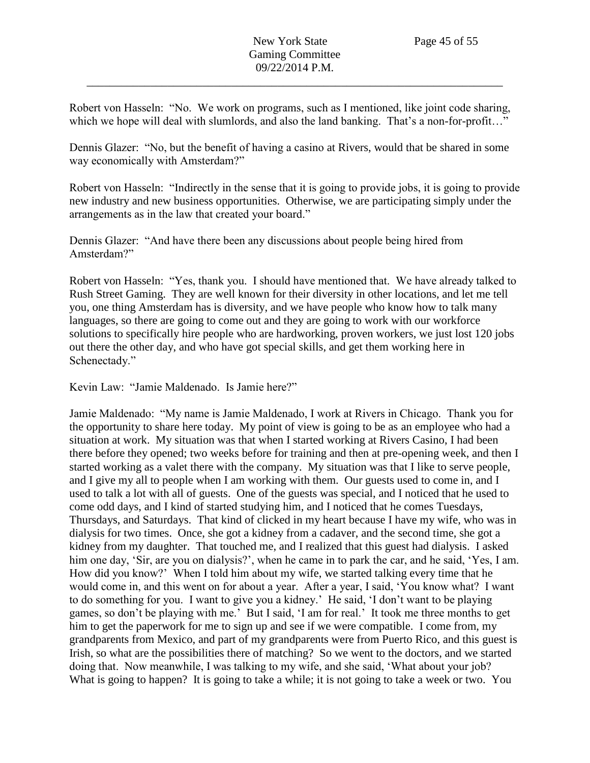Robert von Hasseln: "No. We work on programs, such as I mentioned, like joint code sharing, which we hope will deal with slumlords, and also the land banking. That's a non-for-profit…"

Dennis Glazer: "No, but the benefit of having a casino at Rivers, would that be shared in some way economically with Amsterdam?"

Robert von Hasseln: "Indirectly in the sense that it is going to provide jobs, it is going to provide new industry and new business opportunities. Otherwise, we are participating simply under the arrangements as in the law that created your board."

Dennis Glazer: "And have there been any discussions about people being hired from Amsterdam?"

Robert von Hasseln: "Yes, thank you. I should have mentioned that. We have already talked to Rush Street Gaming. They are well known for their diversity in other locations, and let me tell you, one thing Amsterdam has is diversity, and we have people who know how to talk many languages, so there are going to come out and they are going to work with our workforce solutions to specifically hire people who are hardworking, proven workers, we just lost 120 jobs out there the other day, and who have got special skills, and get them working here in Schenectady."

Kevin Law: "Jamie Maldenado. Is Jamie here?"

Jamie Maldenado: "My name is Jamie Maldenado, I work at Rivers in Chicago. Thank you for the opportunity to share here today. My point of view is going to be as an employee who had a situation at work. My situation was that when I started working at Rivers Casino, I had been there before they opened; two weeks before for training and then at pre-opening week, and then I started working as a valet there with the company. My situation was that I like to serve people, and I give my all to people when I am working with them. Our guests used to come in, and I used to talk a lot with all of guests. One of the guests was special, and I noticed that he used to come odd days, and I kind of started studying him, and I noticed that he comes Tuesdays, Thursdays, and Saturdays. That kind of clicked in my heart because I have my wife, who was in dialysis for two times. Once, she got a kidney from a cadaver, and the second time, she got a kidney from my daughter. That touched me, and I realized that this guest had dialysis. I asked him one day, 'Sir, are you on dialysis?', when he came in to park the car, and he said, 'Yes, I am. How did you know?' When I told him about my wife, we started talking every time that he would come in, and this went on for about a year. After a year, I said, 'You know what? I want to do something for you. I want to give you a kidney.' He said, 'I don't want to be playing games, so don't be playing with me.' But I said, 'I am for real.' It took me three months to get him to get the paperwork for me to sign up and see if we were compatible. I come from, my grandparents from Mexico, and part of my grandparents were from Puerto Rico, and this guest is Irish, so what are the possibilities there of matching? So we went to the doctors, and we started doing that. Now meanwhile, I was talking to my wife, and she said, 'What about your job? What is going to happen? It is going to take a while; it is not going to take a week or two. You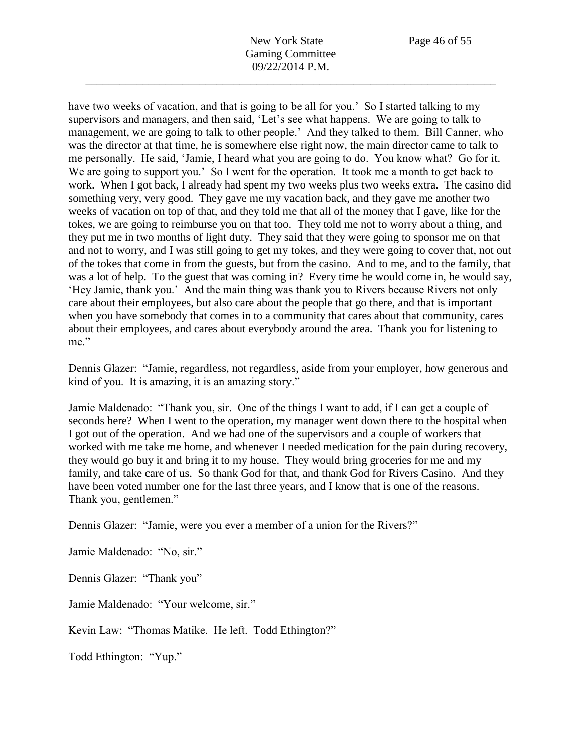have two weeks of vacation, and that is going to be all for you.' So I started talking to my supervisors and managers, and then said, 'Let's see what happens. We are going to talk to management, we are going to talk to other people.' And they talked to them. Bill Canner, who was the director at that time, he is somewhere else right now, the main director came to talk to me personally. He said, 'Jamie, I heard what you are going to do. You know what? Go for it. We are going to support you.' So I went for the operation. It took me a month to get back to work. When I got back, I already had spent my two weeks plus two weeks extra. The casino did something very, very good. They gave me my vacation back, and they gave me another two weeks of vacation on top of that, and they told me that all of the money that I gave, like for the tokes, we are going to reimburse you on that too. They told me not to worry about a thing, and they put me in two months of light duty. They said that they were going to sponsor me on that and not to worry, and I was still going to get my tokes, and they were going to cover that, not out of the tokes that come in from the guests, but from the casino. And to me, and to the family, that was a lot of help. To the guest that was coming in? Every time he would come in, he would say, 'Hey Jamie, thank you.' And the main thing was thank you to Rivers because Rivers not only care about their employees, but also care about the people that go there, and that is important when you have somebody that comes in to a community that cares about that community, cares about their employees, and cares about everybody around the area. Thank you for listening to me."

Dennis Glazer: "Jamie, regardless, not regardless, aside from your employer, how generous and kind of you. It is amazing, it is an amazing story."

Jamie Maldenado: "Thank you, sir. One of the things I want to add, if I can get a couple of seconds here? When I went to the operation, my manager went down there to the hospital when I got out of the operation. And we had one of the supervisors and a couple of workers that worked with me take me home, and whenever I needed medication for the pain during recovery, they would go buy it and bring it to my house. They would bring groceries for me and my family, and take care of us. So thank God for that, and thank God for Rivers Casino. And they have been voted number one for the last three years, and I know that is one of the reasons. Thank you, gentlemen."

Dennis Glazer: "Jamie, were you ever a member of a union for the Rivers?"

Jamie Maldenado: "No, sir."

Dennis Glazer: "Thank you"

Jamie Maldenado: "Your welcome, sir."

Kevin Law: "Thomas Matike. He left. Todd Ethington?"

Todd Ethington: "Yup."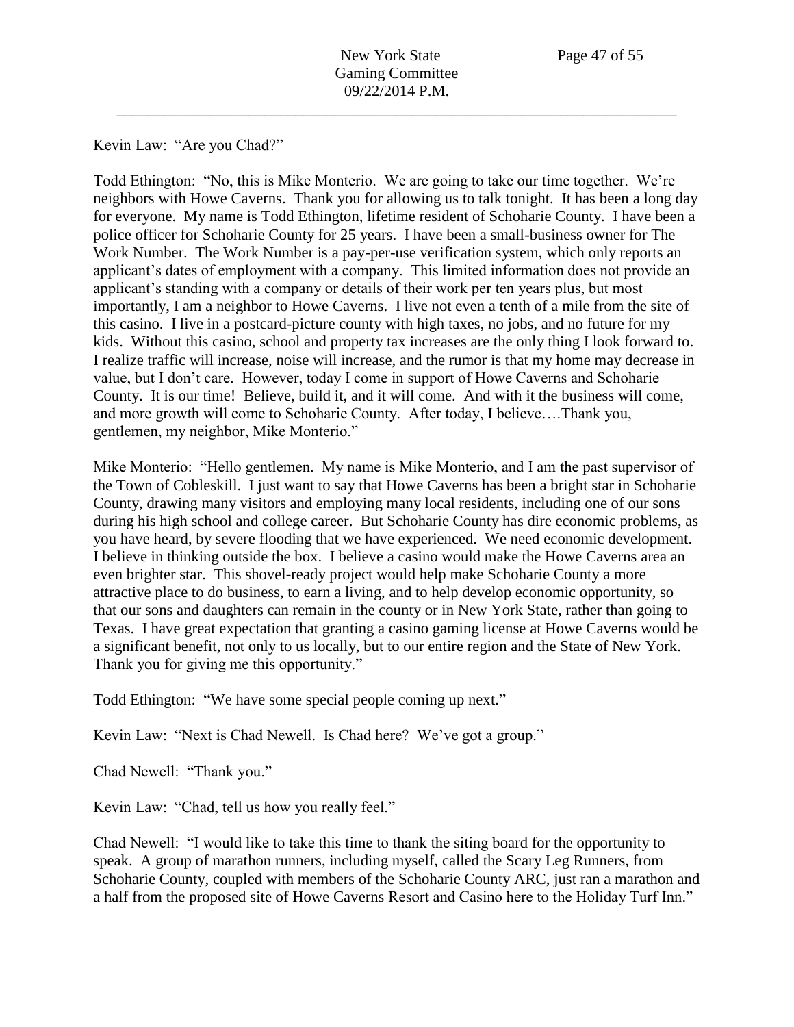Kevin Law: "Are you Chad?"

Todd Ethington: "No, this is Mike Monterio. We are going to take our time together. We're neighbors with Howe Caverns. Thank you for allowing us to talk tonight. It has been a long day for everyone. My name is Todd Ethington, lifetime resident of Schoharie County. I have been a police officer for Schoharie County for 25 years. I have been a small-business owner for The Work Number. The Work Number is a pay-per-use verification system, which only reports an applicant's dates of employment with a company. This limited information does not provide an applicant's standing with a company or details of their work per ten years plus, but most importantly, I am a neighbor to Howe Caverns. I live not even a tenth of a mile from the site of this casino. I live in a postcard-picture county with high taxes, no jobs, and no future for my kids. Without this casino, school and property tax increases are the only thing I look forward to. I realize traffic will increase, noise will increase, and the rumor is that my home may decrease in value, but I don't care. However, today I come in support of Howe Caverns and Schoharie County. It is our time! Believe, build it, and it will come. And with it the business will come, and more growth will come to Schoharie County. After today, I believe….Thank you, gentlemen, my neighbor, Mike Monterio."

Mike Monterio: "Hello gentlemen. My name is Mike Monterio, and I am the past supervisor of the Town of Cobleskill. I just want to say that Howe Caverns has been a bright star in Schoharie County, drawing many visitors and employing many local residents, including one of our sons during his high school and college career. But Schoharie County has dire economic problems, as you have heard, by severe flooding that we have experienced. We need economic development. I believe in thinking outside the box. I believe a casino would make the Howe Caverns area an even brighter star. This shovel-ready project would help make Schoharie County a more attractive place to do business, to earn a living, and to help develop economic opportunity, so that our sons and daughters can remain in the county or in New York State, rather than going to Texas. I have great expectation that granting a casino gaming license at Howe Caverns would be a significant benefit, not only to us locally, but to our entire region and the State of New York. Thank you for giving me this opportunity."

Todd Ethington: "We have some special people coming up next."

Kevin Law: "Next is Chad Newell. Is Chad here? We've got a group."

Chad Newell: "Thank you."

Kevin Law: "Chad, tell us how you really feel."

Chad Newell: "I would like to take this time to thank the siting board for the opportunity to speak. A group of marathon runners, including myself, called the Scary Leg Runners, from Schoharie County, coupled with members of the Schoharie County ARC, just ran a marathon and a half from the proposed site of Howe Caverns Resort and Casino here to the Holiday Turf Inn."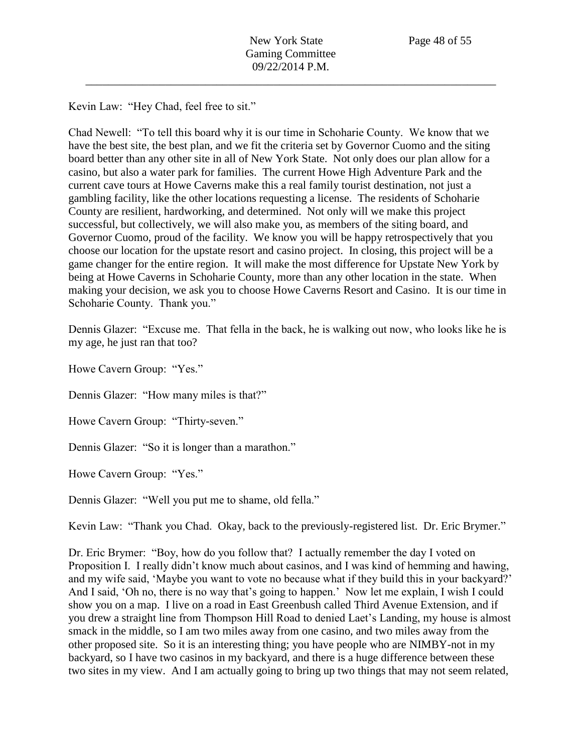Kevin Law: "Hey Chad, feel free to sit."

Chad Newell: "To tell this board why it is our time in Schoharie County. We know that we have the best site, the best plan, and we fit the criteria set by Governor Cuomo and the siting board better than any other site in all of New York State. Not only does our plan allow for a casino, but also a water park for families. The current Howe High Adventure Park and the current cave tours at Howe Caverns make this a real family tourist destination, not just a gambling facility, like the other locations requesting a license. The residents of Schoharie County are resilient, hardworking, and determined. Not only will we make this project successful, but collectively, we will also make you, as members of the siting board, and Governor Cuomo, proud of the facility. We know you will be happy retrospectively that you choose our location for the upstate resort and casino project. In closing, this project will be a game changer for the entire region. It will make the most difference for Upstate New York by being at Howe Caverns in Schoharie County, more than any other location in the state. When making your decision, we ask you to choose Howe Caverns Resort and Casino. It is our time in Schoharie County. Thank you."

Dennis Glazer: "Excuse me. That fella in the back, he is walking out now, who looks like he is my age, he just ran that too?

Howe Cavern Group: "Yes."

Dennis Glazer: "How many miles is that?"

Howe Cavern Group: "Thirty-seven."

Dennis Glazer: "So it is longer than a marathon."

Howe Cavern Group: "Yes."

Dennis Glazer: "Well you put me to shame, old fella."

Kevin Law: "Thank you Chad. Okay, back to the previously-registered list. Dr. Eric Brymer."

Dr. Eric Brymer: "Boy, how do you follow that? I actually remember the day I voted on Proposition I. I really didn't know much about casinos, and I was kind of hemming and hawing, and my wife said, 'Maybe you want to vote no because what if they build this in your backyard?' And I said, 'Oh no, there is no way that's going to happen.' Now let me explain, I wish I could show you on a map. I live on a road in East Greenbush called Third Avenue Extension, and if you drew a straight line from Thompson Hill Road to denied Laet's Landing, my house is almost smack in the middle, so I am two miles away from one casino, and two miles away from the other proposed site. So it is an interesting thing; you have people who are NIMBY-not in my backyard, so I have two casinos in my backyard, and there is a huge difference between these two sites in my view. And I am actually going to bring up two things that may not seem related,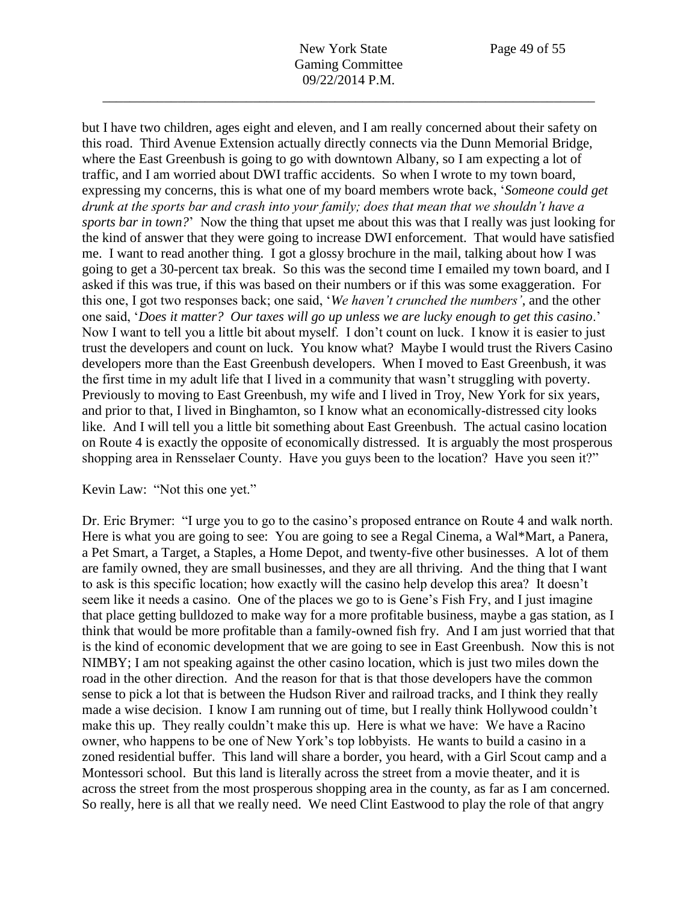but I have two children, ages eight and eleven, and I am really concerned about their safety on this road. Third Avenue Extension actually directly connects via the Dunn Memorial Bridge, where the East Greenbush is going to go with downtown Albany, so I am expecting a lot of traffic, and I am worried about DWI traffic accidents. So when I wrote to my town board, expressing my concerns, this is what one of my board members wrote back, '*Someone could get drunk at the sports bar and crash into your family; does that mean that we shouldn't have a sports bar in town?*' Now the thing that upset me about this was that I really was just looking for the kind of answer that they were going to increase DWI enforcement. That would have satisfied me. I want to read another thing. I got a glossy brochure in the mail, talking about how I was going to get a 30-percent tax break. So this was the second time I emailed my town board, and I asked if this was true, if this was based on their numbers or if this was some exaggeration. For this one, I got two responses back; one said, '*We haven't crunched the numbers'*, and the other one said, '*Does it matter? Our taxes will go up unless we are lucky enough to get this casino*.' Now I want to tell you a little bit about myself. I don't count on luck. I know it is easier to just trust the developers and count on luck. You know what? Maybe I would trust the Rivers Casino developers more than the East Greenbush developers. When I moved to East Greenbush, it was the first time in my adult life that I lived in a community that wasn't struggling with poverty. Previously to moving to East Greenbush, my wife and I lived in Troy, New York for six years, and prior to that, I lived in Binghamton, so I know what an economically-distressed city looks like. And I will tell you a little bit something about East Greenbush. The actual casino location on Route 4 is exactly the opposite of economically distressed. It is arguably the most prosperous shopping area in Rensselaer County. Have you guys been to the location? Have you seen it?"

Kevin Law: "Not this one yet."

Dr. Eric Brymer: "I urge you to go to the casino's proposed entrance on Route 4 and walk north. Here is what you are going to see: You are going to see a Regal Cinema, a Wal*Mart, a Panera, a Pet Smart, a Target, a Staples, a Home Depot, and twenty-five other businesses. A lot of them are family owned, they are small businesses, and they are all thriving. And the thing that I want to ask is this specific location; how exactly will the casino help develop this area? It doesn't seem like it needs a casino. One of the places we go to is Gene's Fish Fry, and I just imagine that place getting bulldozed to make way for a more profitable business, maybe a gas station, as I think that would be more profitable than a family-owned fish fry. And I am just worried that that is the kind of economic development that we are going to see in East Greenbush. Now this is not NIMBY; I am not speaking against the other casino location, which is just two miles down the road in the other direction. And the reason for that is that those developers have the common sense to pick a lot that is between the Hudson River and railroad tracks, and I think they really made a wise decision. I know I am running out of time, but I really think Hollywood couldn't make this up. They really couldn't make this up. Here is what we have: We have a Racino owner, who happens to be one of New York's top lobbyists. He wants to build a casino in a zoned residential buffer. This land will share a border, you heard, with a Girl Scout camp and a Montessori school. But this land is literally across the street from a movie theater, and it is across the street from the most prosperous shopping area in the county, as far as I am concerned. So really, here is all that we really need. We need Clint Eastwood to play the role of that angry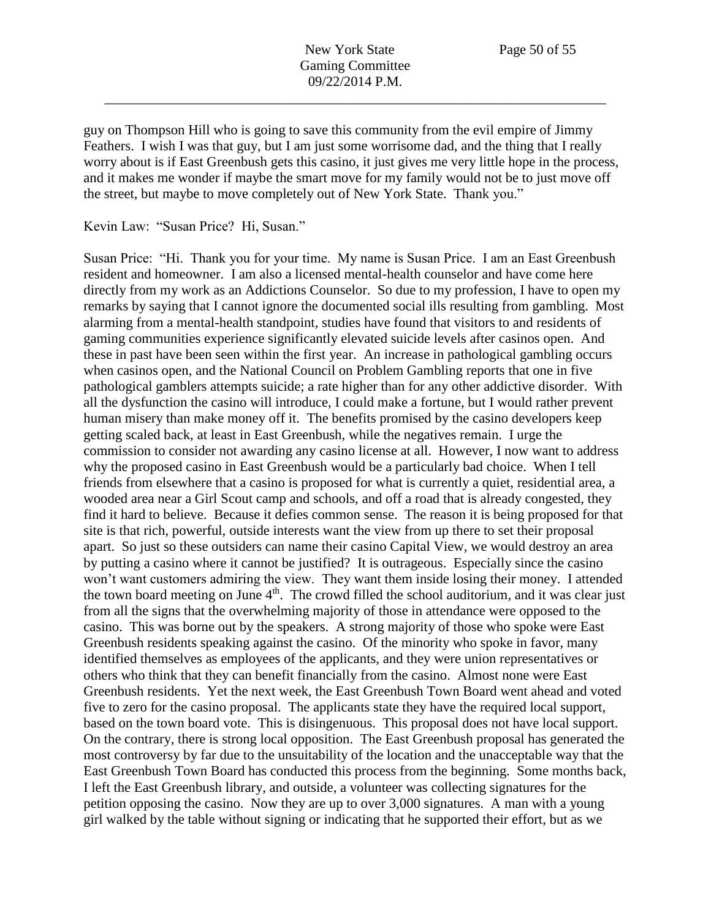guy on Thompson Hill who is going to save this community from the evil empire of Jimmy Feathers. I wish I was that guy, but I am just some worrisome dad, and the thing that I really worry about is if East Greenbush gets this casino, it just gives me very little hope in the process, and it makes me wonder if maybe the smart move for my family would not be to just move off the street, but maybe to move completely out of New York State. Thank you."

Kevin Law: "Susan Price? Hi, Susan."

Susan Price: "Hi. Thank you for your time. My name is Susan Price. I am an East Greenbush resident and homeowner. I am also a licensed mental-health counselor and have come here directly from my work as an Addictions Counselor. So due to my profession, I have to open my remarks by saying that I cannot ignore the documented social ills resulting from gambling. Most alarming from a mental-health standpoint, studies have found that visitors to and residents of gaming communities experience significantly elevated suicide levels after casinos open. And these in past have been seen within the first year. An increase in pathological gambling occurs when casinos open, and the National Council on Problem Gambling reports that one in five pathological gamblers attempts suicide; a rate higher than for any other addictive disorder. With all the dysfunction the casino will introduce, I could make a fortune, but I would rather prevent human misery than make money off it. The benefits promised by the casino developers keep getting scaled back, at least in East Greenbush, while the negatives remain. I urge the commission to consider not awarding any casino license at all. However, I now want to address why the proposed casino in East Greenbush would be a particularly bad choice. When I tell friends from elsewhere that a casino is proposed for what is currently a quiet, residential area, a wooded area near a Girl Scout camp and schools, and off a road that is already congested, they find it hard to believe. Because it defies common sense. The reason it is being proposed for that site is that rich, powerful, outside interests want the view from up there to set their proposal apart. So just so these outsiders can name their casino Capital View, we would destroy an area by putting a casino where it cannot be justified? It is outrageous. Especially since the casino won't want customers admiring the view. They want them inside losing their money. I attended the town board meeting on June 4th. The crowd filled the school auditorium, and it was clear just from all the signs that the overwhelming majority of those in attendance were opposed to the casino. This was borne out by the speakers. A strong majority of those who spoke were East Greenbush residents speaking against the casino. Of the minority who spoke in favor, many identified themselves as employees of the applicants, and they were union representatives or others who think that they can benefit financially from the casino. Almost none were East Greenbush residents. Yet the next week, the East Greenbush Town Board went ahead and voted five to zero for the casino proposal. The applicants state they have the required local support, based on the town board vote. This is disingenuous. This proposal does not have local support. On the contrary, there is strong local opposition. The East Greenbush proposal has generated the most controversy by far due to the unsuitability of the location and the unacceptable way that the East Greenbush Town Board has conducted this process from the beginning. Some months back, I left the East Greenbush library, and outside, a volunteer was collecting signatures for the petition opposing the casino. Now they are up to over 3,000 signatures. A man with a young girl walked by the table without signing or indicating that he supported their effort, but as we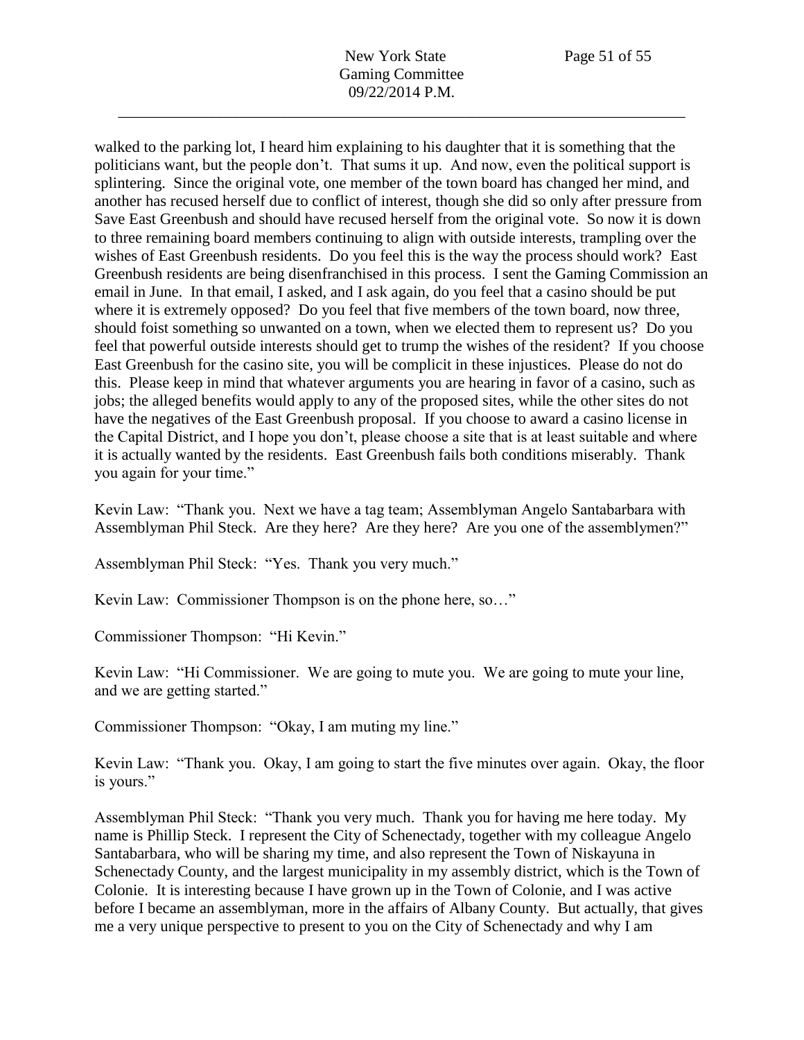walked to the parking lot, I heard him explaining to his daughter that it is something that the politicians want, but the people don't. That sums it up. And now, even the political support is splintering. Since the original vote, one member of the town board has changed her mind, and another has recused herself due to conflict of interest, though she did so only after pressure from Save East Greenbush and should have recused herself from the original vote. So now it is down to three remaining board members continuing to align with outside interests, trampling over the wishes of East Greenbush residents. Do you feel this is the way the process should work? East Greenbush residents are being disenfranchised in this process. I sent the Gaming Commission an email in June. In that email, I asked, and I ask again, do you feel that a casino should be put where it is extremely opposed? Do you feel that five members of the town board, now three, should foist something so unwanted on a town, when we elected them to represent us? Do you feel that powerful outside interests should get to trump the wishes of the resident? If you choose East Greenbush for the casino site, you will be complicit in these injustices. Please do not do this. Please keep in mind that whatever arguments you are hearing in favor of a casino, such as jobs; the alleged benefits would apply to any of the proposed sites, while the other sites do not have the negatives of the East Greenbush proposal. If you choose to award a casino license in the Capital District, and I hope you don't, please choose a site that is at least suitable and where it is actually wanted by the residents. East Greenbush fails both conditions miserably. Thank you again for your time."

Kevin Law: "Thank you. Next we have a tag team; Assemblyman Angelo Santabarbara with Assemblyman Phil Steck. Are they here? Are they here? Are you one of the assemblymen?"

Assemblyman Phil Steck: "Yes. Thank you very much."

Kevin Law: Commissioner Thompson is on the phone here, so…"

Commissioner Thompson: "Hi Kevin."

Kevin Law: "Hi Commissioner. We are going to mute you. We are going to mute your line, and we are getting started."

Commissioner Thompson: "Okay, I am muting my line."

Kevin Law: "Thank you. Okay, I am going to start the five minutes over again. Okay, the floor is yours."

Assemblyman Phil Steck: "Thank you very much. Thank you for having me here today. My name is Phillip Steck. I represent the City of Schenectady, together with my colleague Angelo Santabarbara, who will be sharing my time, and also represent the Town of Niskayuna in Schenectady County, and the largest municipality in my assembly district, which is the Town of Colonie. It is interesting because I have grown up in the Town of Colonie, and I was active before I became an assemblyman, more in the affairs of Albany County. But actually, that gives me a very unique perspective to present to you on the City of Schenectady and why I am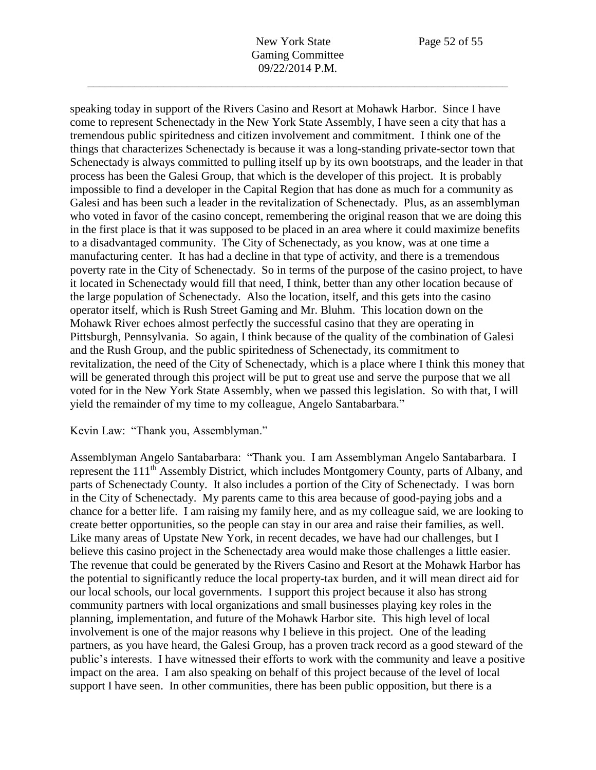speaking today in support of the Rivers Casino and Resort at Mohawk Harbor. Since I have come to represent Schenectady in the New York State Assembly, I have seen a city that has a tremendous public spiritedness and citizen involvement and commitment. I think one of the things that characterizes Schenectady is because it was a long-standing private-sector town that Schenectady is always committed to pulling itself up by its own bootstraps, and the leader in that process has been the Galesi Group, that which is the developer of this project. It is probably impossible to find a developer in the Capital Region that has done as much for a community as Galesi and has been such a leader in the revitalization of Schenectady. Plus, as an assemblyman who voted in favor of the casino concept, remembering the original reason that we are doing this in the first place is that it was supposed to be placed in an area where it could maximize benefits to a disadvantaged community. The City of Schenectady, as you know, was at one time a manufacturing center. It has had a decline in that type of activity, and there is a tremendous poverty rate in the City of Schenectady. So in terms of the purpose of the casino project, to have it located in Schenectady would fill that need, I think, better than any other location because of the large population of Schenectady. Also the location, itself, and this gets into the casino operator itself, which is Rush Street Gaming and Mr. Bluhm. This location down on the Mohawk River echoes almost perfectly the successful casino that they are operating in Pittsburgh, Pennsylvania. So again, I think because of the quality of the combination of Galesi and the Rush Group, and the public spiritedness of Schenectady, its commitment to revitalization, the need of the City of Schenectady, which is a place where I think this money that will be generated through this project will be put to great use and serve the purpose that we all voted for in the New York State Assembly, when we passed this legislation. So with that, I will yield the remainder of my time to my colleague, Angelo Santabarbara."

Kevin Law: "Thank you, Assemblyman."

Assemblyman Angelo Santabarbara: "Thank you. I am Assemblyman Angelo Santabarbara. I represent the 111th Assembly District, which includes Montgomery County, parts of Albany, and parts of Schenectady County. It also includes a portion of the City of Schenectady. I was born in the City of Schenectady. My parents came to this area because of good-paying jobs and a chance for a better life. I am raising my family here, and as my colleague said, we are looking to create better opportunities, so the people can stay in our area and raise their families, as well. Like many areas of Upstate New York, in recent decades, we have had our challenges, but I believe this casino project in the Schenectady area would make those challenges a little easier. The revenue that could be generated by the Rivers Casino and Resort at the Mohawk Harbor has the potential to significantly reduce the local property-tax burden, and it will mean direct aid for our local schools, our local governments. I support this project because it also has strong community partners with local organizations and small businesses playing key roles in the planning, implementation, and future of the Mohawk Harbor site. This high level of local involvement is one of the major reasons why I believe in this project. One of the leading partners, as you have heard, the Galesi Group, has a proven track record as a good steward of the public's interests. I have witnessed their efforts to work with the community and leave a positive impact on the area. I am also speaking on behalf of this project because of the level of local support I have seen. In other communities, there has been public opposition, but there is a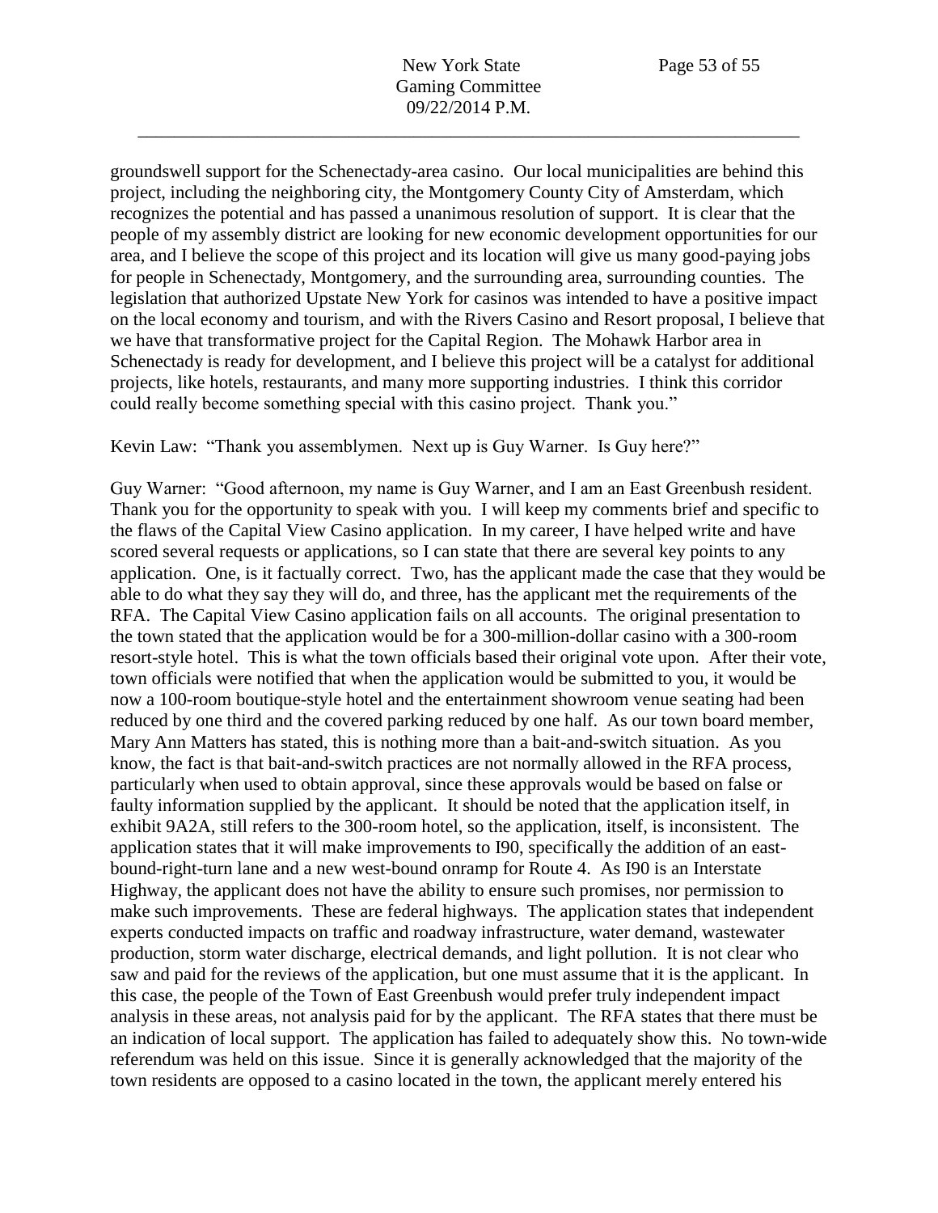groundswell support for the Schenectady-area casino. Our local municipalities are behind this project, including the neighboring city, the Montgomery County City of Amsterdam, which recognizes the potential and has passed a unanimous resolution of support. It is clear that the people of my assembly district are looking for new economic development opportunities for our area, and I believe the scope of this project and its location will give us many good-paying jobs for people in Schenectady, Montgomery, and the surrounding area, surrounding counties. The legislation that authorized Upstate New York for casinos was intended to have a positive impact on the local economy and tourism, and with the Rivers Casino and Resort proposal, I believe that we have that transformative project for the Capital Region. The Mohawk Harbor area in Schenectady is ready for development, and I believe this project will be a catalyst for additional projects, like hotels, restaurants, and many more supporting industries. I think this corridor could really become something special with this casino project. Thank you."

Kevin Law: "Thank you assemblymen. Next up is Guy Warner. Is Guy here?"

Guy Warner: "Good afternoon, my name is Guy Warner, and I am an East Greenbush resident. Thank you for the opportunity to speak with you. I will keep my comments brief and specific to the flaws of the Capital View Casino application. In my career, I have helped write and have scored several requests or applications, so I can state that there are several key points to any application. One, is it factually correct. Two, has the applicant made the case that they would be able to do what they say they will do, and three, has the applicant met the requirements of the RFA. The Capital View Casino application fails on all accounts. The original presentation to the town stated that the application would be for a 300-million-dollar casino with a 300-room resort-style hotel. This is what the town officials based their original vote upon. After their vote, town officials were notified that when the application would be submitted to you, it would be now a 100-room boutique-style hotel and the entertainment showroom venue seating had been reduced by one third and the covered parking reduced by one half. As our town board member, Mary Ann Matters has stated, this is nothing more than a bait-and-switch situation. As you know, the fact is that bait-and-switch practices are not normally allowed in the RFA process, particularly when used to obtain approval, since these approvals would be based on false or faulty information supplied by the applicant. It should be noted that the application itself, in exhibit 9A2A, still refers to the 300-room hotel, so the application, itself, is inconsistent. The application states that it will make improvements to I90, specifically the addition of an east-bound-right-turn lane and a new west-bound onramp for Route 4. As I90 is an Interstate Highway, the applicant does not have the ability to ensure such promises, nor permission to make such improvements. These are federal highways. The application states that independent experts conducted impacts on traffic and roadway infrastructure, water demand, wastewater production, storm water discharge, electrical demands, and light pollution. It is not clear who saw and paid for the reviews of the application, but one must assume that it is the applicant. In this case, the people of the Town of East Greenbush would prefer truly independent impact analysis in these areas, not analysis paid for by the applicant. The RFA states that there must be an indication of local support. The application has failed to adequately show this. No town-wide referendum was held on this issue. Since it is generally acknowledged that the majority of the town residents are opposed to a casino located in the town, the applicant merely entered his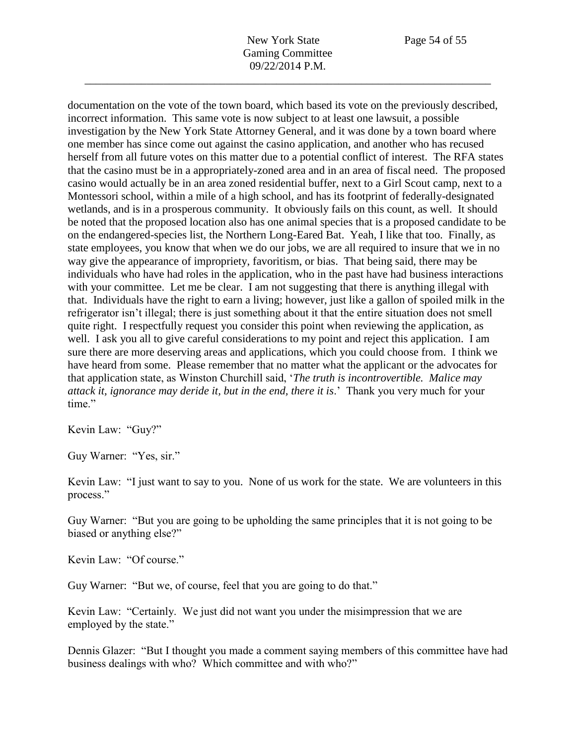documentation on the vote of the town board, which based its vote on the previously described, incorrect information. This same vote is now subject to at least one lawsuit, a possible investigation by the New York State Attorney General, and it was done by a town board where one member has since come out against the casino application, and another who has recused herself from all future votes on this matter due to a potential conflict of interest. The RFA states that the casino must be in a appropriately-zoned area and in an area of fiscal need. The proposed casino would actually be in an area zoned residential buffer, next to a Girl Scout camp, next to a Montessori school, within a mile of a high school, and has its footprint of federally-designated wetlands, and is in a prosperous community. It obviously fails on this count, as well. It should be noted that the proposed location also has one animal species that is a proposed candidate to be on the endangered-species list, the Northern Long-Eared Bat. Yeah, I like that too. Finally, as state employees, you know that when we do our jobs, we are all required to insure that we in no way give the appearance of impropriety, favoritism, or bias. That being said, there may be individuals who have had roles in the application, who in the past have had business interactions with your committee. Let me be clear. I am not suggesting that there is anything illegal with that. Individuals have the right to earn a living; however, just like a gallon of spoiled milk in the refrigerator isn't illegal; there is just something about it that the entire situation does not smell quite right. I respectfully request you consider this point when reviewing the application, as well. I ask you all to give careful considerations to my point and reject this application. I am sure there are more deserving areas and applications, which you could choose from. I think we have heard from some. Please remember that no matter what the applicant or the advocates for that application state, as Winston Churchill said, '*The truth is incontrovertible. Malice may attack it, ignorance may deride it, but in the end, there it is*.' Thank you very much for your time."

Kevin Law: "Guy?"

Guy Warner: "Yes, sir."

Kevin Law: "I just want to say to you. None of us work for the state. We are volunteers in this process."

Guy Warner: "But you are going to be upholding the same principles that it is not going to be biased or anything else?"

Kevin Law: "Of course."

Guy Warner: "But we, of course, feel that you are going to do that."

Kevin Law: "Certainly. We just did not want you under the misimpression that we are employed by the state."

Dennis Glazer: "But I thought you made a comment saying members of this committee have had business dealings with who? Which committee and with who?"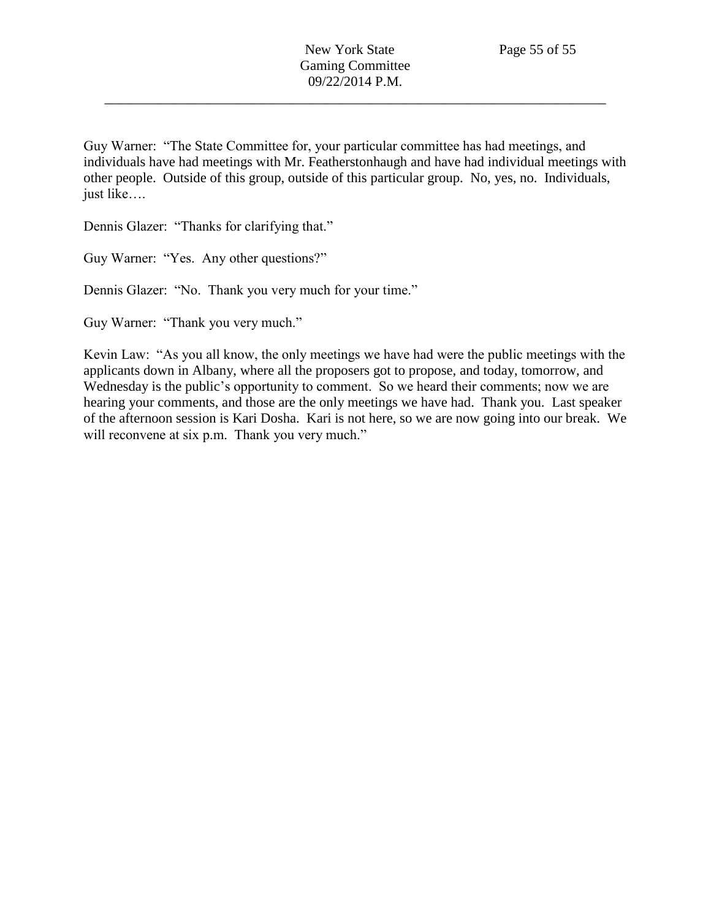Guy Warner: "The State Committee for, your particular committee has had meetings, and individuals have had meetings with Mr. Featherstonhaugh and have had individual meetings with other people. Outside of this group, outside of this particular group. No, yes, no. Individuals, just like….

Dennis Glazer: "Thanks for clarifying that."

Guy Warner: "Yes. Any other questions?"

Dennis Glazer: "No. Thank you very much for your time."

Guy Warner: "Thank you very much."

Kevin Law: "As you all know, the only meetings we have had were the public meetings with the applicants down in Albany, where all the proposers got to propose, and today, tomorrow, and Wednesday is the public's opportunity to comment. So we heard their comments; now we are hearing your comments, and those are the only meetings we have had. Thank you. Last speaker of the afternoon session is Kari Dosha. Kari is not here, so we are now going into our break. We will reconvene at six p.m. Thank you very much."